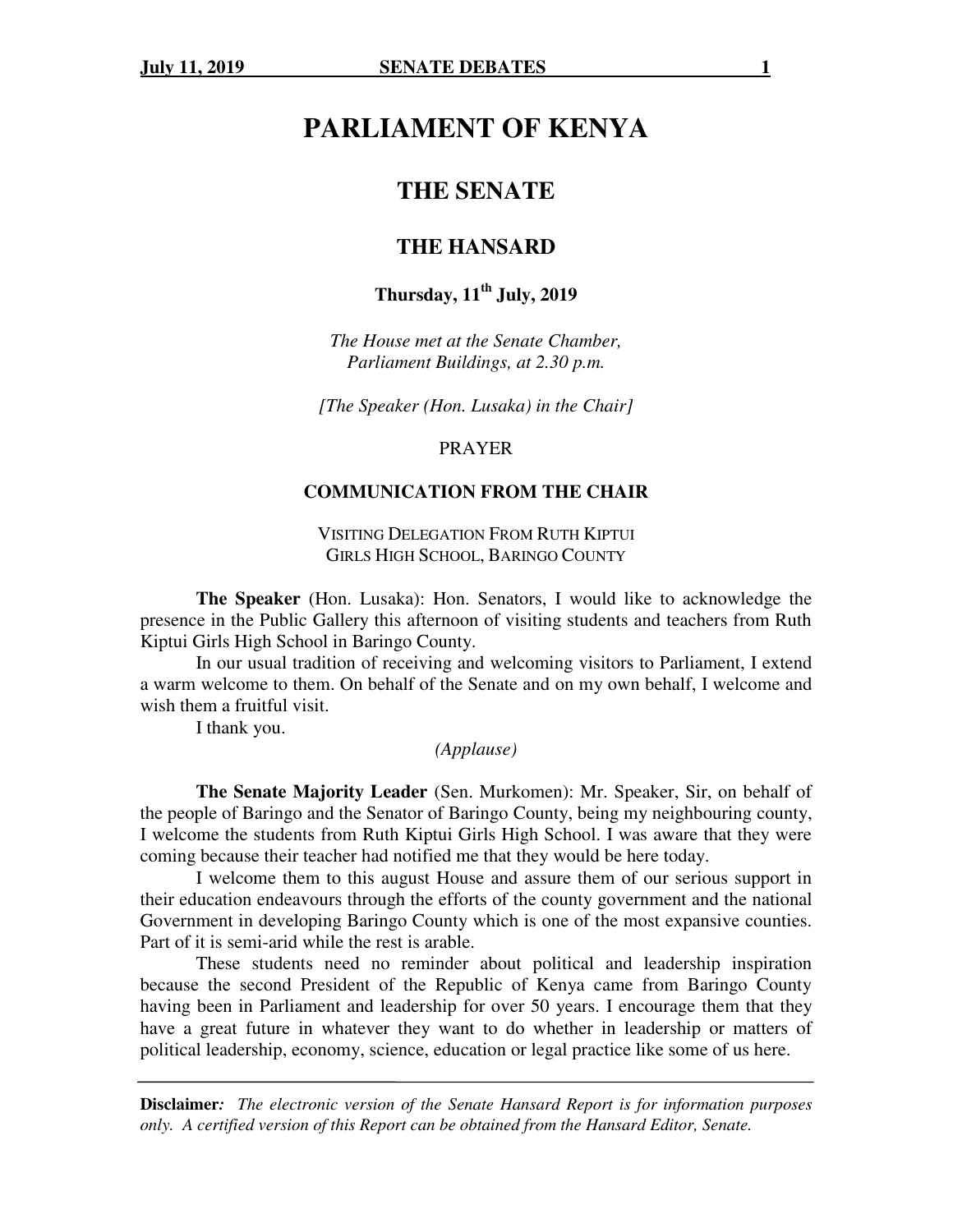# PARLIAMENT OF KENYA

## THE SENATE

## THE HANSARD

### Thursday, 11th July, 2019

*The House met at the Senate Chamber, Parliament Buildings, at 2.30 p.m.*

*[The Speaker (Hon. Lusaka) in the Chair]*

PRAYER

### COMMUNICATION FROM THE CHAIR

VISITING DELEGATION FROM RUTH KIPTUI GIRLS HIGH SCHOOL, BARINGO COUNTY

**The Speaker** (Hon. Lusaka): Hon. Senators, I would like to acknowledge the presence in the Public Gallery this afternoon of visiting students and teachers from Ruth Kiptui Girls High School in Baringo County.

In our usual tradition of receiving and welcoming visitors to Parliament, I extend a warm welcome to them. On behalf of the Senate and on my own behalf, I welcome and wish them a fruitful visit.

I thank you.

*(Applause)*

**The Senate Majority Leader** (Sen. Murkomen): Mr. Speaker, Sir, on behalf of the people of Baringo and the Senator of Baringo County, being my neighbouring county, I welcome the students from Ruth Kiptui Girls High School. I was aware that they were coming because their teacher had notified me that they would be here today.

I welcome them to this august House and assure them of our serious support in their education endeavours through the efforts of the county government and the national Government in developing Baringo County which is one of the most expansive counties. Part of it is semi-arid while the rest is arable.

These students need no reminder about political and leadership inspiration because the second President of the Republic of Kenya came from Baringo County having been in Parliament and leadership for over 50 years. I encourage them that they have a great future in whatever they want to do whether in leadership or matters of political leadership, economy, science, education or legal practice like some of us here.

**Disclaimer***:* *The electronic version of the Senate Hansard Report is for information purposes only. A certified version of this Report can be obtained from the Hansard Editor, Senate.*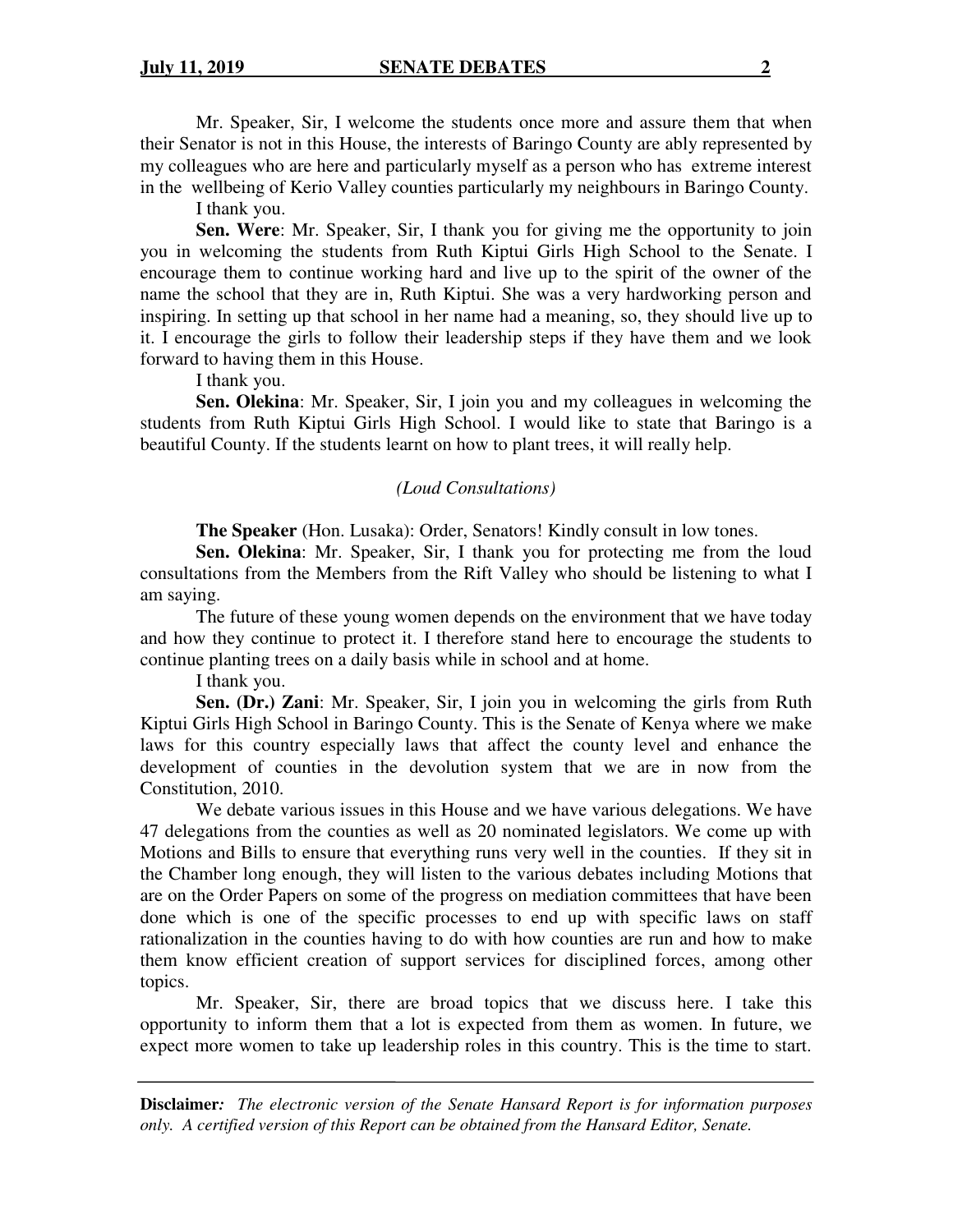Mr. Speaker, Sir, I welcome the students once more and assure them that when their Senator is not in this House, the interests of Baringo County are ably represented by my colleagues who are here and particularly myself as a person who has extreme interest in the wellbeing of Kerio Valley counties particularly my neighbours in Baringo County.

I thank you.

**Sen. Were**: Mr. Speaker, Sir, I thank you for giving me the opportunity to join you in welcoming the students from Ruth Kiptui Girls High School to the Senate. I encourage them to continue working hard and live up to the spirit of the owner of the name the school that they are in, Ruth Kiptui. She was a very hardworking person and inspiring. In setting up that school in her name had a meaning, so, they should live up to it. I encourage the girls to follow their leadership steps if they have them and we look forward to having them in this House.

I thank you.

**Sen. Olekina**: Mr. Speaker, Sir, I join you and my colleagues in welcoming the students from Ruth Kiptui Girls High School. I would like to state that Baringo is a beautiful County. If the students learnt on how to plant trees, it will really help.

*(Loud Consultations)*

**The Speaker** (Hon. Lusaka): Order, Senators! Kindly consult in low tones.

**Sen. Olekina**: Mr. Speaker, Sir, I thank you for protecting me from the loud consultations from the Members from the Rift Valley who should be listening to what I am saying.

The future of these young women depends on the environment that we have today and how they continue to protect it. I therefore stand here to encourage the students to continue planting trees on a daily basis while in school and at home.

I thank you.

**Sen. (Dr.) Zani**: Mr. Speaker, Sir, I join you in welcoming the girls from Ruth Kiptui Girls High School in Baringo County. This is the Senate of Kenya where we make laws for this country especially laws that affect the county level and enhance the development of counties in the devolution system that we are in now from the Constitution, 2010.

We debate various issues in this House and we have various delegations. We have 47 delegations from the counties as well as 20 nominated legislators. We come up with Motions and Bills to ensure that everything runs very well in the counties. If they sit in the Chamber long enough, they will listen to the various debates including Motions that are on the Order Papers on some of the progress on mediation committees that have been done which is one of the specific processes to end up with specific laws on staff rationalization in the counties having to do with how counties are run and how to make them know efficient creation of support services for disciplined forces, among other topics.

Mr. Speaker, Sir, there are broad topics that we discuss here. I take this opportunity to inform them that a lot is expected from them as women. In future, we expect more women to take up leadership roles in this country. This is the time to start.

**Disclaimer***: The electronic version of the Senate Hansard Report is for information purposes only. A certified version of this Report can be obtained from the Hansard Editor, Senate.*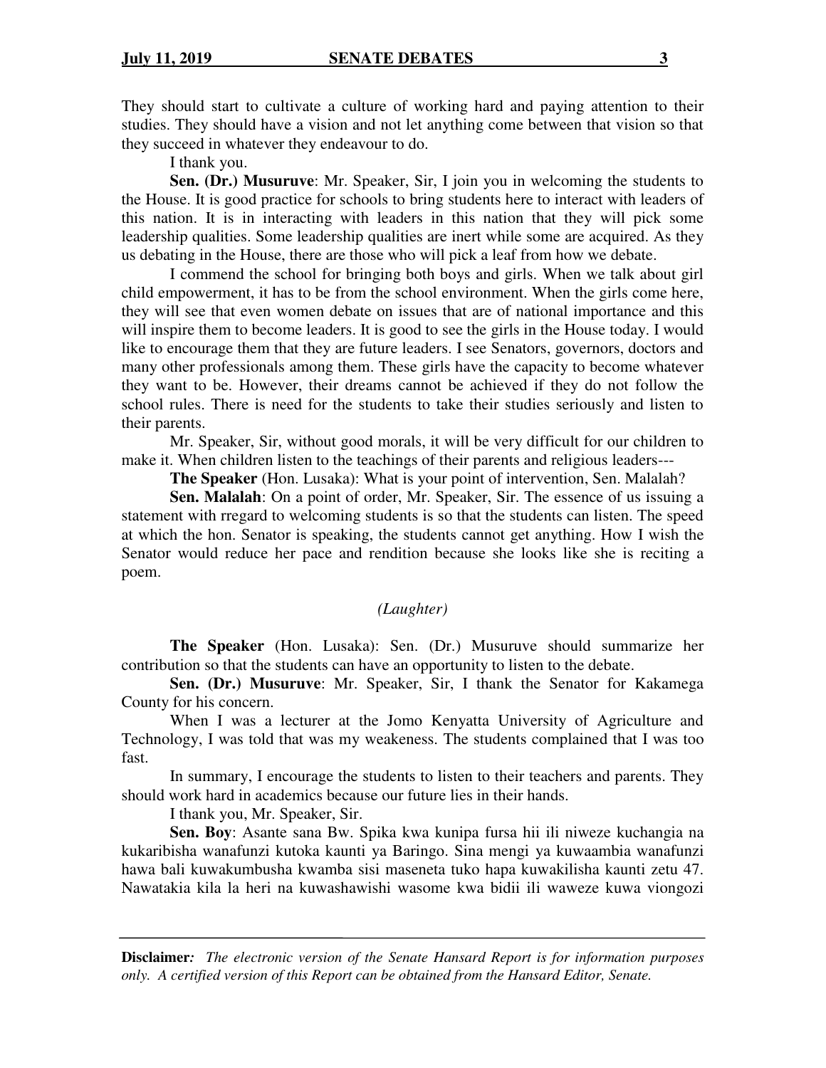They should start to cultivate a culture of working hard and paying attention to their studies. They should have a vision and not let anything come between that vision so that they succeed in whatever they endeavour to do.

I thank you.

**Sen. (Dr.) Musuruve**: Mr. Speaker, Sir, I join you in welcoming the students to the House. It is good practice for schools to bring students here to interact with leaders of this nation. It is in interacting with leaders in this nation that they will pick some leadership qualities. Some leadership qualities are inert while some are acquired. As they us debating in the House, there are those who will pick a leaf from how we debate.

I commend the school for bringing both boys and girls. When we talk about girl child empowerment, it has to be from the school environment. When the girls come here, they will see that even women debate on issues that are of national importance and this will inspire them to become leaders. It is good to see the girls in the House today. I would like to encourage them that they are future leaders. I see Senators, governors, doctors and many other professionals among them. These girls have the capacity to become whatever they want to be. However, their dreams cannot be achieved if they do not follow the school rules. There is need for the students to take their studies seriously and listen to their parents.

Mr. Speaker, Sir, without good morals, it will be very difficult for our children to make it. When children listen to the teachings of their parents and religious leaders---

**The Speaker** (Hon. Lusaka): What is your point of intervention, Sen. Malalah?

**Sen. Malalah**: On a point of order, Mr. Speaker, Sir. The essence of us issuing a statement with rregard to welcoming students is so that the students can listen. The speed at which the hon. Senator is speaking, the students cannot get anything. How I wish the Senator would reduce her pace and rendition because she looks like she is reciting a poem.

*(Laughter)*

**The Speaker** (Hon. Lusaka): Sen. (Dr.) Musuruve should summarize her contribution so that the students can have an opportunity to listen to the debate.

**Sen. (Dr.) Musuruve**: Mr. Speaker, Sir, I thank the Senator for Kakamega County for his concern.

When I was a lecturer at the Jomo Kenyatta University of Agriculture and Technology, I was told that was my weakeness. The students complained that I was too fast.

In summary, I encourage the students to listen to their teachers and parents. They should work hard in academics because our future lies in their hands.

I thank you, Mr. Speaker, Sir.

**Sen. Boy**: Asante sana Bw. Spika kwa kunipa fursa hii ili niweze kuchangia na kukaribisha wanafunzi kutoka kaunti ya Baringo. Sina mengi ya kuwaambia wanafunzi hawa bali kuwakumbusha kwamba sisi maseneta tuko hapa kuwakilisha kaunti zetu 47. Nawatakia kila la heri na kuwashawishi wasome kwa bidii ili waweze kuwa viongozi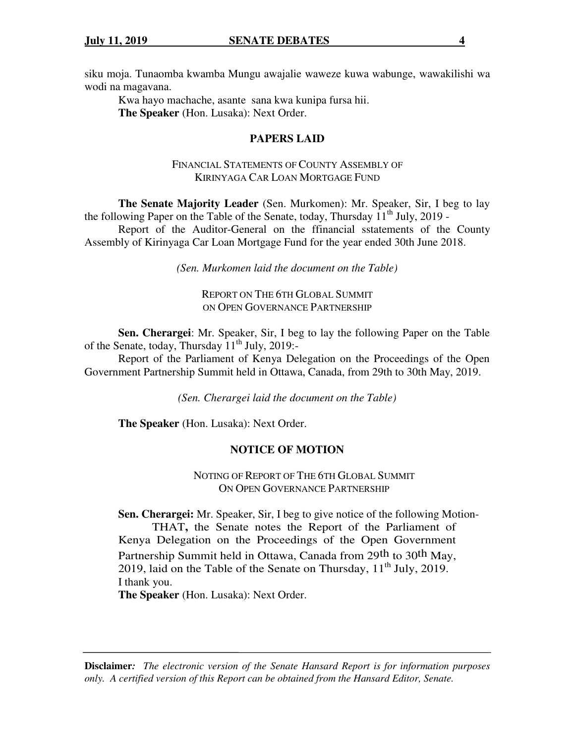siku moja. Tunaomba kwamba Mungu awajalie waweze kuwa wabunge, wawakilishi wa wodi na magavana.

Kwa hayo machache, asante sana kwa kunipa fursa hii.

**The Speaker** (Hon. Lusaka): Next Order.

## PAPERS LAID

### FINANCIAL STATEMENTS OF COUNTY ASSEMBLY OF KIRINYAGA CAR LOAN MORTGAGE FUND

**The Senate Majority Leader** (Sen. Murkomen): Mr. Speaker, Sir, I beg to lay the following Paper on the Table of the Senate, today, Thursday 11th July, 2019 -

Report of the Auditor-General on the ffinancial sstatements of the County Assembly of Kirinyaga Car Loan Mortgage Fund for the year ended 30th June 2018.

*(Sen. Murkomen laid the document on the Table)*

### REPORT ON THE 6TH GLOBAL SUMMIT ON OPEN GOVERNANCE PARTNERSHIP

**Sen. Cherargei**: Mr. Speaker, Sir, I beg to lay the following Paper on the Table of the Senate, today, Thursday 11th July, 2019:-

Report of the Parliament of Kenya Delegation on the Proceedings of the Open Government Partnership Summit held in Ottawa, Canada, from 29th to 30th May, 2019.

*(Sen. Cherargei laid the document on the Table)*

**The Speaker** (Hon. Lusaka): Next Order.

## NOTICE OF MOTION

### NOTING OF REPORT OF THE 6TH GLOBAL SUMMIT ON OPEN GOVERNANCE PARTNERSHIP

**Sen. Cherargei:** Mr. Speaker, Sir, I beg to give notice of the following Motion-

THAT**,** the Senate notes the Report of the Parliament of Kenya Delegation on the Proceedings of the Open Government Partnership Summit held in Ottawa, Canada from 29th to 30th May, 2019, laid on the Table of the Senate on Thursday, 11th July, 2019.

I thank you.

**The Speaker** (Hon. Lusaka): Next Order.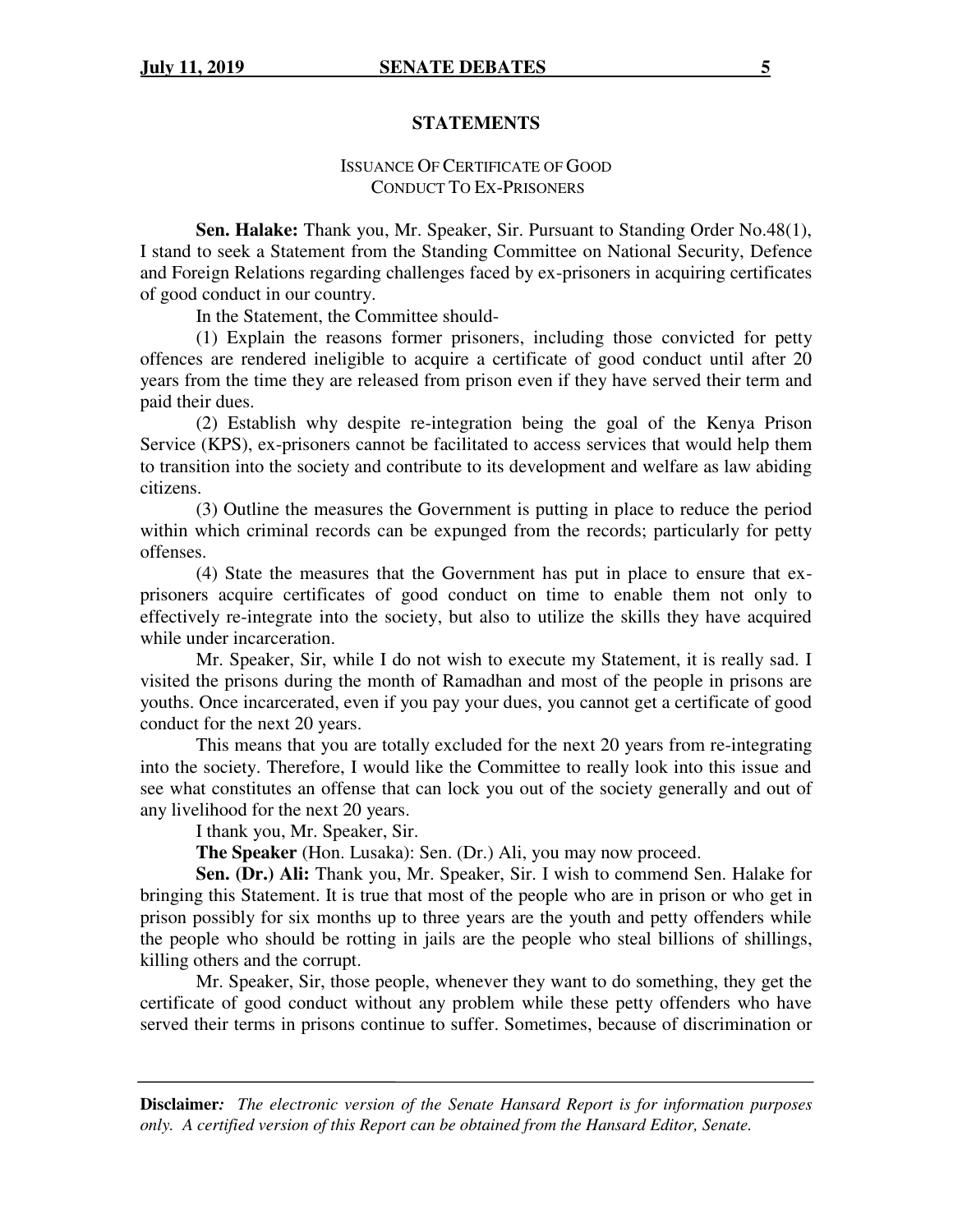## STATEMENTS

### ISSUANCE OF CERTIFICATE OF GOOD CONDUCT TO EX-PRISONERS

**Sen. Halake:** Thank you, Mr. Speaker, Sir. Pursuant to Standing Order No.48(1), I stand to seek a Statement from the Standing Committee on National Security, Defence and Foreign Relations regarding challenges faced by ex-prisoners in acquiring certificates of good conduct in our country.

In the Statement, the Committee should-

(1) Explain the reasons former prisoners, including those convicted for petty offences are rendered ineligible to acquire a certificate of good conduct until after 20 years from the time they are released from prison even if they have served their term and paid their dues.

(2) Establish why despite re-integration being the goal of the Kenya Prison Service (KPS), ex-prisoners cannot be facilitated to access services that would help them to transition into the society and contribute to its development and welfare as law abiding citizens.

(3) Outline the measures the Government is putting in place to reduce the period within which criminal records can be expunged from the records; particularly for petty offenses.

(4) State the measures that the Government has put in place to ensure that ex-prisoners acquire certificates of good conduct on time to enable them not only to effectively re-integrate into the society, but also to utilize the skills they have acquired while under incarceration.

Mr. Speaker, Sir, while I do not wish to execute my Statement, it is really sad. I visited the prisons during the month of Ramadhan and most of the people in prisons are youths. Once incarcerated, even if you pay your dues, you cannot get a certificate of good conduct for the next 20 years.

This means that you are totally excluded for the next 20 years from re-integrating into the society. Therefore, I would like the Committee to really look into this issue and see what constitutes an offense that can lock you out of the society generally and out of any livelihood for the next 20 years.

I thank you, Mr. Speaker, Sir.

**The Speaker** (Hon. Lusaka): Sen. (Dr.) Ali, you may now proceed.

**Sen. (Dr.) Ali:** Thank you, Mr. Speaker, Sir. I wish to commend Sen. Halake for bringing this Statement. It is true that most of the people who are in prison or who get in prison possibly for six months up to three years are the youth and petty offenders while the people who should be rotting in jails are the people who steal billions of shillings, killing others and the corrupt.

Mr. Speaker, Sir, those people, whenever they want to do something, they get the certificate of good conduct without any problem while these petty offenders who have served their terms in prisons continue to suffer. Sometimes, because of discrimination or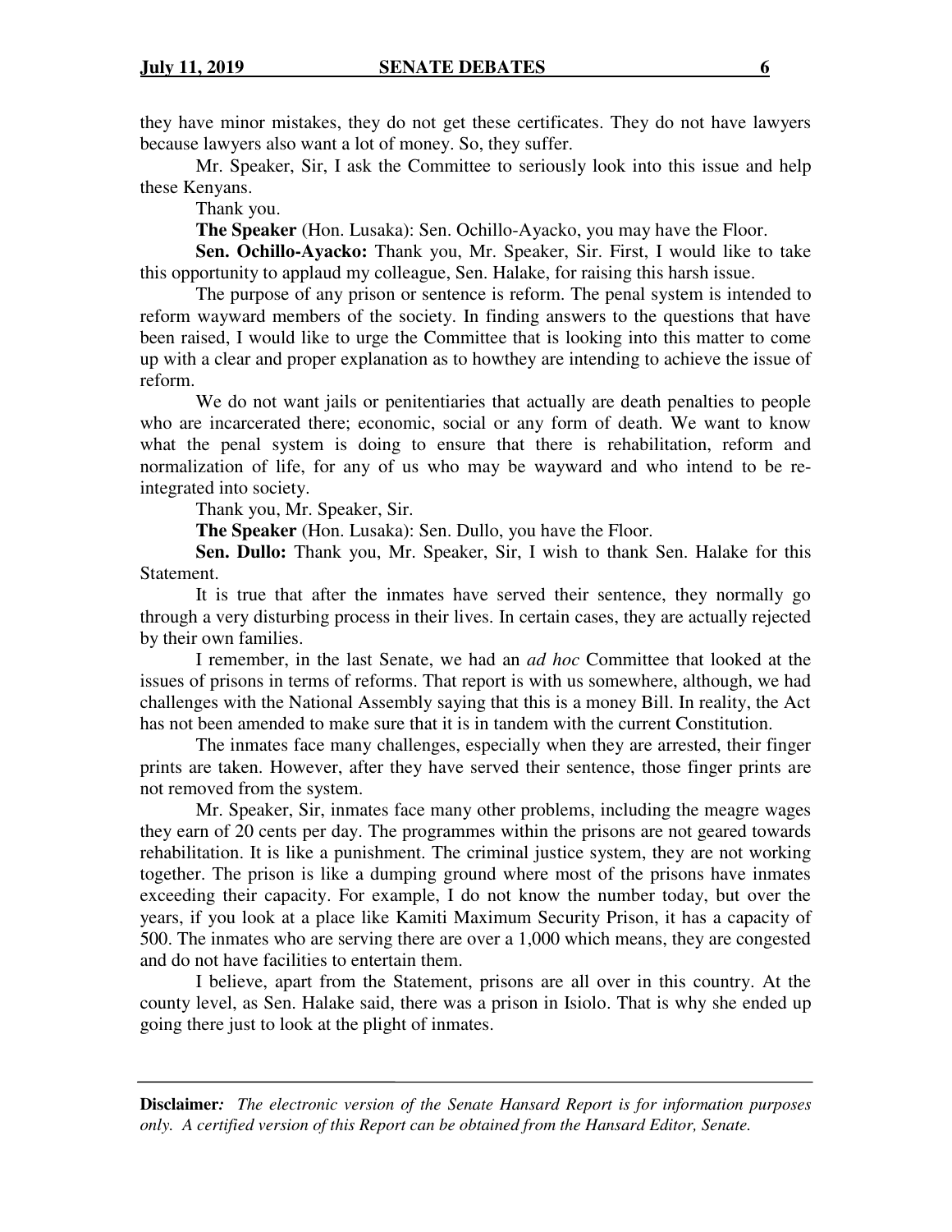they have minor mistakes, they do not get these certificates. They do not have lawyers because lawyers also want a lot of money. So, they suffer.

Mr. Speaker, Sir, I ask the Committee to seriously look into this issue and help these Kenyans.

Thank you.

**The Speaker** (Hon. Lusaka): Sen. Ochillo-Ayacko, you may have the Floor.

**Sen. Ochillo-Ayacko:** Thank you, Mr. Speaker, Sir. First, I would like to take this opportunity to applaud my colleague, Sen. Halake, for raising this harsh issue.

The purpose of any prison or sentence is reform. The penal system is intended to reform wayward members of the society. In finding answers to the questions that have been raised, I would like to urge the Committee that is looking into this matter to come up with a clear and proper explanation as to howthey are intending to achieve the issue of reform.

We do not want jails or penitentiaries that actually are death penalties to people who are incarcerated there; economic, social or any form of death. We want to know what the penal system is doing to ensure that there is rehabilitation, reform and normalization of life, for any of us who may be wayward and who intend to be re-integrated into society.

Thank you, Mr. Speaker, Sir.

**The Speaker** (Hon. Lusaka): Sen. Dullo, you have the Floor.

**Sen. Dullo:** Thank you, Mr. Speaker, Sir, I wish to thank Sen. Halake for this Statement.

It is true that after the inmates have served their sentence, they normally go through a very disturbing process in their lives. In certain cases, they are actually rejected by their own families.

I remember, in the last Senate, we had an *ad hoc* Committee that looked at the issues of prisons in terms of reforms. That report is with us somewhere, although, we had challenges with the National Assembly saying that this is a money Bill. In reality, the Act has not been amended to make sure that it is in tandem with the current Constitution.

The inmates face many challenges, especially when they are arrested, their finger prints are taken. However, after they have served their sentence, those finger prints are not removed from the system.

Mr. Speaker, Sir, inmates face many other problems, including the meagre wages they earn of 20 cents per day. The programmes within the prisons are not geared towards rehabilitation. It is like a punishment. The criminal justice system, they are not working together. The prison is like a dumping ground where most of the prisons have inmates exceeding their capacity. For example, I do not know the number today, but over the years, if you look at a place like Kamiti Maximum Security Prison, it has a capacity of 500. The inmates who are serving there are over a 1,000 which means, they are congested and do not have facilities to entertain them.

I believe, apart from the Statement, prisons are all over in this country. At the county level, as Sen. Halake said, there was a prison in Isiolo. That is why she ended up going there just to look at the plight of inmates.

**Disclaimer***:* *The electronic version of the Senate Hansard Report is for information purposes only. A certified version of this Report can be obtained from the Hansard Editor, Senate.*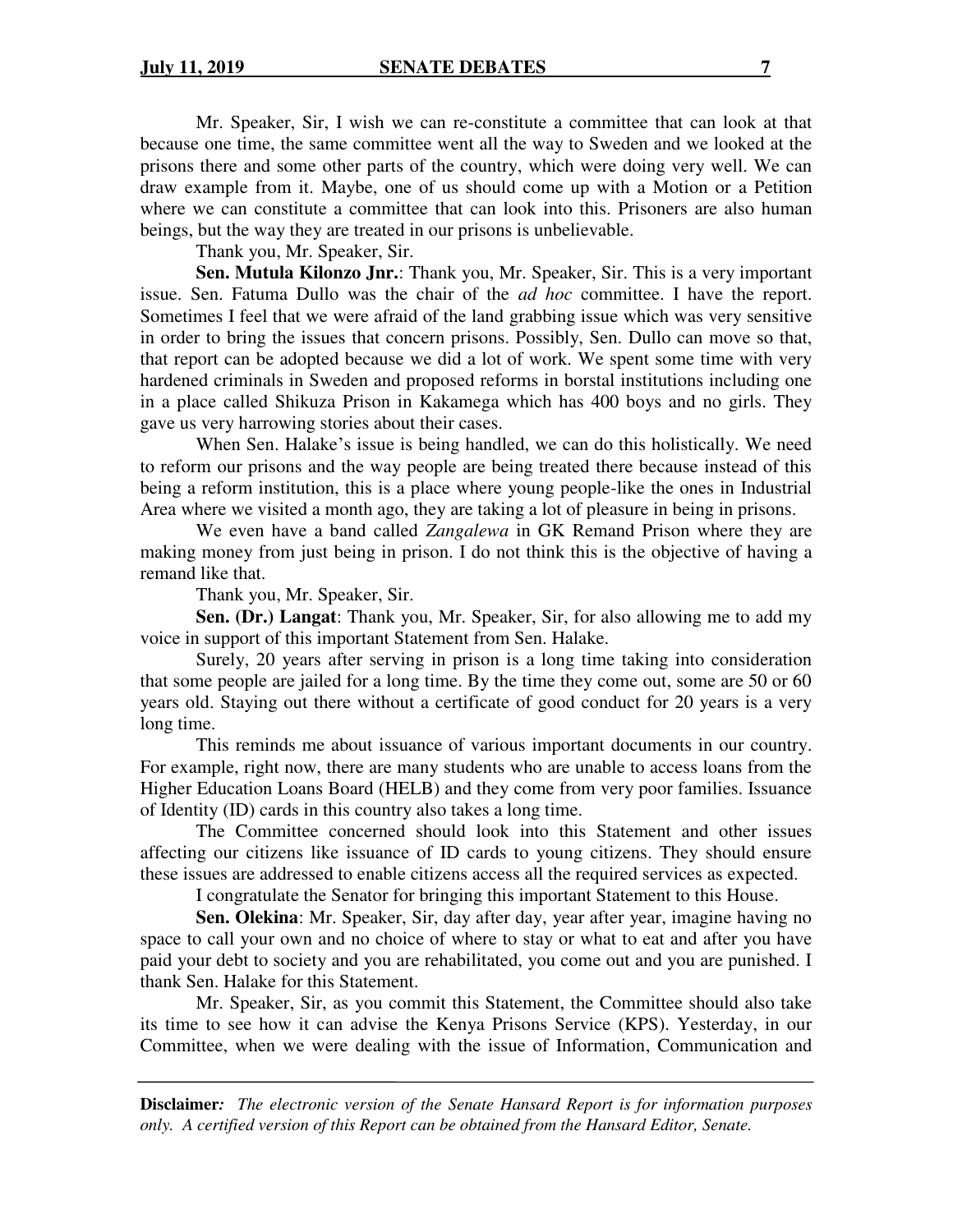Mr. Speaker, Sir, I wish we can re-constitute a committee that can look at that because one time, the same committee went all the way to Sweden and we looked at the prisons there and some other parts of the country, which were doing very well. We can draw example from it. Maybe, one of us should come up with a Motion or a Petition where we can constitute a committee that can look into this. Prisoners are also human beings, but the way they are treated in our prisons is unbelievable.

Thank you, Mr. Speaker, Sir.

**Sen. Mutula Kilonzo Jnr.**: Thank you, Mr. Speaker, Sir. This is a very important issue. Sen. Fatuma Dullo was the chair of the *ad hoc* committee. I have the report. Sometimes I feel that we were afraid of the land grabbing issue which was very sensitive in order to bring the issues that concern prisons. Possibly, Sen. Dullo can move so that, that report can be adopted because we did a lot of work. We spent some time with very hardened criminals in Sweden and proposed reforms in borstal institutions including one in a place called Shikuza Prison in Kakamega which has 400 boys and no girls. They gave us very harrowing stories about their cases.

When Sen. Halake's issue is being handled, we can do this holistically. We need to reform our prisons and the way people are being treated there because instead of this being a reform institution, this is a place where young people-like the ones in Industrial Area where we visited a month ago, they are taking a lot of pleasure in being in prisons.

We even have a band called *Zangalewa* in GK Remand Prison where they are making money from just being in prison. I do not think this is the objective of having a remand like that.

Thank you, Mr. Speaker, Sir.

**Sen. (Dr.) Langat**: Thank you, Mr. Speaker, Sir, for also allowing me to add my voice in support of this important Statement from Sen. Halake.

Surely, 20 years after serving in prison is a long time taking into consideration that some people are jailed for a long time. By the time they come out, some are 50 or 60 years old. Staying out there without a certificate of good conduct for 20 years is a very long time.

This reminds me about issuance of various important documents in our country. For example, right now, there are many students who are unable to access loans from the Higher Education Loans Board (HELB) and they come from very poor families. Issuance of Identity (ID) cards in this country also takes a long time.

The Committee concerned should look into this Statement and other issues affecting our citizens like issuance of ID cards to young citizens. They should ensure these issues are addressed to enable citizens access all the required services as expected.

I congratulate the Senator for bringing this important Statement to this House.

**Sen. Olekina**: Mr. Speaker, Sir, day after day, year after year, imagine having no space to call your own and no choice of where to stay or what to eat and after you have paid your debt to society and you are rehabilitated, you come out and you are punished. I thank Sen. Halake for this Statement.

Mr. Speaker, Sir, as you commit this Statement, the Committee should also take its time to see how it can advise the Kenya Prisons Service (KPS). Yesterday, in our Committee, when we were dealing with the issue of Information, Communication and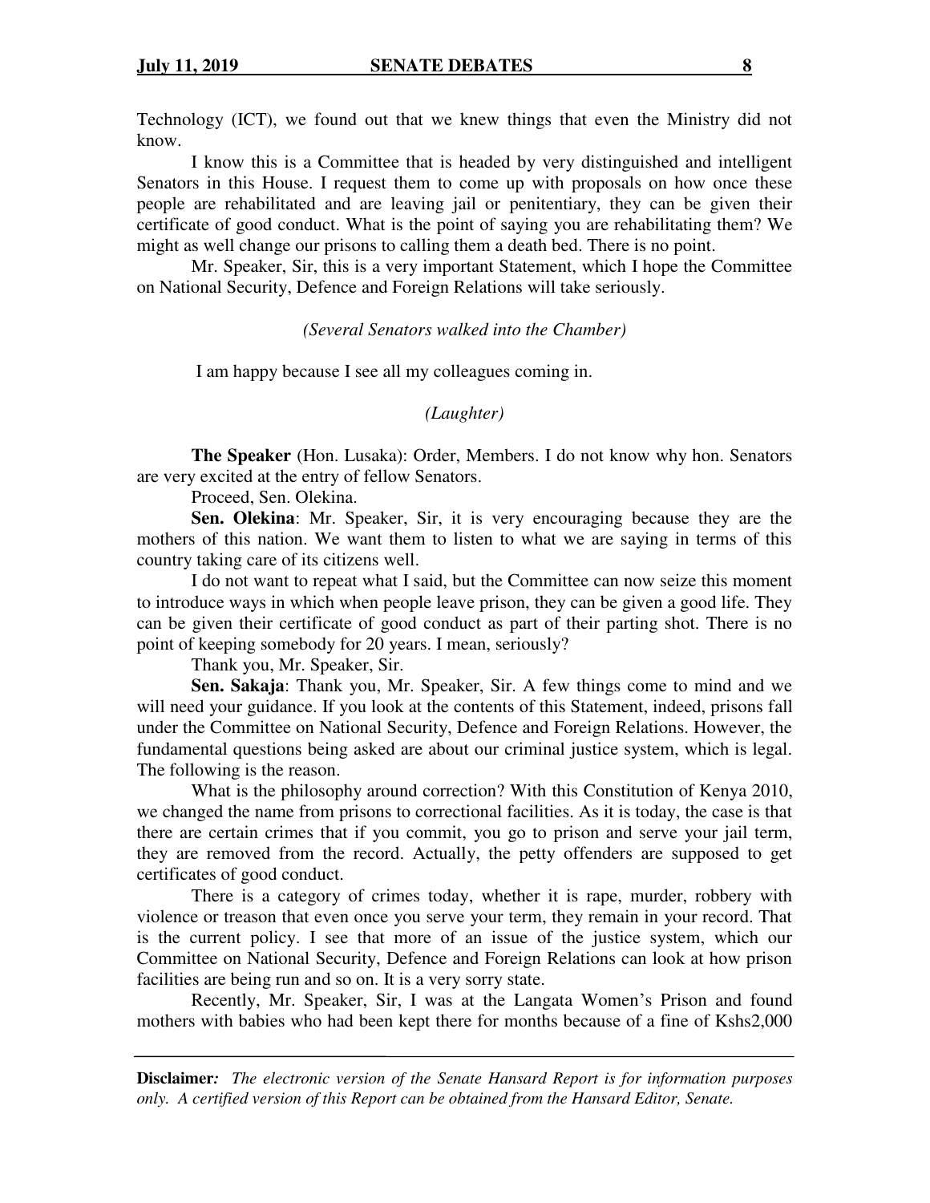Technology (ICT), we found out that we knew things that even the Ministry did not know.

I know this is a Committee that is headed by very distinguished and intelligent Senators in this House. I request them to come up with proposals on how once these people are rehabilitated and are leaving jail or penitentiary, they can be given their certificate of good conduct. What is the point of saying you are rehabilitating them? We might as well change our prisons to calling them a death bed. There is no point.

Mr. Speaker, Sir, this is a very important Statement, which I hope the Committee on National Security, Defence and Foreign Relations will take seriously.

*(Several Senators walked into the Chamber)*

I am happy because I see all my colleagues coming in.

*(Laughter)*

**The Speaker** (Hon. Lusaka): Order, Members. I do not know why hon. Senators are very excited at the entry of fellow Senators.

Proceed, Sen. Olekina.

**Sen. Olekina**: Mr. Speaker, Sir, it is very encouraging because they are the mothers of this nation. We want them to listen to what we are saying in terms of this country taking care of its citizens well.

I do not want to repeat what I said, but the Committee can now seize this moment to introduce ways in which when people leave prison, they can be given a good life. They can be given their certificate of good conduct as part of their parting shot. There is no point of keeping somebody for 20 years. I mean, seriously?

Thank you, Mr. Speaker, Sir.

**Sen. Sakaja**: Thank you, Mr. Speaker, Sir. A few things come to mind and we will need your guidance. If you look at the contents of this Statement, indeed, prisons fall under the Committee on National Security, Defence and Foreign Relations. However, the fundamental questions being asked are about our criminal justice system, which is legal. The following is the reason.

What is the philosophy around correction? With this Constitution of Kenya 2010, we changed the name from prisons to correctional facilities. As it is today, the case is that there are certain crimes that if you commit, you go to prison and serve your jail term, they are removed from the record. Actually, the petty offenders are supposed to get certificates of good conduct.

There is a category of crimes today, whether it is rape, murder, robbery with violence or treason that even once you serve your term, they remain in your record. That is the current policy. I see that more of an issue of the justice system, which our Committee on National Security, Defence and Foreign Relations can look at how prison facilities are being run and so on. It is a very sorry state.

Recently, Mr. Speaker, Sir, I was at the Langata Women's Prison and found mothers with babies who had been kept there for months because of a fine of Kshs2,000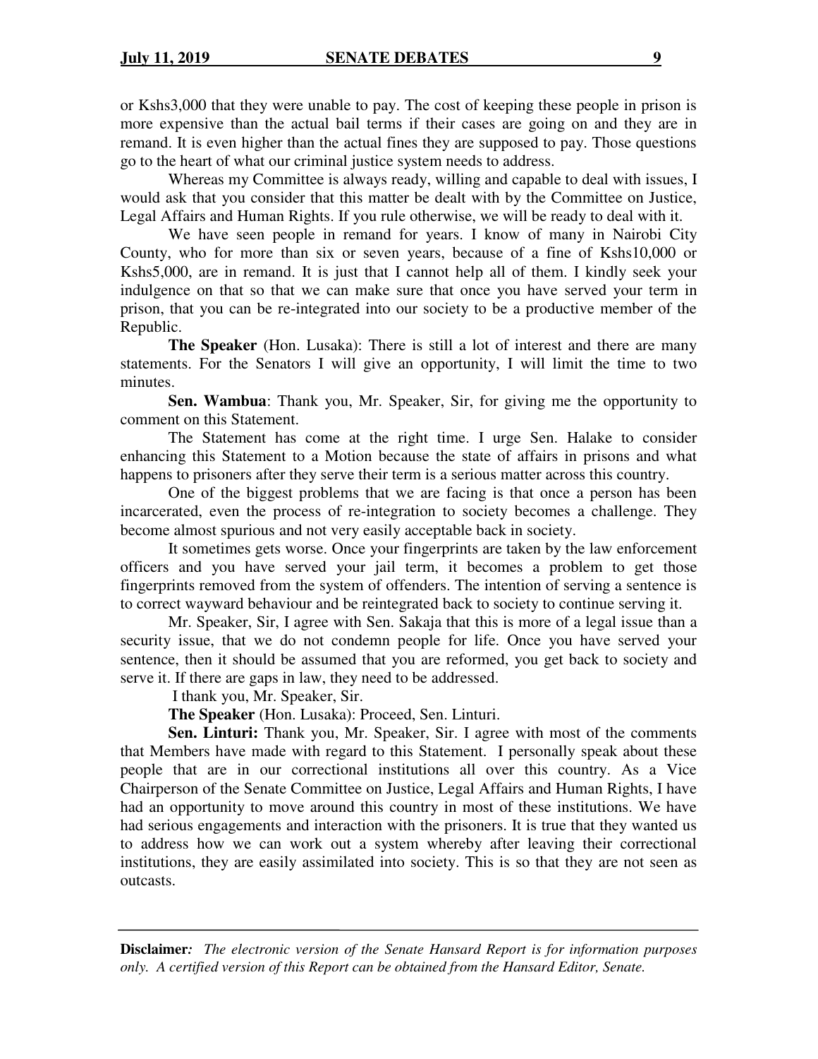or Kshs3,000 that they were unable to pay. The cost of keeping these people in prison is more expensive than the actual bail terms if their cases are going on and they are in remand. It is even higher than the actual fines they are supposed to pay. Those questions go to the heart of what our criminal justice system needs to address.

Whereas my Committee is always ready, willing and capable to deal with issues, I would ask that you consider that this matter be dealt with by the Committee on Justice, Legal Affairs and Human Rights. If you rule otherwise, we will be ready to deal with it.

We have seen people in remand for years. I know of many in Nairobi City County, who for more than six or seven years, because of a fine of Kshs10,000 or Kshs5,000, are in remand. It is just that I cannot help all of them. I kindly seek your indulgence on that so that we can make sure that once you have served your term in prison, that you can be re-integrated into our society to be a productive member of the Republic.

**The Speaker** (Hon. Lusaka): There is still a lot of interest and there are many statements. For the Senators I will give an opportunity, I will limit the time to two minutes.

**Sen. Wambua**: Thank you, Mr. Speaker, Sir, for giving me the opportunity to comment on this Statement.

The Statement has come at the right time. I urge Sen. Halake to consider enhancing this Statement to a Motion because the state of affairs in prisons and what happens to prisoners after they serve their term is a serious matter across this country.

One of the biggest problems that we are facing is that once a person has been incarcerated, even the process of re-integration to society becomes a challenge. They become almost spurious and not very easily acceptable back in society.

It sometimes gets worse. Once your fingerprints are taken by the law enforcement officers and you have served your jail term, it becomes a problem to get those fingerprints removed from the system of offenders. The intention of serving a sentence is to correct wayward behaviour and be reintegrated back to society to continue serving it.

Mr. Speaker, Sir, I agree with Sen. Sakaja that this is more of a legal issue than a security issue, that we do not condemn people for life. Once you have served your sentence, then it should be assumed that you are reformed, you get back to society and serve it. If there are gaps in law, they need to be addressed.

I thank you, Mr. Speaker, Sir.

**The Speaker** (Hon. Lusaka): Proceed, Sen. Linturi.

**Sen. Linturi:** Thank you, Mr. Speaker, Sir. I agree with most of the comments that Members have made with regard to this Statement. I personally speak about these people that are in our correctional institutions all over this country. As a Vice Chairperson of the Senate Committee on Justice, Legal Affairs and Human Rights, I have had an opportunity to move around this country in most of these institutions. We have had serious engagements and interaction with the prisoners. It is true that they wanted us to address how we can work out a system whereby after leaving their correctional institutions, they are easily assimilated into society. This is so that they are not seen as outcasts.

**Disclaimer***: The electronic version of the Senate Hansard Report is for information purposes only. A certified version of this Report can be obtained from the Hansard Editor, Senate.*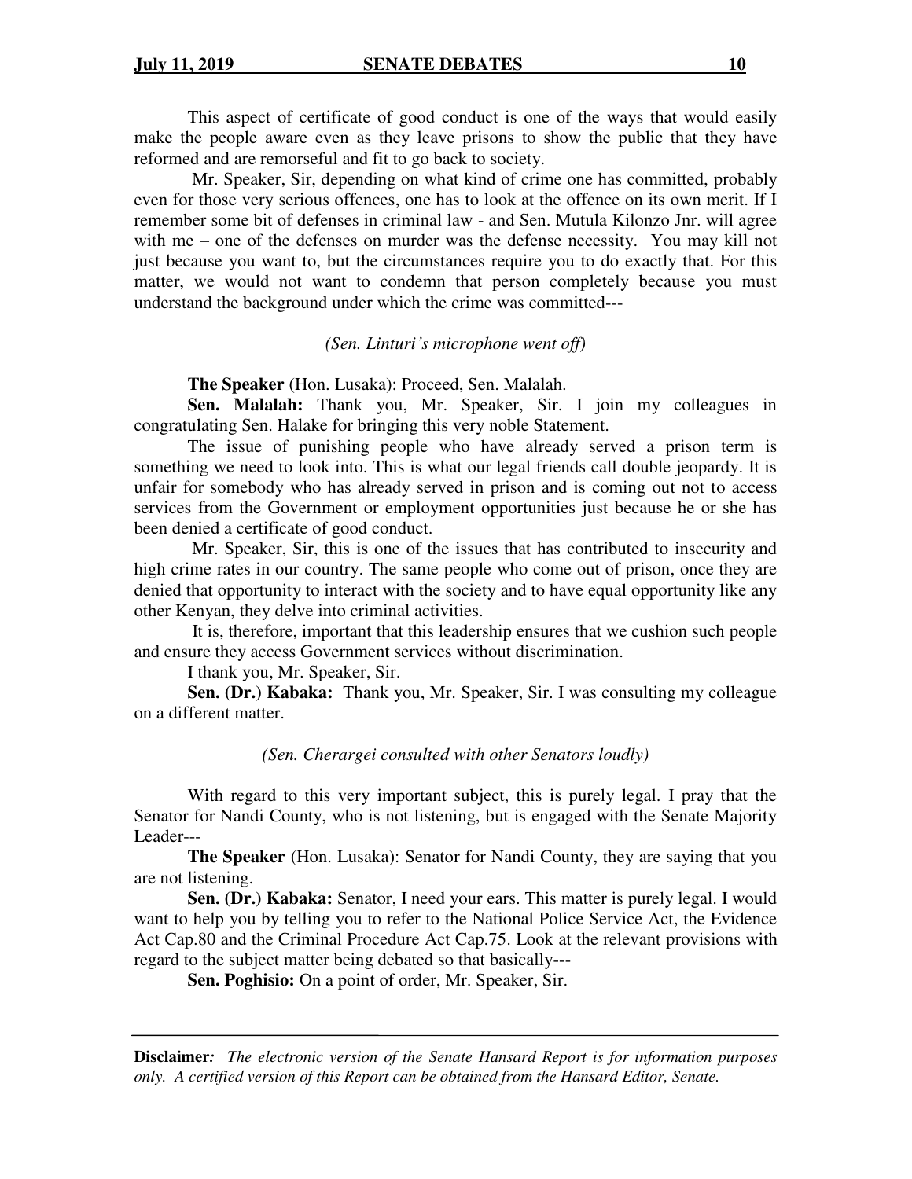This aspect of certificate of good conduct is one of the ways that would easily make the people aware even as they leave prisons to show the public that they have reformed and are remorseful and fit to go back to society.

Mr. Speaker, Sir, depending on what kind of crime one has committed, probably even for those very serious offences, one has to look at the offence on its own merit. If I remember some bit of defenses in criminal law - and Sen. Mutula Kilonzo Jnr. will agree with me – one of the defenses on murder was the defense necessity. You may kill not just because you want to, but the circumstances require you to do exactly that. For this matter, we would not want to condemn that person completely because you must understand the background under which the crime was committed---

*(Sen. Linturi's microphone went off)*

**The Speaker** (Hon. Lusaka): Proceed, Sen. Malalah.

**Sen. Malalah:** Thank you, Mr. Speaker, Sir. I join my colleagues in congratulating Sen. Halake for bringing this very noble Statement.

The issue of punishing people who have already served a prison term is something we need to look into. This is what our legal friends call double jeopardy. It is unfair for somebody who has already served in prison and is coming out not to access services from the Government or employment opportunities just because he or she has been denied a certificate of good conduct.

Mr. Speaker, Sir, this is one of the issues that has contributed to insecurity and high crime rates in our country. The same people who come out of prison, once they are denied that opportunity to interact with the society and to have equal opportunity like any other Kenyan, they delve into criminal activities.

It is, therefore, important that this leadership ensures that we cushion such people and ensure they access Government services without discrimination.

I thank you, Mr. Speaker, Sir.

**Sen. (Dr.) Kabaka:** Thank you, Mr. Speaker, Sir. I was consulting my colleague on a different matter.

*(Sen. Cherargei consulted with other Senators loudly)*

With regard to this very important subject, this is purely legal. I pray that the Senator for Nandi County, who is not listening, but is engaged with the Senate Majority Leader---

**The Speaker** (Hon. Lusaka): Senator for Nandi County, they are saying that you are not listening.

**Sen. (Dr.) Kabaka:** Senator, I need your ears. This matter is purely legal. I would want to help you by telling you to refer to the National Police Service Act, the Evidence Act Cap.80 and the Criminal Procedure Act Cap.75. Look at the relevant provisions with regard to the subject matter being debated so that basically---

**Sen. Poghisio:** On a point of order, Mr. Speaker, Sir.

**Disclaimer***: The electronic version of the Senate Hansard Report is for information purposes only. A certified version of this Report can be obtained from the Hansard Editor, Senate.*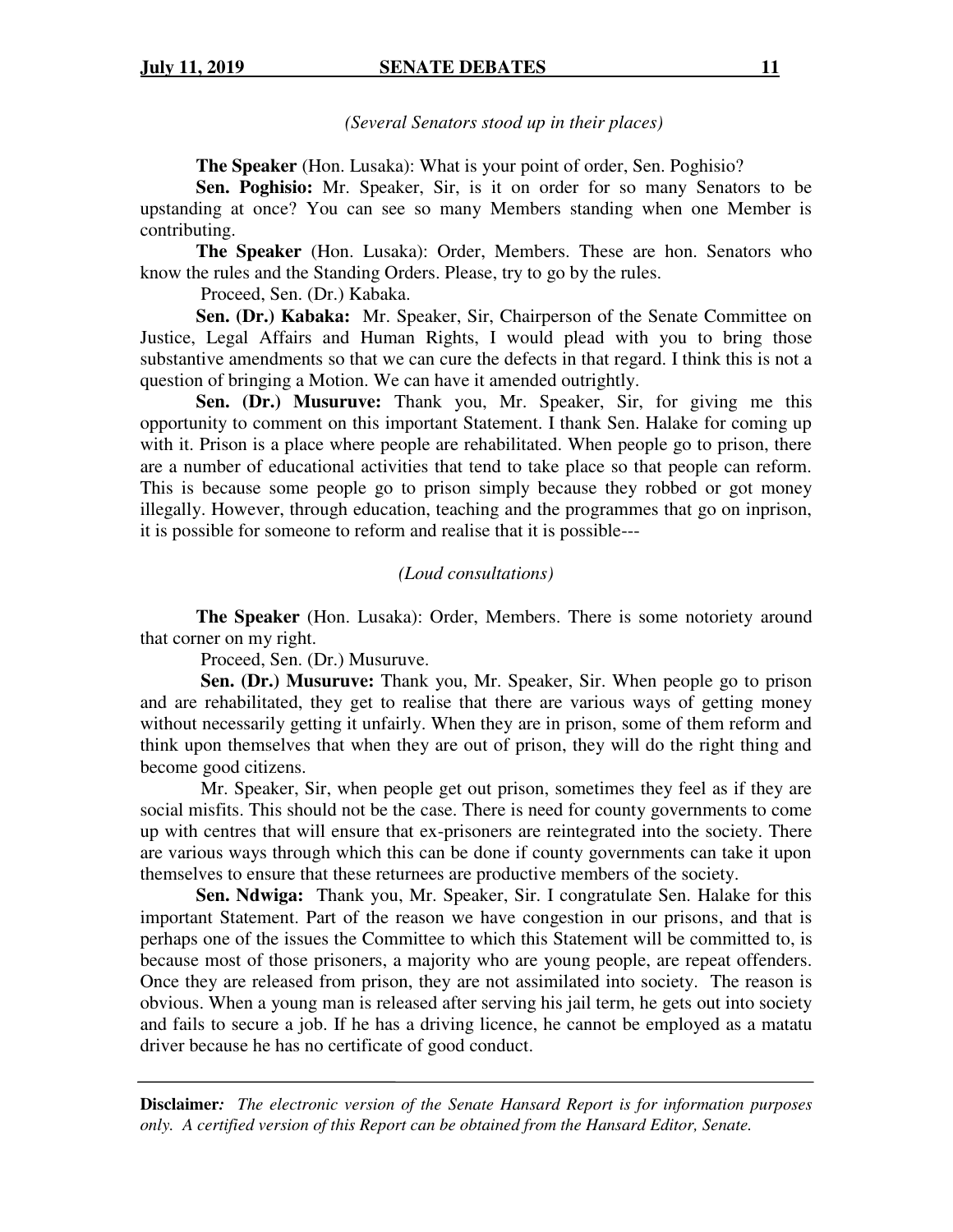*(Several Senators stood up in their places)*

**The Speaker** (Hon. Lusaka): What is your point of order, Sen. Poghisio?

**Sen. Poghisio:** Mr. Speaker, Sir, is it on order for so many Senators to be upstanding at once? You can see so many Members standing when one Member is contributing.

**The Speaker** (Hon. Lusaka): Order, Members. These are hon. Senators who know the rules and the Standing Orders. Please, try to go by the rules.

Proceed, Sen. (Dr.) Kabaka.

**Sen. (Dr.) Kabaka:** Mr. Speaker, Sir, Chairperson of the Senate Committee on Justice, Legal Affairs and Human Rights, I would plead with you to bring those substantive amendments so that we can cure the defects in that regard. I think this is not a question of bringing a Motion. We can have it amended outrightly.

**Sen. (Dr.) Musuruve:** Thank you, Mr. Speaker, Sir, for giving me this opportunity to comment on this important Statement. I thank Sen. Halake for coming up with it. Prison is a place where people are rehabilitated. When people go to prison, there are a number of educational activities that tend to take place so that people can reform. This is because some people go to prison simply because they robbed or got money illegally. However, through education, teaching and the programmes that go on inprison, it is possible for someone to reform and realise that it is possible---

*(Loud consultations)*

**The Speaker** (Hon. Lusaka): Order, Members. There is some notoriety around that corner on my right.

Proceed, Sen. (Dr.) Musuruve.

**Sen. (Dr.) Musuruve:** Thank you, Mr. Speaker, Sir. When people go to prison and are rehabilitated, they get to realise that there are various ways of getting money without necessarily getting it unfairly. When they are in prison, some of them reform and think upon themselves that when they are out of prison, they will do the right thing and become good citizens.

Mr. Speaker, Sir, when people get out prison, sometimes they feel as if they are social misfits. This should not be the case. There is need for county governments to come up with centres that will ensure that ex-prisoners are reintegrated into the society. There are various ways through which this can be done if county governments can take it upon themselves to ensure that these returnees are productive members of the society.

**Sen. Ndwiga:** Thank you, Mr. Speaker, Sir. I congratulate Sen. Halake for this important Statement. Part of the reason we have congestion in our prisons, and that is perhaps one of the issues the Committee to which this Statement will be committed to, is because most of those prisoners, a majority who are young people, are repeat offenders. Once they are released from prison, they are not assimilated into society. The reason is obvious. When a young man is released after serving his jail term, he gets out into society and fails to secure a job. If he has a driving licence, he cannot be employed as a matatu driver because he has no certificate of good conduct.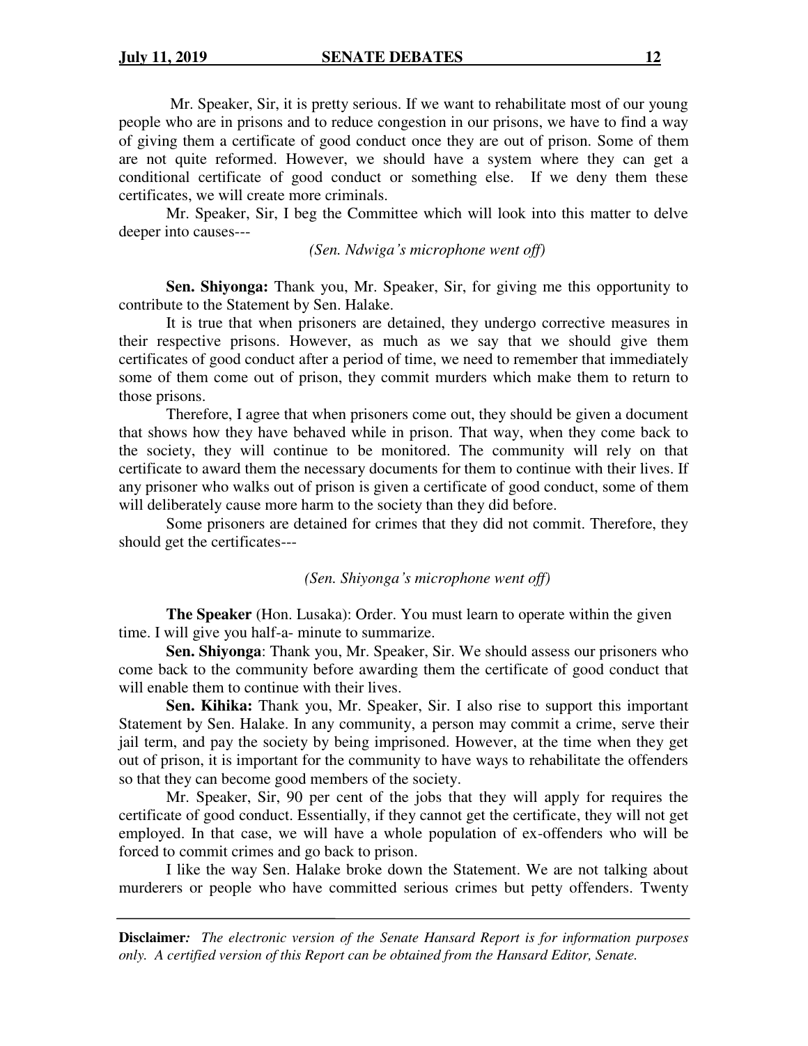Mr. Speaker, Sir, it is pretty serious. If we want to rehabilitate most of our young people who are in prisons and to reduce congestion in our prisons, we have to find a way of giving them a certificate of good conduct once they are out of prison. Some of them are not quite reformed. However, we should have a system where they can get a conditional certificate of good conduct or something else. If we deny them these certificates, we will create more criminals.

Mr. Speaker, Sir, I beg the Committee which will look into this matter to delve deeper into causes---

*(Sen. Ndwiga's microphone went off)*

**Sen. Shiyonga:** Thank you, Mr. Speaker, Sir, for giving me this opportunity to contribute to the Statement by Sen. Halake.

It is true that when prisoners are detained, they undergo corrective measures in their respective prisons. However, as much as we say that we should give them certificates of good conduct after a period of time, we need to remember that immediately some of them come out of prison, they commit murders which make them to return to those prisons.

Therefore, I agree that when prisoners come out, they should be given a document that shows how they have behaved while in prison. That way, when they come back to the society, they will continue to be monitored. The community will rely on that certificate to award them the necessary documents for them to continue with their lives. If any prisoner who walks out of prison is given a certificate of good conduct, some of them will deliberately cause more harm to the society than they did before.

Some prisoners are detained for crimes that they did not commit. Therefore, they should get the certificates---

*(Sen. Shiyonga's microphone went off)*

**The Speaker** (Hon. Lusaka): Order. You must learn to operate within the given time. I will give you half-a- minute to summarize.

**Sen. Shiyonga**: Thank you, Mr. Speaker, Sir. We should assess our prisoners who come back to the community before awarding them the certificate of good conduct that will enable them to continue with their lives.

**Sen. Kihika:** Thank you, Mr. Speaker, Sir. I also rise to support this important Statement by Sen. Halake. In any community, a person may commit a crime, serve their jail term, and pay the society by being imprisoned. However, at the time when they get out of prison, it is important for the community to have ways to rehabilitate the offenders so that they can become good members of the society.

Mr. Speaker, Sir, 90 per cent of the jobs that they will apply for requires the certificate of good conduct. Essentially, if they cannot get the certificate, they will not get employed. In that case, we will have a whole population of ex-offenders who will be forced to commit crimes and go back to prison.

I like the way Sen. Halake broke down the Statement. We are not talking about murderers or people who have committed serious crimes but petty offenders. Twenty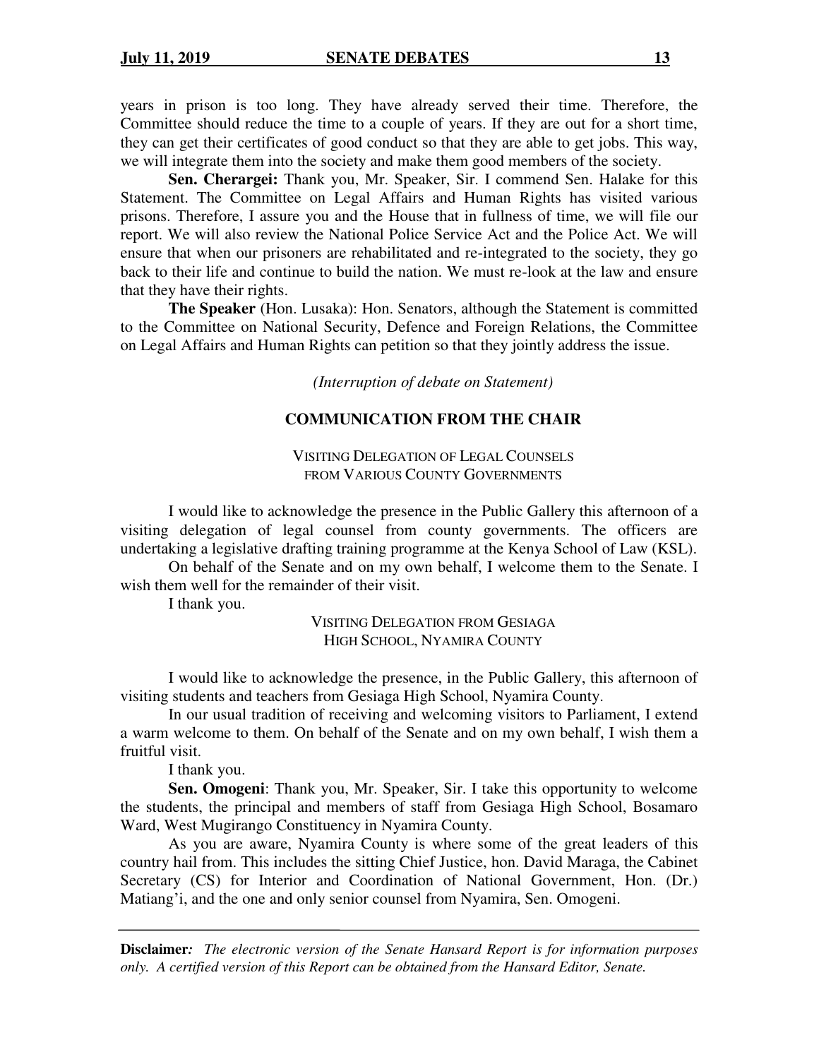years in prison is too long. They have already served their time. Therefore, the Committee should reduce the time to a couple of years. If they are out for a short time, they can get their certificates of good conduct so that they are able to get jobs. This way, we will integrate them into the society and make them good members of the society.

**Sen. Cherargei:** Thank you, Mr. Speaker, Sir. I commend Sen. Halake for this Statement. The Committee on Legal Affairs and Human Rights has visited various prisons. Therefore, I assure you and the House that in fullness of time, we will file our report. We will also review the National Police Service Act and the Police Act. We will ensure that when our prisoners are rehabilitated and re-integrated to the society, they go back to their life and continue to build the nation. We must re-look at the law and ensure that they have their rights.

**The Speaker** (Hon. Lusaka): Hon. Senators, although the Statement is committed to the Committee on National Security, Defence and Foreign Relations, the Committee on Legal Affairs and Human Rights can petition so that they jointly address the issue.

*(Interruption of debate on Statement)*

## COMMUNICATION FROM THE CHAIR

### VISITING DELEGATION OF LEGAL COUNSELS FROM VARIOUS COUNTY GOVERNMENTS

I would like to acknowledge the presence in the Public Gallery this afternoon of a visiting delegation of legal counsel from county governments. The officers are undertaking a legislative drafting training programme at the Kenya School of Law (KSL).

On behalf of the Senate and on my own behalf, I welcome them to the Senate. I wish them well for the remainder of their visit.

I thank you.

### VISITING DELEGATION FROM GESIAGA HIGH SCHOOL, NYAMIRA COUNTY

I would like to acknowledge the presence, in the Public Gallery, this afternoon of visiting students and teachers from Gesiaga High School, Nyamira County.

In our usual tradition of receiving and welcoming visitors to Parliament, I extend a warm welcome to them. On behalf of the Senate and on my own behalf, I wish them a fruitful visit.

I thank you.

**Sen. Omogeni**: Thank you, Mr. Speaker, Sir. I take this opportunity to welcome the students, the principal and members of staff from Gesiaga High School, Bosamaro Ward, West Mugirango Constituency in Nyamira County.

As you are aware, Nyamira County is where some of the great leaders of this country hail from. This includes the sitting Chief Justice, hon. David Maraga, the Cabinet Secretary (CS) for Interior and Coordination of National Government, Hon. (Dr.) Matiang'i, and the one and only senior counsel from Nyamira, Sen. Omogeni.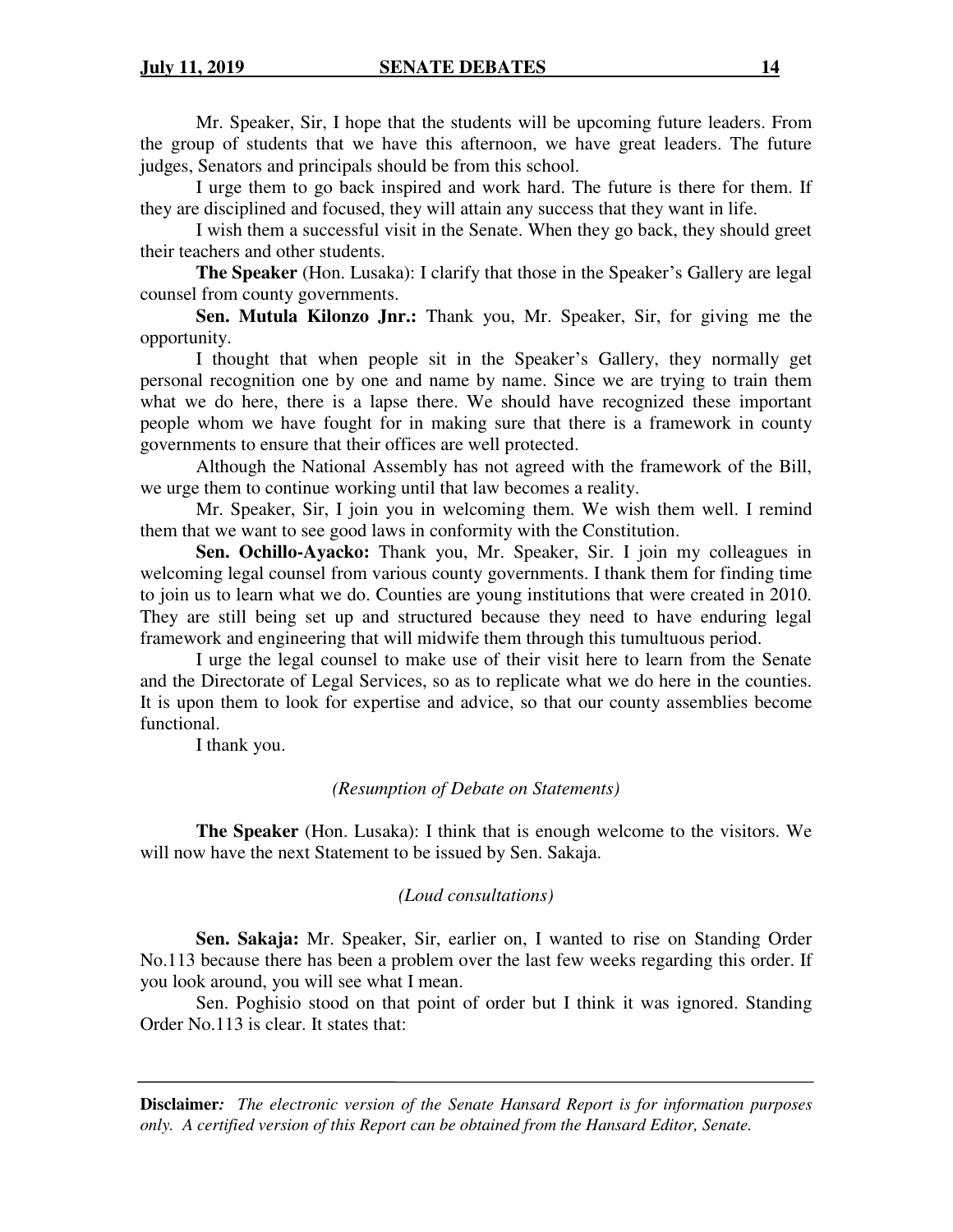Mr. Speaker, Sir, I hope that the students will be upcoming future leaders. From the group of students that we have this afternoon, we have great leaders. The future judges, Senators and principals should be from this school.

I urge them to go back inspired and work hard. The future is there for them. If they are disciplined and focused, they will attain any success that they want in life.

I wish them a successful visit in the Senate. When they go back, they should greet their teachers and other students.

**The Speaker** (Hon. Lusaka): I clarify that those in the Speaker's Gallery are legal counsel from county governments.

**Sen. Mutula Kilonzo Jnr.:** Thank you, Mr. Speaker, Sir, for giving me the opportunity.

I thought that when people sit in the Speaker's Gallery, they normally get personal recognition one by one and name by name. Since we are trying to train them what we do here, there is a lapse there. We should have recognized these important people whom we have fought for in making sure that there is a framework in county governments to ensure that their offices are well protected.

Although the National Assembly has not agreed with the framework of the Bill, we urge them to continue working until that law becomes a reality.

Mr. Speaker, Sir, I join you in welcoming them. We wish them well. I remind them that we want to see good laws in conformity with the Constitution.

**Sen. Ochillo-Ayacko:** Thank you, Mr. Speaker, Sir. I join my colleagues in welcoming legal counsel from various county governments. I thank them for finding time to join us to learn what we do. Counties are young institutions that were created in 2010. They are still being set up and structured because they need to have enduring legal framework and engineering that will midwife them through this tumultuous period.

I urge the legal counsel to make use of their visit here to learn from the Senate and the Directorate of Legal Services, so as to replicate what we do here in the counties. It is upon them to look for expertise and advice, so that our county assemblies become functional.

I thank you.

*(Resumption of Debate on Statements)*

**The Speaker** (Hon. Lusaka): I think that is enough welcome to the visitors. We will now have the next Statement to be issued by Sen. Sakaja.

*(Loud consultations)*

**Sen. Sakaja:** Mr. Speaker, Sir, earlier on, I wanted to rise on Standing Order No.113 because there has been a problem over the last few weeks regarding this order. If you look around, you will see what I mean.

Sen. Poghisio stood on that point of order but I think it was ignored. Standing Order No.113 is clear. It states that: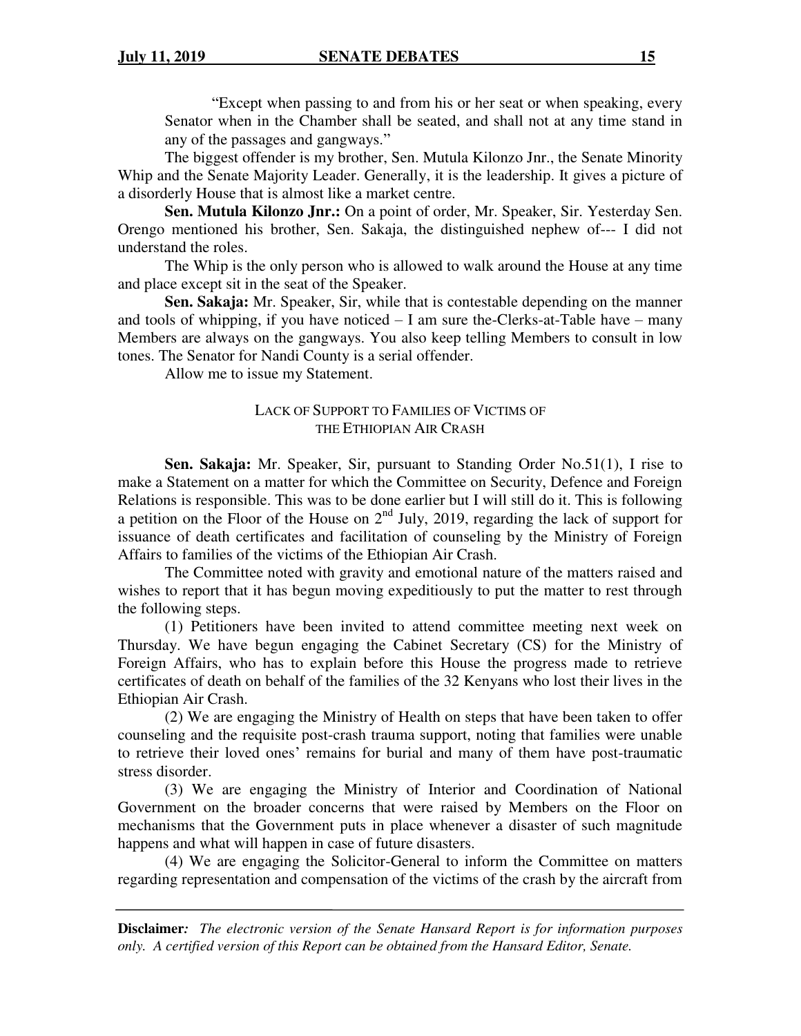"Except when passing to and from his or her seat or when speaking, every Senator when in the Chamber shall be seated, and shall not at any time stand in any of the passages and gangways."

The biggest offender is my brother, Sen. Mutula Kilonzo Jnr., the Senate Minority Whip and the Senate Majority Leader. Generally, it is the leadership. It gives a picture of a disorderly House that is almost like a market centre.

**Sen. Mutula Kilonzo Jnr.:** On a point of order, Mr. Speaker, Sir. Yesterday Sen. Orengo mentioned his brother, Sen. Sakaja, the distinguished nephew of--- I did not understand the roles.

The Whip is the only person who is allowed to walk around the House at any time and place except sit in the seat of the Speaker.

**Sen. Sakaja:** Mr. Speaker, Sir, while that is contestable depending on the manner and tools of whipping, if you have noticed – I am sure the-Clerks-at-Table have – many Members are always on the gangways. You also keep telling Members to consult in low tones. The Senator for Nandi County is a serial offender.

Allow me to issue my Statement.

### LACK OF SUPPORT TO FAMILIES OF VICTIMS OF THE ETHIOPIAN AIR CRASH

**Sen. Sakaja:** Mr. Speaker, Sir, pursuant to Standing Order No.51(1), I rise to make a Statement on a matter for which the Committee on Security, Defence and Foreign Relations is responsible. This was to be done earlier but I will still do it. This is following a petition on the Floor of the House on 2nd July, 2019, regarding the lack of support for issuance of death certificates and facilitation of counseling by the Ministry of Foreign Affairs to families of the victims of the Ethiopian Air Crash.

The Committee noted with gravity and emotional nature of the matters raised and wishes to report that it has begun moving expeditiously to put the matter to rest through the following steps.

(1) Petitioners have been invited to attend committee meeting next week on Thursday. We have begun engaging the Cabinet Secretary (CS) for the Ministry of Foreign Affairs, who has to explain before this House the progress made to retrieve certificates of death on behalf of the families of the 32 Kenyans who lost their lives in the Ethiopian Air Crash.

(2) We are engaging the Ministry of Health on steps that have been taken to offer counseling and the requisite post-crash trauma support, noting that families were unable to retrieve their loved ones' remains for burial and many of them have post-traumatic stress disorder.

(3) We are engaging the Ministry of Interior and Coordination of National Government on the broader concerns that were raised by Members on the Floor on mechanisms that the Government puts in place whenever a disaster of such magnitude happens and what will happen in case of future disasters.

(4) We are engaging the Solicitor-General to inform the Committee on matters regarding representation and compensation of the victims of the crash by the aircraft from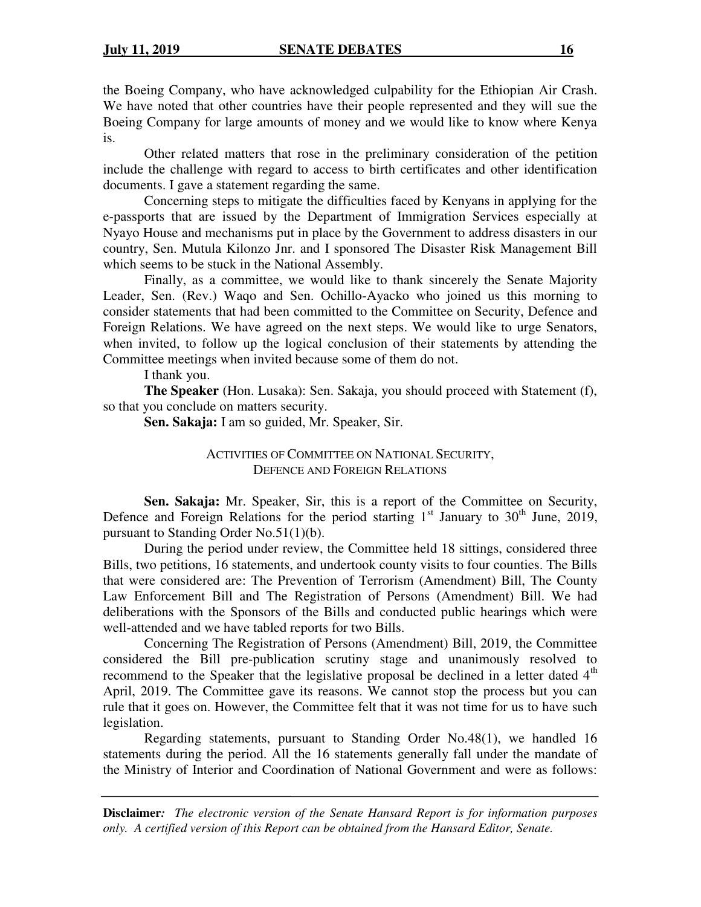the Boeing Company, who have acknowledged culpability for the Ethiopian Air Crash. We have noted that other countries have their people represented and they will sue the Boeing Company for large amounts of money and we would like to know where Kenya is.

Other related matters that rose in the preliminary consideration of the petition include the challenge with regard to access to birth certificates and other identification documents. I gave a statement regarding the same.

Concerning steps to mitigate the difficulties faced by Kenyans in applying for the e-passports that are issued by the Department of Immigration Services especially at Nyayo House and mechanisms put in place by the Government to address disasters in our country, Sen. Mutula Kilonzo Jnr. and I sponsored The Disaster Risk Management Bill which seems to be stuck in the National Assembly.

Finally, as a committee, we would like to thank sincerely the Senate Majority Leader, Sen. (Rev.) Waqo and Sen. Ochillo-Ayacko who joined us this morning to consider statements that had been committed to the Committee on Security, Defence and Foreign Relations. We have agreed on the next steps. We would like to urge Senators, when invited, to follow up the logical conclusion of their statements by attending the Committee meetings when invited because some of them do not.

I thank you.

**The Speaker** (Hon. Lusaka): Sen. Sakaja, you should proceed with Statement (f), so that you conclude on matters security.

**Sen. Sakaja:** I am so guided, Mr. Speaker, Sir.

ACTIVITIES OF COMMITTEE ON NATIONAL SECURITY, DEFENCE AND FOREIGN RELATIONS

**Sen. Sakaja:** Mr. Speaker, Sir, this is a report of the Committee on Security, Defence and Foreign Relations for the period starting 1st January to 30th June, 2019, pursuant to Standing Order No.51(1)(b).

During the period under review, the Committee held 18 sittings, considered three Bills, two petitions, 16 statements, and undertook county visits to four counties. The Bills that were considered are: The Prevention of Terrorism (Amendment) Bill, The County Law Enforcement Bill and The Registration of Persons (Amendment) Bill. We had deliberations with the Sponsors of the Bills and conducted public hearings which were well-attended and we have tabled reports for two Bills.

Concerning The Registration of Persons (Amendment) Bill, 2019, the Committee considered the Bill pre-publication scrutiny stage and unanimously resolved to recommend to the Speaker that the legislative proposal be declined in a letter dated 4th April, 2019. The Committee gave its reasons. We cannot stop the process but you can rule that it goes on. However, the Committee felt that it was not time for us to have such legislation.

Regarding statements, pursuant to Standing Order No.48(1), we handled 16 statements during the period. All the 16 statements generally fall under the mandate of the Ministry of Interior and Coordination of National Government and were as follows: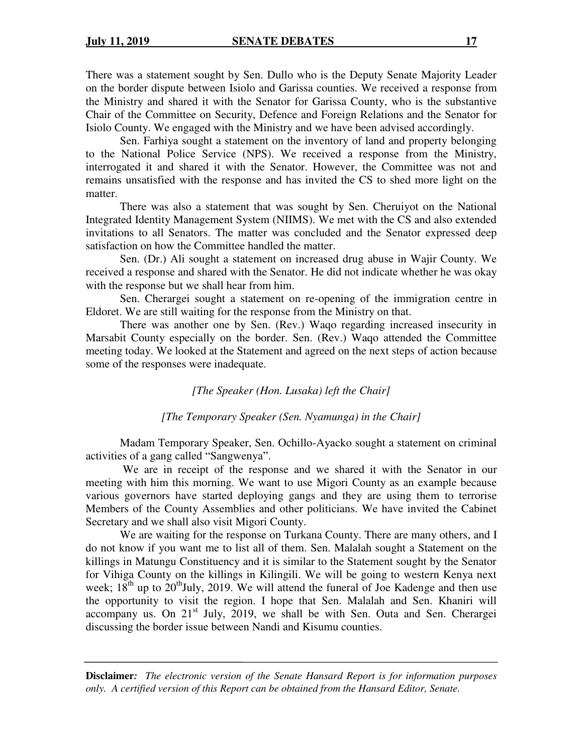There was a statement sought by Sen. Dullo who is the Deputy Senate Majority Leader on the border dispute between Isiolo and Garissa counties. We received a response from the Ministry and shared it with the Senator for Garissa County, who is the substantive Chair of the Committee on Security, Defence and Foreign Relations and the Senator for Isiolo County. We engaged with the Ministry and we have been advised accordingly.

Sen. Farhiya sought a statement on the inventory of land and property belonging to the National Police Service (NPS). We received a response from the Ministry, interrogated it and shared it with the Senator. However, the Committee was not and remains unsatisfied with the response and has invited the CS to shed more light on the matter.

There was also a statement that was sought by Sen. Cheruiyot on the National Integrated Identity Management System (NIIMS). We met with the CS and also extended invitations to all Senators. The matter was concluded and the Senator expressed deep satisfaction on how the Committee handled the matter.

Sen. (Dr.) Ali sought a statement on increased drug abuse in Wajir County. We received a response and shared with the Senator. He did not indicate whether he was okay with the response but we shall hear from him.

Sen. Cherargei sought a statement on re-opening of the immigration centre in Eldoret. We are still waiting for the response from the Ministry on that.

There was another one by Sen. (Rev.) Waqo regarding increased insecurity in Marsabit County especially on the border. Sen. (Rev.) Waqo attended the Committee meeting today. We looked at the Statement and agreed on the next steps of action because some of the responses were inadequate.

*[The Speaker (Hon. Lusaka) left the Chair]*

*[The Temporary Speaker (Sen. Nyamunga) in the Chair]*

Madam Temporary Speaker, Sen. Ochillo-Ayacko sought a statement on criminal activities of a gang called "Sangwenya".

We are in receipt of the response and we shared it with the Senator in our meeting with him this morning. We want to use Migori County as an example because various governors have started deploying gangs and they are using them to terrorise Members of the County Assemblies and other politicians. We have invited the Cabinet Secretary and we shall also visit Migori County.

We are waiting for the response on Turkana County. There are many others, and I do not know if you want me to list all of them. Sen. Malalah sought a Statement on the killings in Matungu Constituency and it is similar to the Statement sought by the Senator for Vihiga County on the killings in Kilingili. We will be going to western Kenya next week; 18th up to 20th July, 2019. We will attend the funeral of Joe Kadenge and then use the opportunity to visit the region. I hope that Sen. Malalah and Sen. Khaniri will accompany us. On 21st July, 2019, we shall be with Sen. Outa and Sen. Cherargei discussing the border issue between Nandi and Kisumu counties.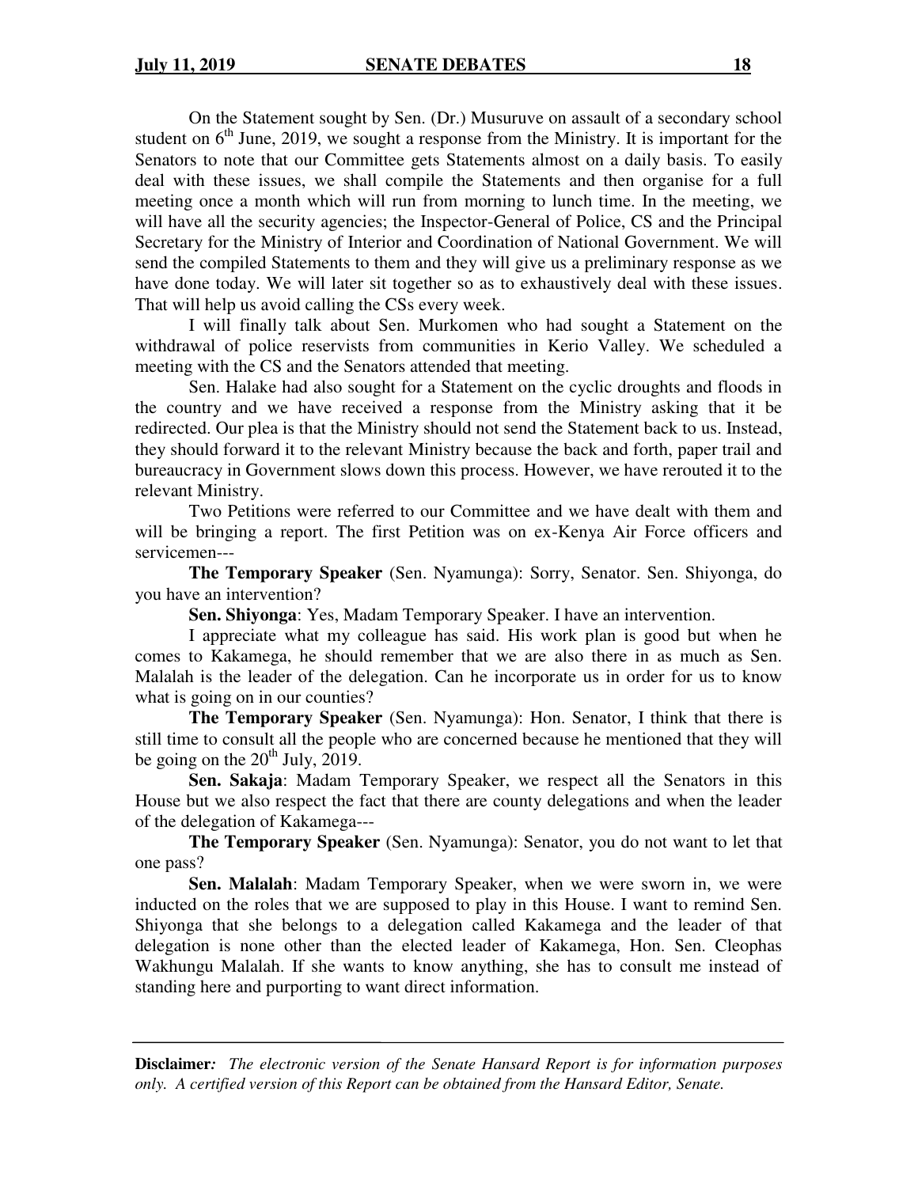On the Statement sought by Sen. (Dr.) Musuruve on assault of a secondary school student on 6th June, 2019, we sought a response from the Ministry. It is important for the Senators to note that our Committee gets Statements almost on a daily basis. To easily deal with these issues, we shall compile the Statements and then organise for a full meeting once a month which will run from morning to lunch time. In the meeting, we will have all the security agencies; the Inspector-General of Police, CS and the Principal Secretary for the Ministry of Interior and Coordination of National Government. We will send the compiled Statements to them and they will give us a preliminary response as we have done today. We will later sit together so as to exhaustively deal with these issues. That will help us avoid calling the CSs every week.

I will finally talk about Sen. Murkomen who had sought a Statement on the withdrawal of police reservists from communities in Kerio Valley. We scheduled a meeting with the CS and the Senators attended that meeting.

Sen. Halake had also sought for a Statement on the cyclic droughts and floods in the country and we have received a response from the Ministry asking that it be redirected. Our plea is that the Ministry should not send the Statement back to us. Instead, they should forward it to the relevant Ministry because the back and forth, paper trail and bureaucracy in Government slows down this process. However, we have rerouted it to the relevant Ministry.

Two Petitions were referred to our Committee and we have dealt with them and will be bringing a report. The first Petition was on ex-Kenya Air Force officers and servicemen---

**The Temporary Speaker** (Sen. Nyamunga): Sorry, Senator. Sen. Shiyonga, do you have an intervention?

**Sen. Shiyonga**: Yes, Madam Temporary Speaker. I have an intervention.

I appreciate what my colleague has said. His work plan is good but when he comes to Kakamega, he should remember that we are also there in as much as Sen. Malalah is the leader of the delegation. Can he incorporate us in order for us to know what is going on in our counties?

**The Temporary Speaker** (Sen. Nyamunga): Hon. Senator, I think that there is still time to consult all the people who are concerned because he mentioned that they will be going on the 20th July, 2019.

**Sen. Sakaja**: Madam Temporary Speaker, we respect all the Senators in this House but we also respect the fact that there are county delegations and when the leader of the delegation of Kakamega---

**The Temporary Speaker** (Sen. Nyamunga): Senator, you do not want to let that one pass?

**Sen. Malalah**: Madam Temporary Speaker, when we were sworn in, we were inducted on the roles that we are supposed to play in this House. I want to remind Sen. Shiyonga that she belongs to a delegation called Kakamega and the leader of that delegation is none other than the elected leader of Kakamega, Hon. Sen. Cleophas Wakhungu Malalah. If she wants to know anything, she has to consult me instead of standing here and purporting to want direct information.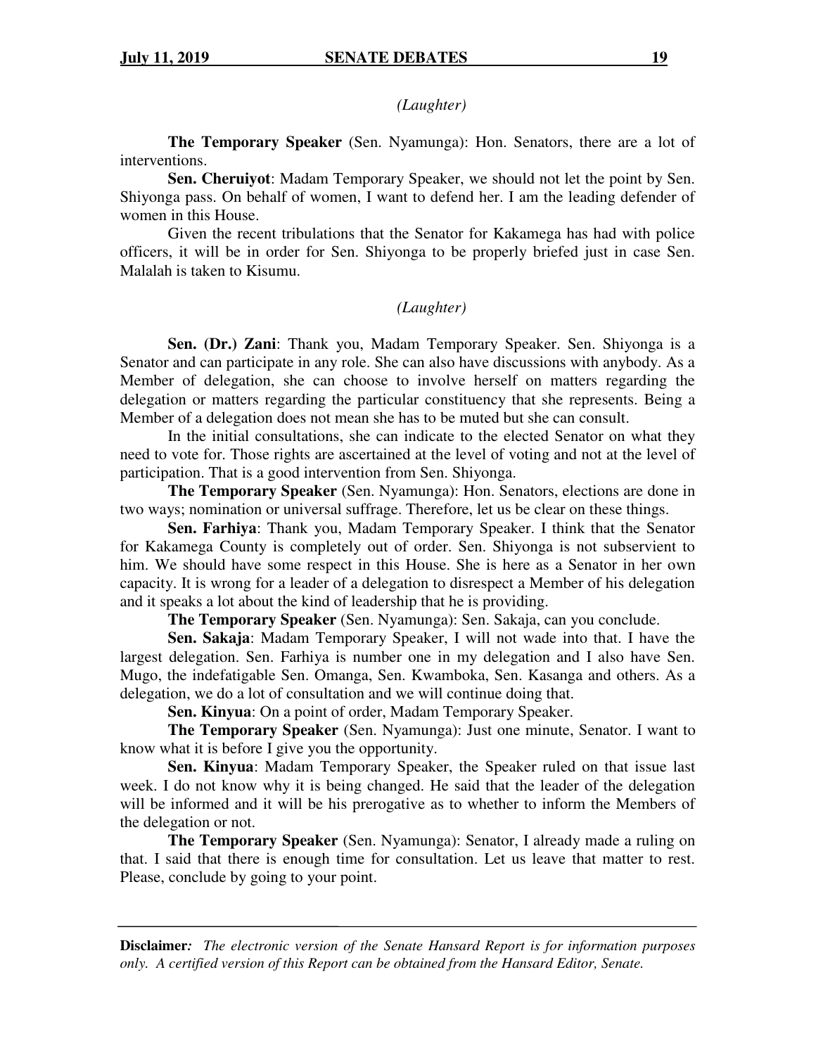*(Laughter)*

**The Temporary Speaker** (Sen. Nyamunga): Hon. Senators, there are a lot of interventions.

**Sen. Cheruiyot**: Madam Temporary Speaker, we should not let the point by Sen. Shiyonga pass. On behalf of women, I want to defend her. I am the leading defender of women in this House.

Given the recent tribulations that the Senator for Kakamega has had with police officers, it will be in order for Sen. Shiyonga to be properly briefed just in case Sen. Malalah is taken to Kisumu.

*(Laughter)*

**Sen. (Dr.) Zani**: Thank you, Madam Temporary Speaker. Sen. Shiyonga is a Senator and can participate in any role. She can also have discussions with anybody. As a Member of delegation, she can choose to involve herself on matters regarding the delegation or matters regarding the particular constituency that she represents. Being a Member of a delegation does not mean she has to be muted but she can consult.

In the initial consultations, she can indicate to the elected Senator on what they need to vote for. Those rights are ascertained at the level of voting and not at the level of participation. That is a good intervention from Sen. Shiyonga.

**The Temporary Speaker** (Sen. Nyamunga): Hon. Senators, elections are done in two ways; nomination or universal suffrage. Therefore, let us be clear on these things.

**Sen. Farhiya**: Thank you, Madam Temporary Speaker. I think that the Senator for Kakamega County is completely out of order. Sen. Shiyonga is not subservient to him. We should have some respect in this House. She is here as a Senator in her own capacity. It is wrong for a leader of a delegation to disrespect a Member of his delegation and it speaks a lot about the kind of leadership that he is providing.

**The Temporary Speaker** (Sen. Nyamunga): Sen. Sakaja, can you conclude.

**Sen. Sakaja**: Madam Temporary Speaker, I will not wade into that. I have the largest delegation. Sen. Farhiya is number one in my delegation and I also have Sen. Mugo, the indefatigable Sen. Omanga, Sen. Kwamboka, Sen. Kasanga and others. As a delegation, we do a lot of consultation and we will continue doing that.

**Sen. Kinyua**: On a point of order, Madam Temporary Speaker.

**The Temporary Speaker** (Sen. Nyamunga): Just one minute, Senator. I want to know what it is before I give you the opportunity.

**Sen. Kinyua**: Madam Temporary Speaker, the Speaker ruled on that issue last week. I do not know why it is being changed. He said that the leader of the delegation will be informed and it will be his prerogative as to whether to inform the Members of the delegation or not.

**The Temporary Speaker** (Sen. Nyamunga): Senator, I already made a ruling on that. I said that there is enough time for consultation. Let us leave that matter to rest. Please, conclude by going to your point.

**Disclaimer***: The electronic version of the Senate Hansard Report is for information purposes only. A certified version of this Report can be obtained from the Hansard Editor, Senate.*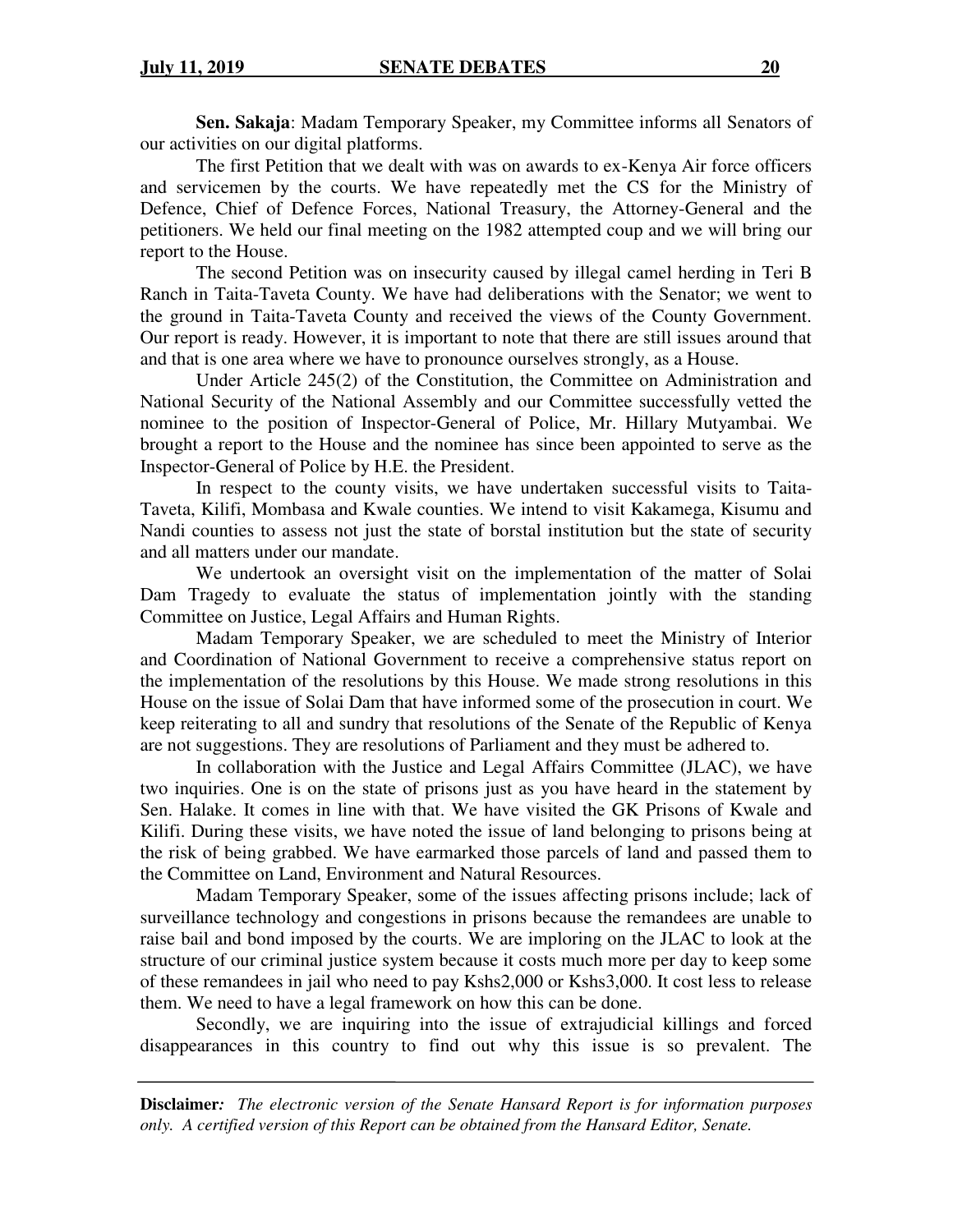**Sen. Sakaja**: Madam Temporary Speaker, my Committee informs all Senators of our activities on our digital platforms.

The first Petition that we dealt with was on awards to ex-Kenya Air force officers and servicemen by the courts. We have repeatedly met the CS for the Ministry of Defence, Chief of Defence Forces, National Treasury, the Attorney-General and the petitioners. We held our final meeting on the 1982 attempted coup and we will bring our report to the House.

The second Petition was on insecurity caused by illegal camel herding in Teri B Ranch in Taita-Taveta County. We have had deliberations with the Senator; we went to the ground in Taita-Taveta County and received the views of the County Government. Our report is ready. However, it is important to note that there are still issues around that and that is one area where we have to pronounce ourselves strongly, as a House.

Under Article 245(2) of the Constitution, the Committee on Administration and National Security of the National Assembly and our Committee successfully vetted the nominee to the position of Inspector-General of Police, Mr. Hillary Mutyambai. We brought a report to the House and the nominee has since been appointed to serve as the Inspector-General of Police by H.E. the President.

In respect to the county visits, we have undertaken successful visits to Taita-Taveta, Kilifi, Mombasa and Kwale counties. We intend to visit Kakamega, Kisumu and Nandi counties to assess not just the state of borstal institution but the state of security and all matters under our mandate.

We undertook an oversight visit on the implementation of the matter of Solai Dam Tragedy to evaluate the status of implementation jointly with the standing Committee on Justice, Legal Affairs and Human Rights.

Madam Temporary Speaker, we are scheduled to meet the Ministry of Interior and Coordination of National Government to receive a comprehensive status report on the implementation of the resolutions by this House. We made strong resolutions in this House on the issue of Solai Dam that have informed some of the prosecution in court. We keep reiterating to all and sundry that resolutions of the Senate of the Republic of Kenya are not suggestions. They are resolutions of Parliament and they must be adhered to.

In collaboration with the Justice and Legal Affairs Committee (JLAC), we have two inquiries. One is on the state of prisons just as you have heard in the statement by Sen. Halake. It comes in line with that. We have visited the GK Prisons of Kwale and Kilifi. During these visits, we have noted the issue of land belonging to prisons being at the risk of being grabbed. We have earmarked those parcels of land and passed them to the Committee on Land, Environment and Natural Resources.

Madam Temporary Speaker, some of the issues affecting prisons include; lack of surveillance technology and congestions in prisons because the remandees are unable to raise bail and bond imposed by the courts. We are imploring on the JLAC to look at the structure of our criminal justice system because it costs much more per day to keep some of these remandees in jail who need to pay Kshs2,000 or Kshs3,000. It cost less to release them. We need to have a legal framework on how this can be done.

Secondly, we are inquiring into the issue of extrajudicial killings and forced disappearances in this country to find out why this issue is so prevalent. The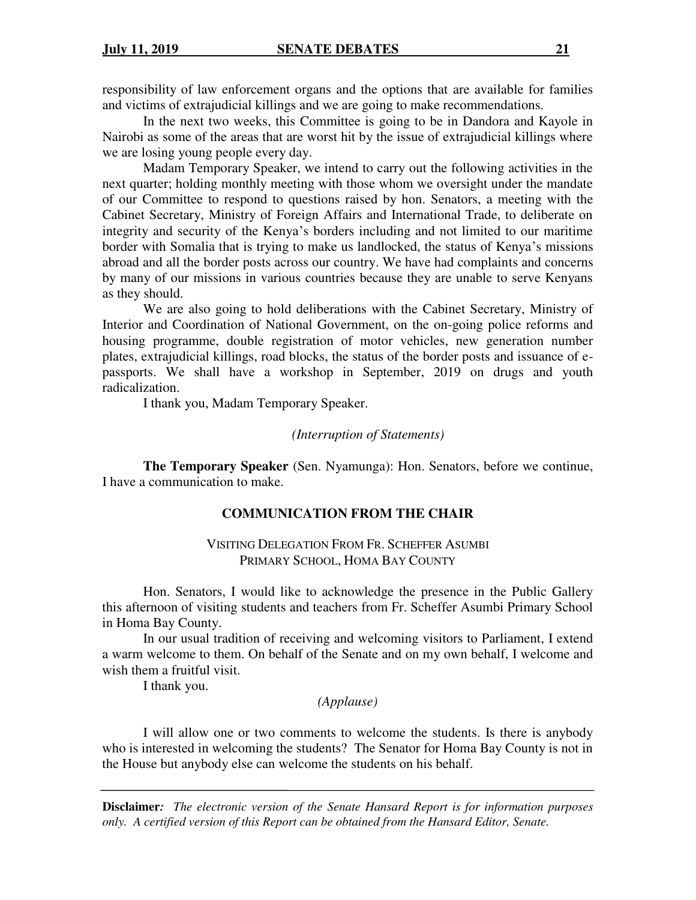responsibility of law enforcement organs and the options that are available for families and victims of extrajudicial killings and we are going to make recommendations.

In the next two weeks, this Committee is going to be in Dandora and Kayole in Nairobi as some of the areas that are worst hit by the issue of extrajudicial killings where we are losing young people every day.

Madam Temporary Speaker, we intend to carry out the following activities in the next quarter; holding monthly meeting with those whom we oversight under the mandate of our Committee to respond to questions raised by hon. Senators, a meeting with the Cabinet Secretary, Ministry of Foreign Affairs and International Trade, to deliberate on integrity and security of the Kenya's borders including and not limited to our maritime border with Somalia that is trying to make us landlocked, the status of Kenya's missions abroad and all the border posts across our country. We have had complaints and concerns by many of our missions in various countries because they are unable to serve Kenyans as they should.

We are also going to hold deliberations with the Cabinet Secretary, Ministry of Interior and Coordination of National Government, on the on-going police reforms and housing programme, double registration of motor vehicles, new generation number plates, extrajudicial killings, road blocks, the status of the border posts and issuance of e-passports. We shall have a workshop in September, 2019 on drugs and youth radicalization.

I thank you, Madam Temporary Speaker.

*(Interruption of Statements)*

**The Temporary Speaker** (Sen. Nyamunga): Hon. Senators, before we continue, I have a communication to make.

## COMMUNICATION FROM THE CHAIR

### VISITING DELEGATION FROM FR. SCHEFFER ASUMBI PRIMARY SCHOOL, HOMA BAY COUNTY

Hon. Senators, I would like to acknowledge the presence in the Public Gallery this afternoon of visiting students and teachers from Fr. Scheffer Asumbi Primary School in Homa Bay County.

In our usual tradition of receiving and welcoming visitors to Parliament, I extend a warm welcome to them. On behalf of the Senate and on my own behalf, I welcome and wish them a fruitful visit.

I thank you.

*(Applause)*

I will allow one or two comments to welcome the students. Is there is anybody who is interested in welcoming the students? The Senator for Homa Bay County is not in the House but anybody else can welcome the students on his behalf.

**Disclaimer***: The electronic version of the Senate Hansard Report is for information purposes only. A certified version of this Report can be obtained from the Hansard Editor, Senate.*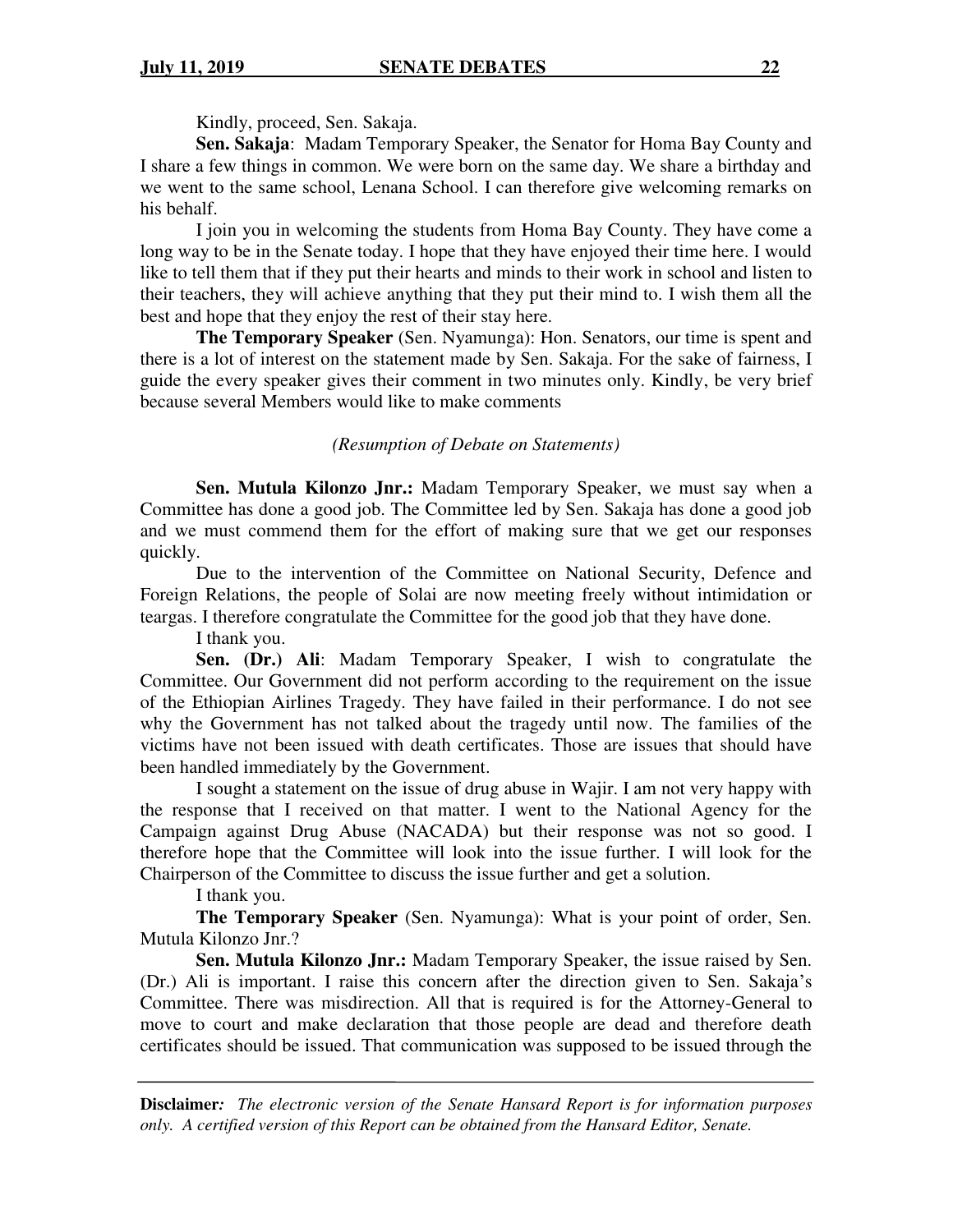Kindly, proceed, Sen. Sakaja.

**Sen. Sakaja**: Madam Temporary Speaker, the Senator for Homa Bay County and I share a few things in common. We were born on the same day. We share a birthday and we went to the same school, Lenana School. I can therefore give welcoming remarks on his behalf.

I join you in welcoming the students from Homa Bay County. They have come a long way to be in the Senate today. I hope that they have enjoyed their time here. I would like to tell them that if they put their hearts and minds to their work in school and listen to their teachers, they will achieve anything that they put their mind to. I wish them all the best and hope that they enjoy the rest of their stay here.

**The Temporary Speaker** (Sen. Nyamunga): Hon. Senators, our time is spent and there is a lot of interest on the statement made by Sen. Sakaja. For the sake of fairness, I guide the every speaker gives their comment in two minutes only. Kindly, be very brief because several Members would like to make comments

*(Resumption of Debate on Statements)*

**Sen. Mutula Kilonzo Jnr.:** Madam Temporary Speaker, we must say when a Committee has done a good job. The Committee led by Sen. Sakaja has done a good job and we must commend them for the effort of making sure that we get our responses quickly.

Due to the intervention of the Committee on National Security, Defence and Foreign Relations, the people of Solai are now meeting freely without intimidation or teargas. I therefore congratulate the Committee for the good job that they have done.

I thank you.

**Sen. (Dr.) Ali**: Madam Temporary Speaker, I wish to congratulate the Committee. Our Government did not perform according to the requirement on the issue of the Ethiopian Airlines Tragedy. They have failed in their performance. I do not see why the Government has not talked about the tragedy until now. The families of the victims have not been issued with death certificates. Those are issues that should have been handled immediately by the Government.

I sought a statement on the issue of drug abuse in Wajir. I am not very happy with the response that I received on that matter. I went to the National Agency for the Campaign against Drug Abuse (NACADA) but their response was not so good. I therefore hope that the Committee will look into the issue further. I will look for the Chairperson of the Committee to discuss the issue further and get a solution.

I thank you.

**The Temporary Speaker** (Sen. Nyamunga): What is your point of order, Sen. Mutula Kilonzo Jnr.?

**Sen. Mutula Kilonzo Jnr.:** Madam Temporary Speaker, the issue raised by Sen. (Dr.) Ali is important. I raise this concern after the direction given to Sen. Sakaja's Committee. There was misdirection. All that is required is for the Attorney-General to move to court and make declaration that those people are dead and therefore death certificates should be issued. That communication was supposed to be issued through the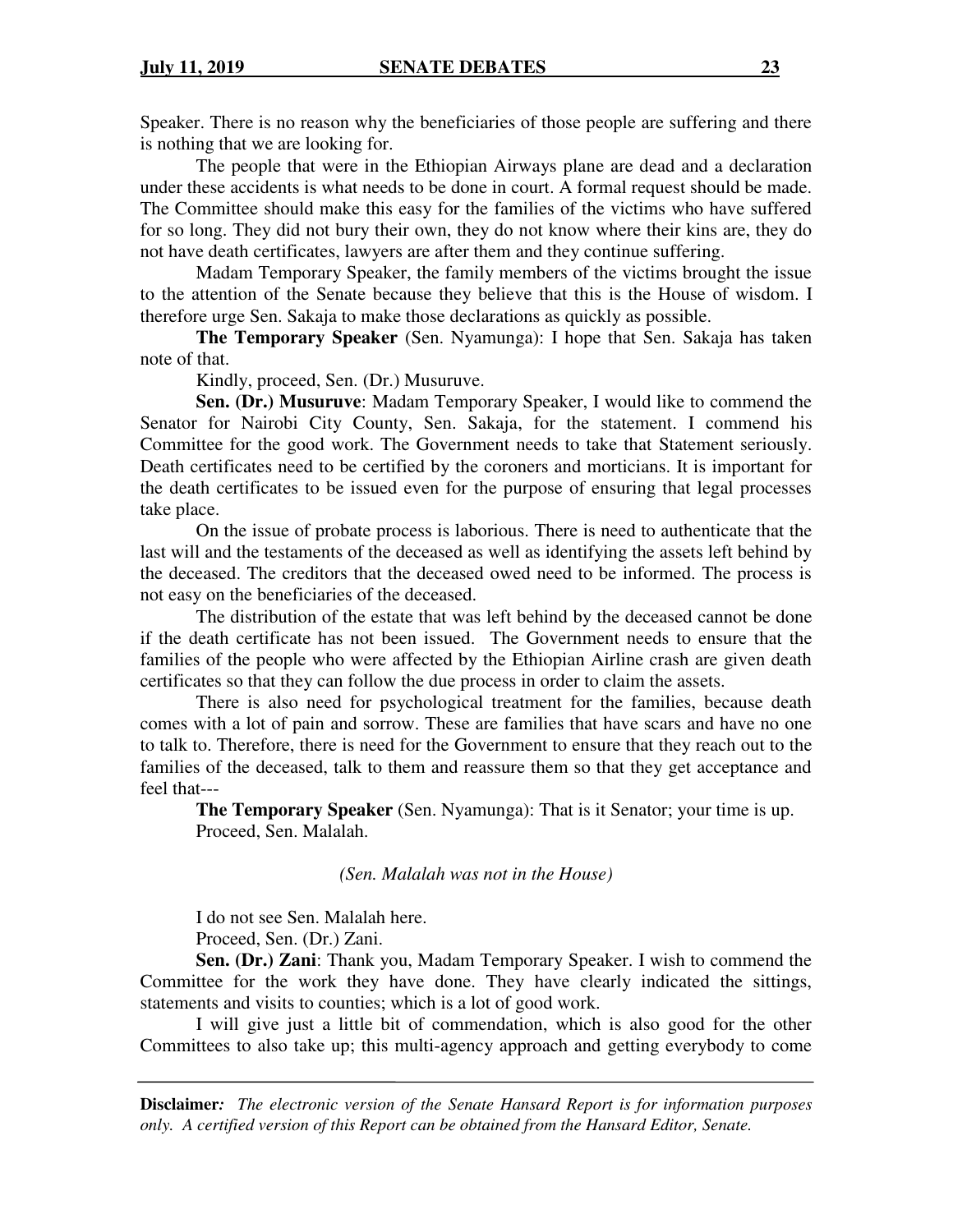Speaker. There is no reason why the beneficiaries of those people are suffering and there is nothing that we are looking for.

The people that were in the Ethiopian Airways plane are dead and a declaration under these accidents is what needs to be done in court. A formal request should be made. The Committee should make this easy for the families of the victims who have suffered for so long. They did not bury their own, they do not know where their kins are, they do not have death certificates, lawyers are after them and they continue suffering.

Madam Temporary Speaker, the family members of the victims brought the issue to the attention of the Senate because they believe that this is the House of wisdom. I therefore urge Sen. Sakaja to make those declarations as quickly as possible.

**The Temporary Speaker** (Sen. Nyamunga): I hope that Sen. Sakaja has taken note of that.

Kindly, proceed, Sen. (Dr.) Musuruve.

**Sen. (Dr.) Musuruve**: Madam Temporary Speaker, I would like to commend the Senator for Nairobi City County, Sen. Sakaja, for the statement. I commend his Committee for the good work. The Government needs to take that Statement seriously. Death certificates need to be certified by the coroners and morticians. It is important for the death certificates to be issued even for the purpose of ensuring that legal processes take place.

On the issue of probate process is laborious. There is need to authenticate that the last will and the testaments of the deceased as well as identifying the assets left behind by the deceased. The creditors that the deceased owed need to be informed. The process is not easy on the beneficiaries of the deceased.

The distribution of the estate that was left behind by the deceased cannot be done if the death certificate has not been issued. The Government needs to ensure that the families of the people who were affected by the Ethiopian Airline crash are given death certificates so that they can follow the due process in order to claim the assets.

There is also need for psychological treatment for the families, because death comes with a lot of pain and sorrow. These are families that have scars and have no one to talk to. Therefore, there is need for the Government to ensure that they reach out to the families of the deceased, talk to them and reassure them so that they get acceptance and feel that---

**The Temporary Speaker** (Sen. Nyamunga): That is it Senator; your time is up.

Proceed, Sen. Malalah.

*(Sen. Malalah was not in the House)*

I do not see Sen. Malalah here.

Proceed, Sen. (Dr.) Zani.

**Sen. (Dr.) Zani**: Thank you, Madam Temporary Speaker. I wish to commend the Committee for the work they have done. They have clearly indicated the sittings, statements and visits to counties; which is a lot of good work.

I will give just a little bit of commendation, which is also good for the other Committees to also take up; this multi-agency approach and getting everybody to come

**Disclaimer***: The electronic version of the Senate Hansard Report is for information purposes only. A certified version of this Report can be obtained from the Hansard Editor, Senate.*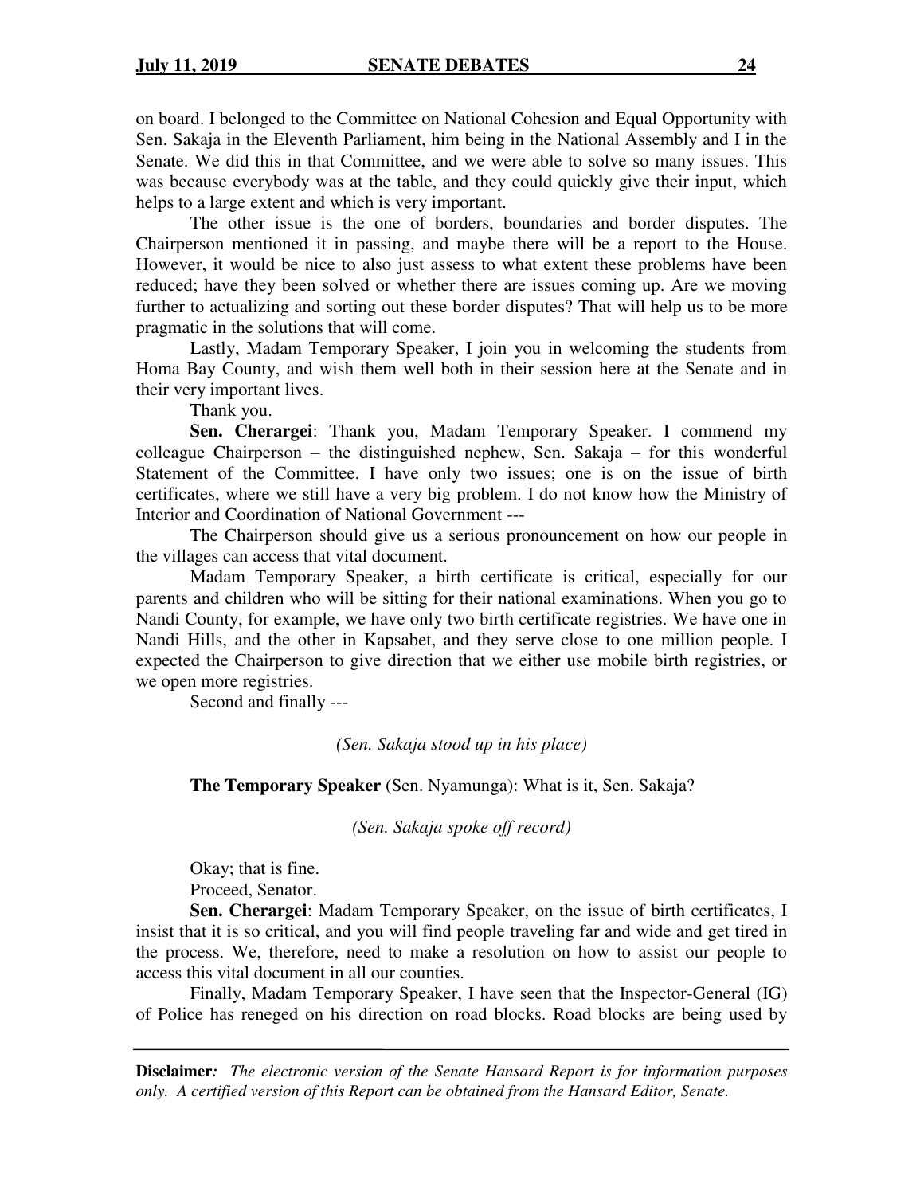on board. I belonged to the Committee on National Cohesion and Equal Opportunity with Sen. Sakaja in the Eleventh Parliament, him being in the National Assembly and I in the Senate. We did this in that Committee, and we were able to solve so many issues. This was because everybody was at the table, and they could quickly give their input, which helps to a large extent and which is very important.

The other issue is the one of borders, boundaries and border disputes. The Chairperson mentioned it in passing, and maybe there will be a report to the House. However, it would be nice to also just assess to what extent these problems have been reduced; have they been solved or whether there are issues coming up. Are we moving further to actualizing and sorting out these border disputes? That will help us to be more pragmatic in the solutions that will come.

Lastly, Madam Temporary Speaker, I join you in welcoming the students from Homa Bay County, and wish them well both in their session here at the Senate and in their very important lives.

Thank you.

**Sen. Cherargei**: Thank you, Madam Temporary Speaker. I commend my colleague Chairperson – the distinguished nephew, Sen. Sakaja – for this wonderful Statement of the Committee. I have only two issues; one is on the issue of birth certificates, where we still have a very big problem. I do not know how the Ministry of Interior and Coordination of National Government ---

The Chairperson should give us a serious pronouncement on how our people in the villages can access that vital document.

Madam Temporary Speaker, a birth certificate is critical, especially for our parents and children who will be sitting for their national examinations. When you go to Nandi County, for example, we have only two birth certificate registries. We have one in Nandi Hills, and the other in Kapsabet, and they serve close to one million people. I expected the Chairperson to give direction that we either use mobile birth registries, or we open more registries.

Second and finally ---

*(Sen. Sakaja stood up in his place)*

**The Temporary Speaker** (Sen. Nyamunga): What is it, Sen. Sakaja?

*(Sen. Sakaja spoke off record)*

Okay; that is fine.

Proceed, Senator.

**Sen. Cherargei**: Madam Temporary Speaker, on the issue of birth certificates, I insist that it is so critical, and you will find people traveling far and wide and get tired in the process. We, therefore, need to make a resolution on how to assist our people to access this vital document in all our counties.

Finally, Madam Temporary Speaker, I have seen that the Inspector-General (IG) of Police has reneged on his direction on road blocks. Road blocks are being used by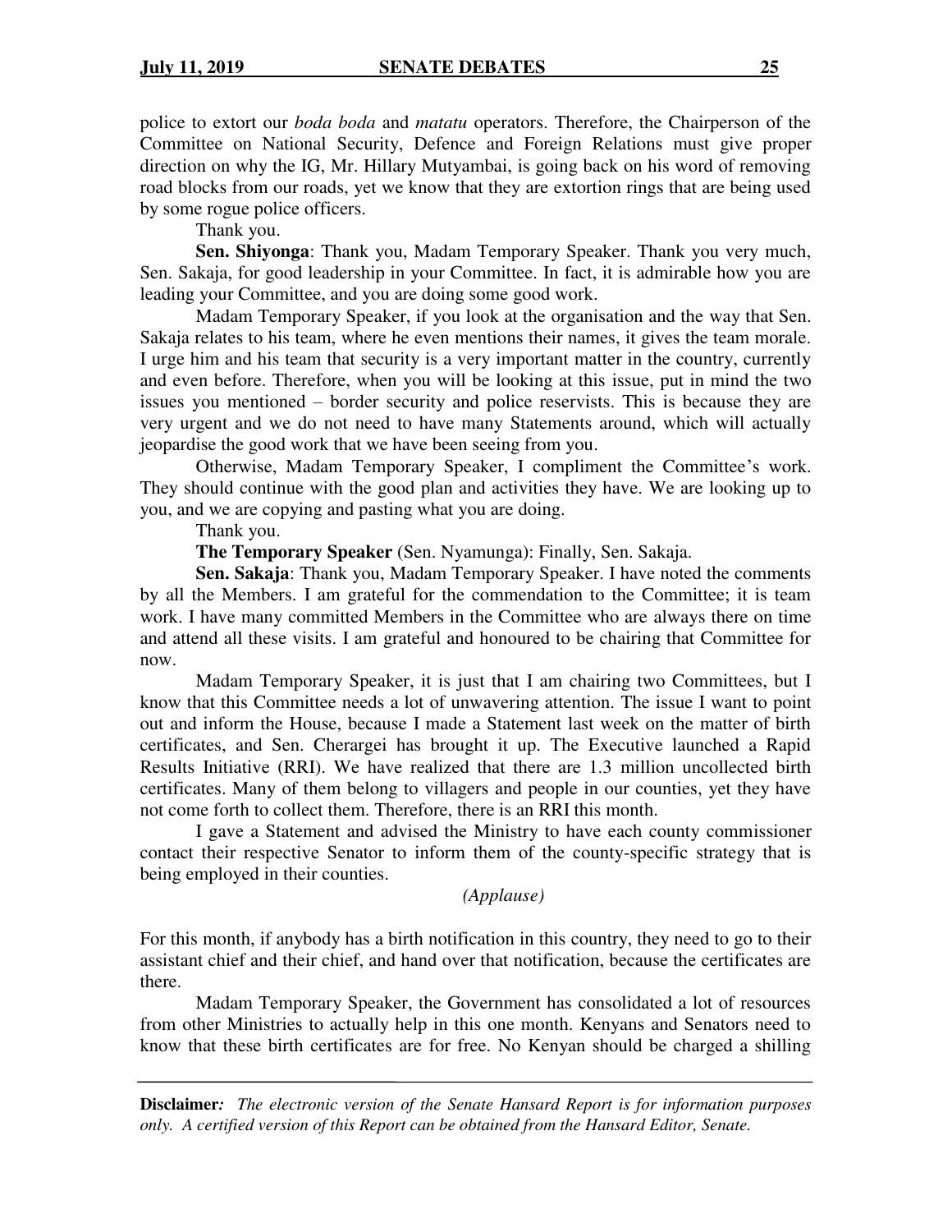police to extort our *boda boda* and *matatu* operators. Therefore, the Chairperson of the Committee on National Security, Defence and Foreign Relations must give proper direction on why the IG, Mr. Hillary Mutyambai, is going back on his word of removing road blocks from our roads, yet we know that they are extortion rings that are being used by some rogue police officers.

Thank you.

**Sen. Shiyonga**: Thank you, Madam Temporary Speaker. Thank you very much, Sen. Sakaja, for good leadership in your Committee. In fact, it is admirable how you are leading your Committee, and you are doing some good work.

Madam Temporary Speaker, if you look at the organisation and the way that Sen. Sakaja relates to his team, where he even mentions their names, it gives the team morale. I urge him and his team that security is a very important matter in the country, currently and even before. Therefore, when you will be looking at this issue, put in mind the two issues you mentioned – border security and police reservists. This is because they are very urgent and we do not need to have many Statements around, which will actually jeopardise the good work that we have been seeing from you.

Otherwise, Madam Temporary Speaker, I compliment the Committee's work. They should continue with the good plan and activities they have. We are looking up to you, and we are copying and pasting what you are doing.

Thank you.

**The Temporary Speaker** (Sen. Nyamunga): Finally, Sen. Sakaja.

**Sen. Sakaja**: Thank you, Madam Temporary Speaker. I have noted the comments by all the Members. I am grateful for the commendation to the Committee; it is team work. I have many committed Members in the Committee who are always there on time and attend all these visits. I am grateful and honoured to be chairing that Committee for now.

Madam Temporary Speaker, it is just that I am chairing two Committees, but I know that this Committee needs a lot of unwavering attention. The issue I want to point out and inform the House, because I made a Statement last week on the matter of birth certificates, and Sen. Cherargei has brought it up. The Executive launched a Rapid Results Initiative (RRI). We have realized that there are 1.3 million uncollected birth certificates. Many of them belong to villagers and people in our counties, yet they have not come forth to collect them. Therefore, there is an RRI this month.

I gave a Statement and advised the Ministry to have each county commissioner contact their respective Senator to inform them of the county-specific strategy that is being employed in their counties.

*(Applause)*

For this month, if anybody has a birth notification in this country, they need to go to their assistant chief and their chief, and hand over that notification, because the certificates are there.

Madam Temporary Speaker, the Government has consolidated a lot of resources from other Ministries to actually help in this one month. Kenyans and Senators need to know that these birth certificates are for free. No Kenyan should be charged a shilling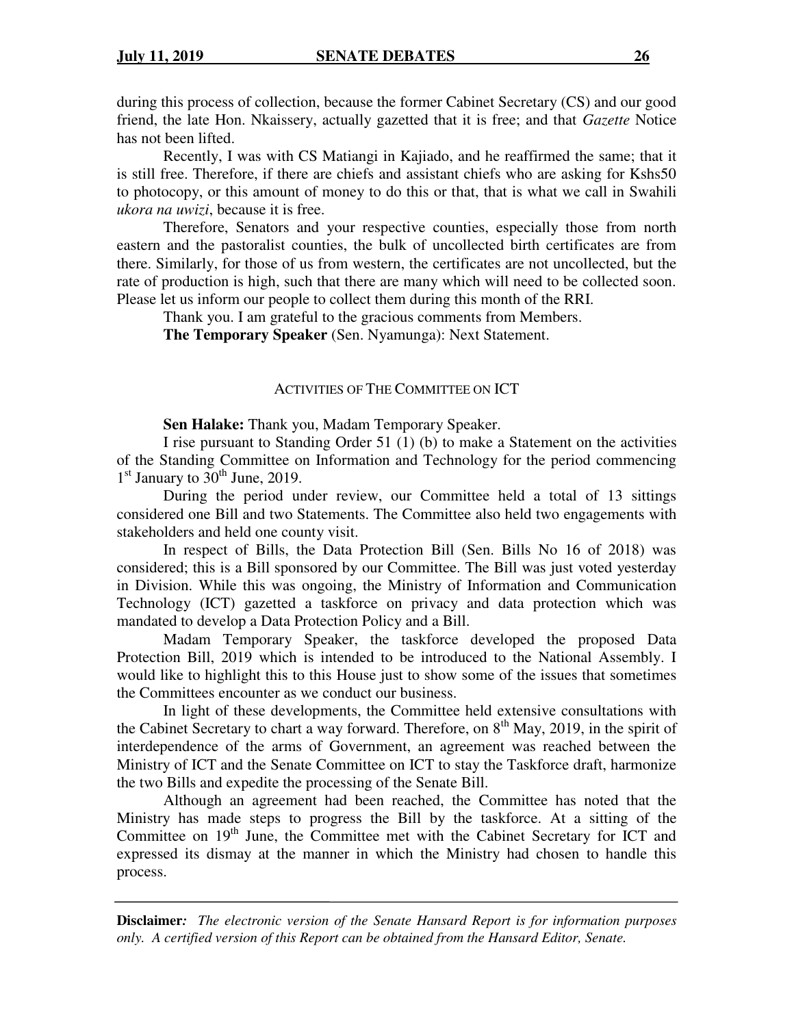during this process of collection, because the former Cabinet Secretary (CS) and our good friend, the late Hon. Nkaissery, actually gazetted that it is free; and that *Gazette* Notice has not been lifted.

Recently, I was with CS Matiangi in Kajiado, and he reaffirmed the same; that it is still free. Therefore, if there are chiefs and assistant chiefs who are asking for Kshs50 to photocopy, or this amount of money to do this or that, that is what we call in Swahili *ukora na uwizi*, because it is free.

Therefore, Senators and your respective counties, especially those from north eastern and the pastoralist counties, the bulk of uncollected birth certificates are from there. Similarly, for those of us from western, the certificates are not uncollected, but the rate of production is high, such that there are many which will need to be collected soon. Please let us inform our people to collect them during this month of the RRI.

Thank you. I am grateful to the gracious comments from Members.

**The Temporary Speaker** (Sen. Nyamunga): Next Statement.

## ACTIVITIES OF THE COMMITTEE ON ICT

**Sen Halake:** Thank you, Madam Temporary Speaker.

I rise pursuant to Standing Order 51 (1) (b) to make a Statement on the activities of the Standing Committee on Information and Technology for the period commencing 1st January to 30th June, 2019.

During the period under review, our Committee held a total of 13 sittings considered one Bill and two Statements. The Committee also held two engagements with stakeholders and held one county visit.

In respect of Bills, the Data Protection Bill (Sen. Bills No 16 of 2018) was considered; this is a Bill sponsored by our Committee. The Bill was just voted yesterday in Division. While this was ongoing, the Ministry of Information and Communication Technology (ICT) gazetted a taskforce on privacy and data protection which was mandated to develop a Data Protection Policy and a Bill.

Madam Temporary Speaker, the taskforce developed the proposed Data Protection Bill, 2019 which is intended to be introduced to the National Assembly. I would like to highlight this to this House just to show some of the issues that sometimes the Committees encounter as we conduct our business.

In light of these developments, the Committee held extensive consultations with the Cabinet Secretary to chart a way forward. Therefore, on 8th May, 2019, in the spirit of interdependence of the arms of Government, an agreement was reached between the Ministry of ICT and the Senate Committee on ICT to stay the Taskforce draft, harmonize the two Bills and expedite the processing of the Senate Bill.

Although an agreement had been reached, the Committee has noted that the Ministry has made steps to progress the Bill by the taskforce. At a sitting of the Committee on 19th June, the Committee met with the Cabinet Secretary for ICT and expressed its dismay at the manner in which the Ministry had chosen to handle this process.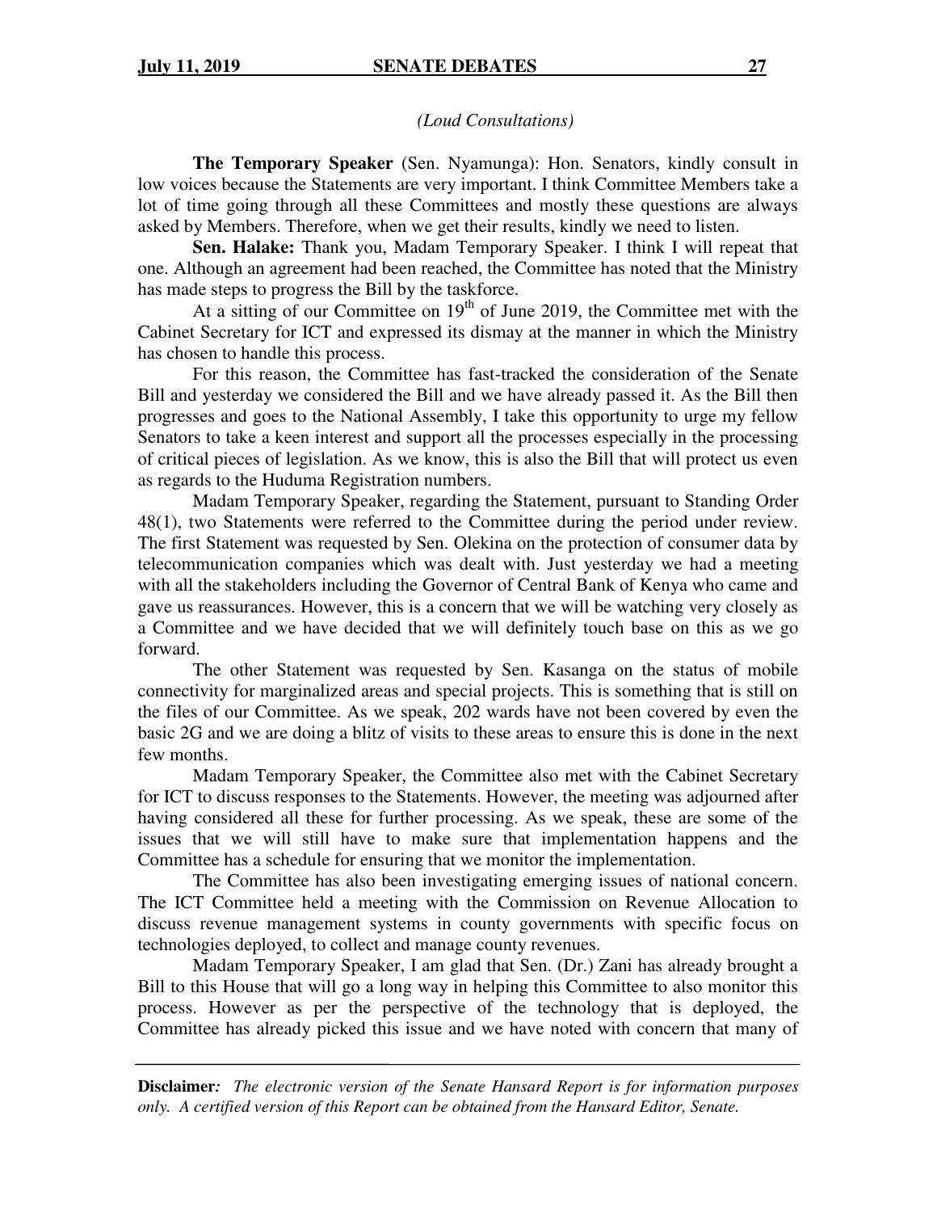*(Loud Consultations)*

**The Temporary Speaker** (Sen. Nyamunga): Hon. Senators, kindly consult in low voices because the Statements are very important. I think Committee Members take a lot of time going through all these Committees and mostly these questions are always asked by Members. Therefore, when we get their results, kindly we need to listen.

**Sen. Halake:** Thank you, Madam Temporary Speaker. I think I will repeat that one. Although an agreement had been reached, the Committee has noted that the Ministry has made steps to progress the Bill by the taskforce.

At a sitting of our Committee on 19th of June 2019, the Committee met with the Cabinet Secretary for ICT and expressed its dismay at the manner in which the Ministry has chosen to handle this process.

For this reason, the Committee has fast-tracked the consideration of the Senate Bill and yesterday we considered the Bill and we have already passed it. As the Bill then progresses and goes to the National Assembly, I take this opportunity to urge my fellow Senators to take a keen interest and support all the processes especially in the processing of critical pieces of legislation. As we know, this is also the Bill that will protect us even as regards to the Huduma Registration numbers.

Madam Temporary Speaker, regarding the Statement, pursuant to Standing Order 48(1), two Statements were referred to the Committee during the period under review. The first Statement was requested by Sen. Olekina on the protection of consumer data by telecommunication companies which was dealt with. Just yesterday we had a meeting with all the stakeholders including the Governor of Central Bank of Kenya who came and gave us reassurances. However, this is a concern that we will be watching very closely as a Committee and we have decided that we will definitely touch base on this as we go forward.

The other Statement was requested by Sen. Kasanga on the status of mobile connectivity for marginalized areas and special projects. This is something that is still on the files of our Committee. As we speak, 202 wards have not been covered by even the basic 2G and we are doing a blitz of visits to these areas to ensure this is done in the next few months.

Madam Temporary Speaker, the Committee also met with the Cabinet Secretary for ICT to discuss responses to the Statements. However, the meeting was adjourned after having considered all these for further processing. As we speak, these are some of the issues that we will still have to make sure that implementation happens and the Committee has a schedule for ensuring that we monitor the implementation.

The Committee has also been investigating emerging issues of national concern. The ICT Committee held a meeting with the Commission on Revenue Allocation to discuss revenue management systems in county governments with specific focus on technologies deployed, to collect and manage county revenues.

Madam Temporary Speaker, I am glad that Sen. (Dr.) Zani has already brought a Bill to this House that will go a long way in helping this Committee to also monitor this process. However as per the perspective of the technology that is deployed, the Committee has already picked this issue and we have noted with concern that many of

**Disclaimer***: The electronic version of the Senate Hansard Report is for information purposes only. A certified version of this Report can be obtained from the Hansard Editor, Senate.*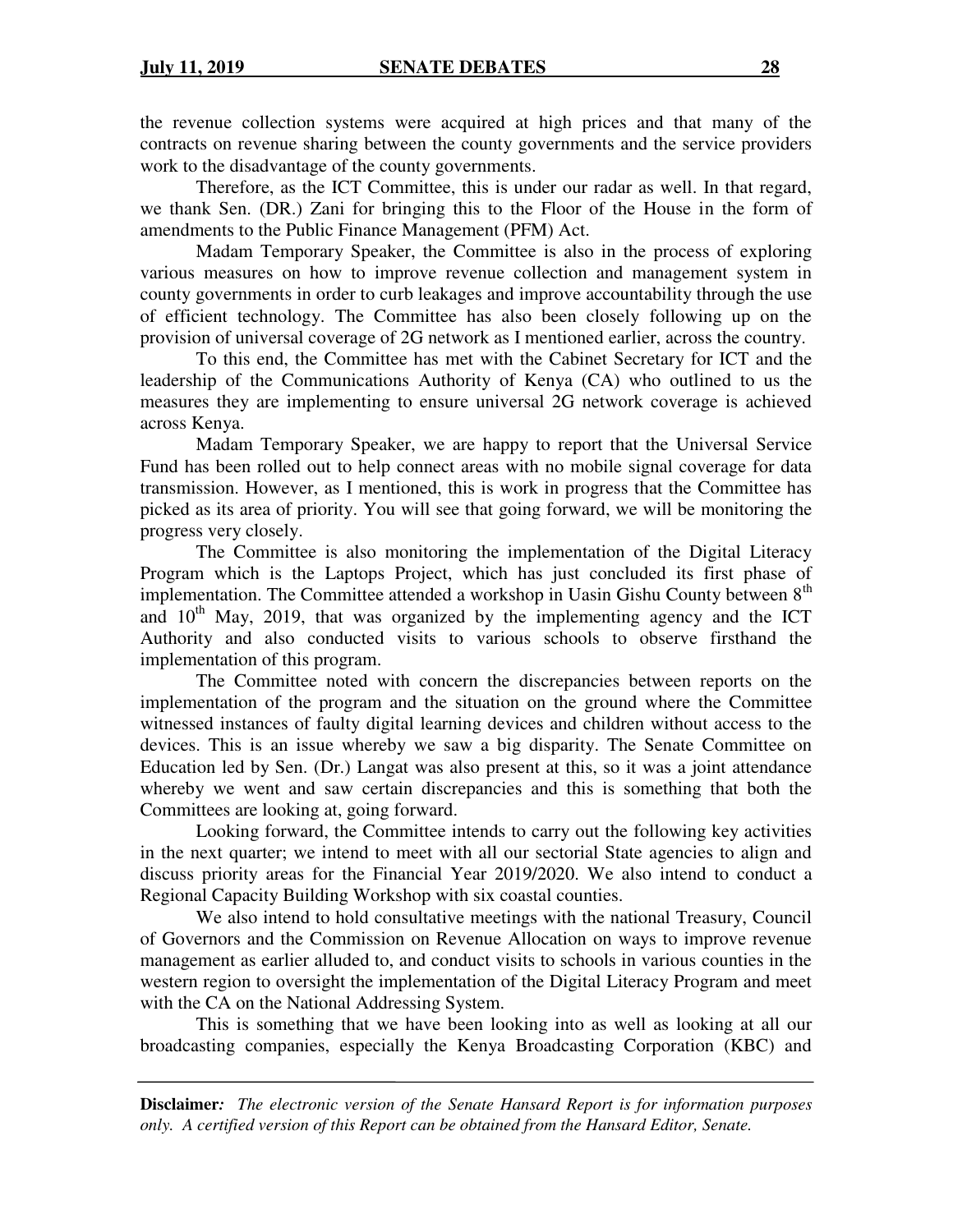the revenue collection systems were acquired at high prices and that many of the contracts on revenue sharing between the county governments and the service providers work to the disadvantage of the county governments.

Therefore, as the ICT Committee, this is under our radar as well. In that regard, we thank Sen. (DR.) Zani for bringing this to the Floor of the House in the form of amendments to the Public Finance Management (PFM) Act.

Madam Temporary Speaker, the Committee is also in the process of exploring various measures on how to improve revenue collection and management system in county governments in order to curb leakages and improve accountability through the use of efficient technology. The Committee has also been closely following up on the provision of universal coverage of 2G network as I mentioned earlier, across the country.

To this end, the Committee has met with the Cabinet Secretary for ICT and the leadership of the Communications Authority of Kenya (CA) who outlined to us the measures they are implementing to ensure universal 2G network coverage is achieved across Kenya.

Madam Temporary Speaker, we are happy to report that the Universal Service Fund has been rolled out to help connect areas with no mobile signal coverage for data transmission. However, as I mentioned, this is work in progress that the Committee has picked as its area of priority. You will see that going forward, we will be monitoring the progress very closely.

The Committee is also monitoring the implementation of the Digital Literacy Program which is the Laptops Project, which has just concluded its first phase of implementation. The Committee attended a workshop in Uasin Gishu County between 8th and 10th May, 2019, that was organized by the implementing agency and the ICT Authority and also conducted visits to various schools to observe firsthand the implementation of this program.

The Committee noted with concern the discrepancies between reports on the implementation of the program and the situation on the ground where the Committee witnessed instances of faulty digital learning devices and children without access to the devices. This is an issue whereby we saw a big disparity. The Senate Committee on Education led by Sen. (Dr.) Langat was also present at this, so it was a joint attendance whereby we went and saw certain discrepancies and this is something that both the Committees are looking at, going forward.

Looking forward, the Committee intends to carry out the following key activities in the next quarter; we intend to meet with all our sectorial State agencies to align and discuss priority areas for the Financial Year 2019/2020. We also intend to conduct a Regional Capacity Building Workshop with six coastal counties.

We also intend to hold consultative meetings with the national Treasury, Council of Governors and the Commission on Revenue Allocation on ways to improve revenue management as earlier alluded to, and conduct visits to schools in various counties in the western region to oversight the implementation of the Digital Literacy Program and meet with the CA on the National Addressing System.

This is something that we have been looking into as well as looking at all our broadcasting companies, especially the Kenya Broadcasting Corporation (KBC) and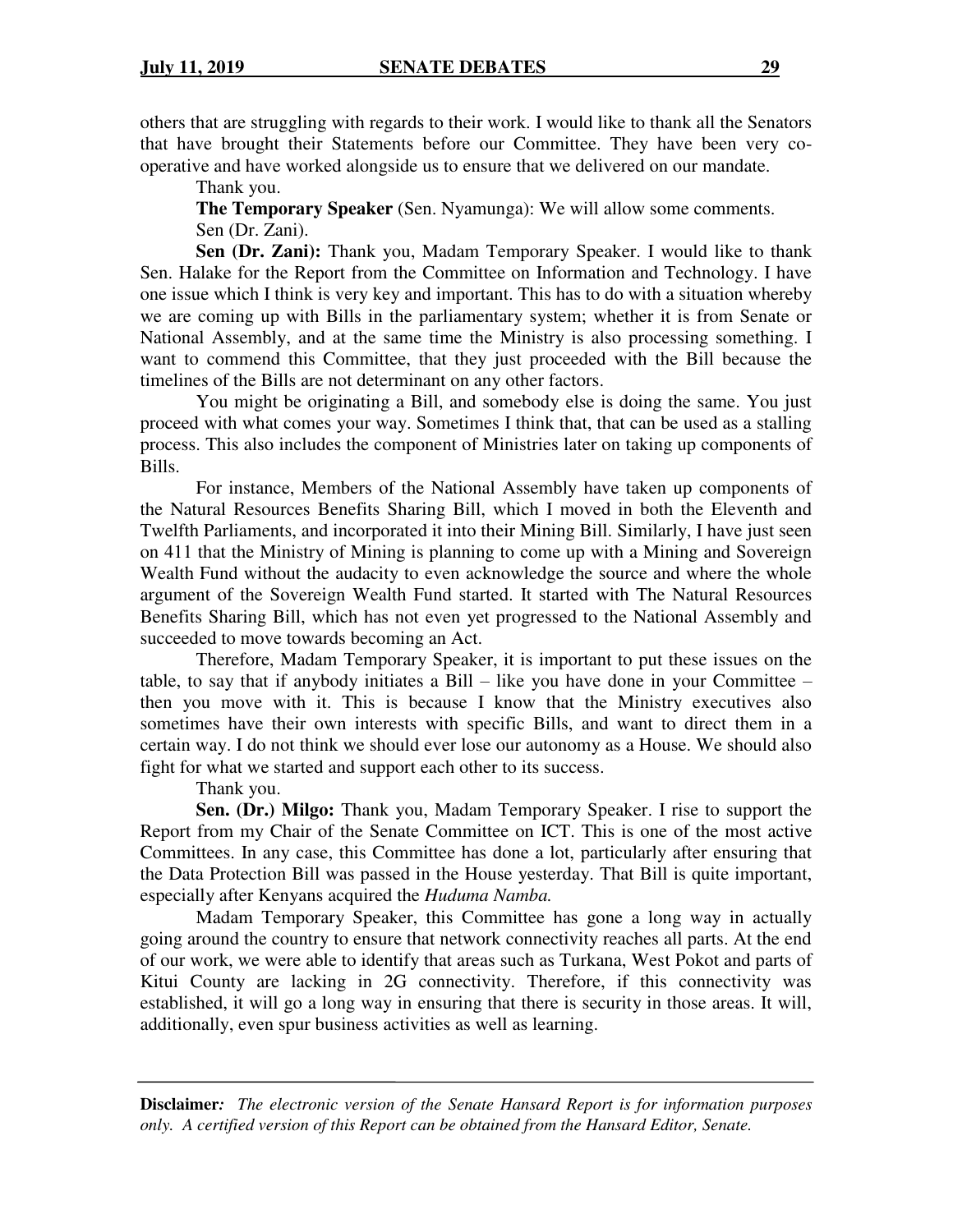others that are struggling with regards to their work. I would like to thank all the Senators that have brought their Statements before our Committee. They have been very co-operative and have worked alongside us to ensure that we delivered on our mandate.

Thank you.

**The Temporary Speaker** (Sen. Nyamunga): We will allow some comments.

Sen (Dr. Zani).

**Sen (Dr. Zani):** Thank you, Madam Temporary Speaker. I would like to thank Sen. Halake for the Report from the Committee on Information and Technology. I have one issue which I think is very key and important. This has to do with a situation whereby we are coming up with Bills in the parliamentary system; whether it is from Senate or National Assembly, and at the same time the Ministry is also processing something. I want to commend this Committee, that they just proceeded with the Bill because the timelines of the Bills are not determinant on any other factors.

You might be originating a Bill, and somebody else is doing the same. You just proceed with what comes your way. Sometimes I think that, that can be used as a stalling process. This also includes the component of Ministries later on taking up components of Bills.

For instance, Members of the National Assembly have taken up components of the Natural Resources Benefits Sharing Bill, which I moved in both the Eleventh and Twelfth Parliaments, and incorporated it into their Mining Bill. Similarly, I have just seen on 411 that the Ministry of Mining is planning to come up with a Mining and Sovereign Wealth Fund without the audacity to even acknowledge the source and where the whole argument of the Sovereign Wealth Fund started. It started with The Natural Resources Benefits Sharing Bill, which has not even yet progressed to the National Assembly and succeeded to move towards becoming an Act.

Therefore, Madam Temporary Speaker, it is important to put these issues on the table, to say that if anybody initiates a Bill – like you have done in your Committee – then you move with it. This is because I know that the Ministry executives also sometimes have their own interests with specific Bills, and want to direct them in a certain way. I do not think we should ever lose our autonomy as a House. We should also fight for what we started and support each other to its success.

Thank you.

**Sen. (Dr.) Milgo:** Thank you, Madam Temporary Speaker. I rise to support the Report from my Chair of the Senate Committee on ICT. This is one of the most active Committees. In any case, this Committee has done a lot, particularly after ensuring that the Data Protection Bill was passed in the House yesterday. That Bill is quite important, especially after Kenyans acquired the *Huduma Namba.*

Madam Temporary Speaker, this Committee has gone a long way in actually going around the country to ensure that network connectivity reaches all parts. At the end of our work, we were able to identify that areas such as Turkana, West Pokot and parts of Kitui County are lacking in 2G connectivity. Therefore, if this connectivity was established, it will go a long way in ensuring that there is security in those areas. It will, additionally, even spur business activities as well as learning.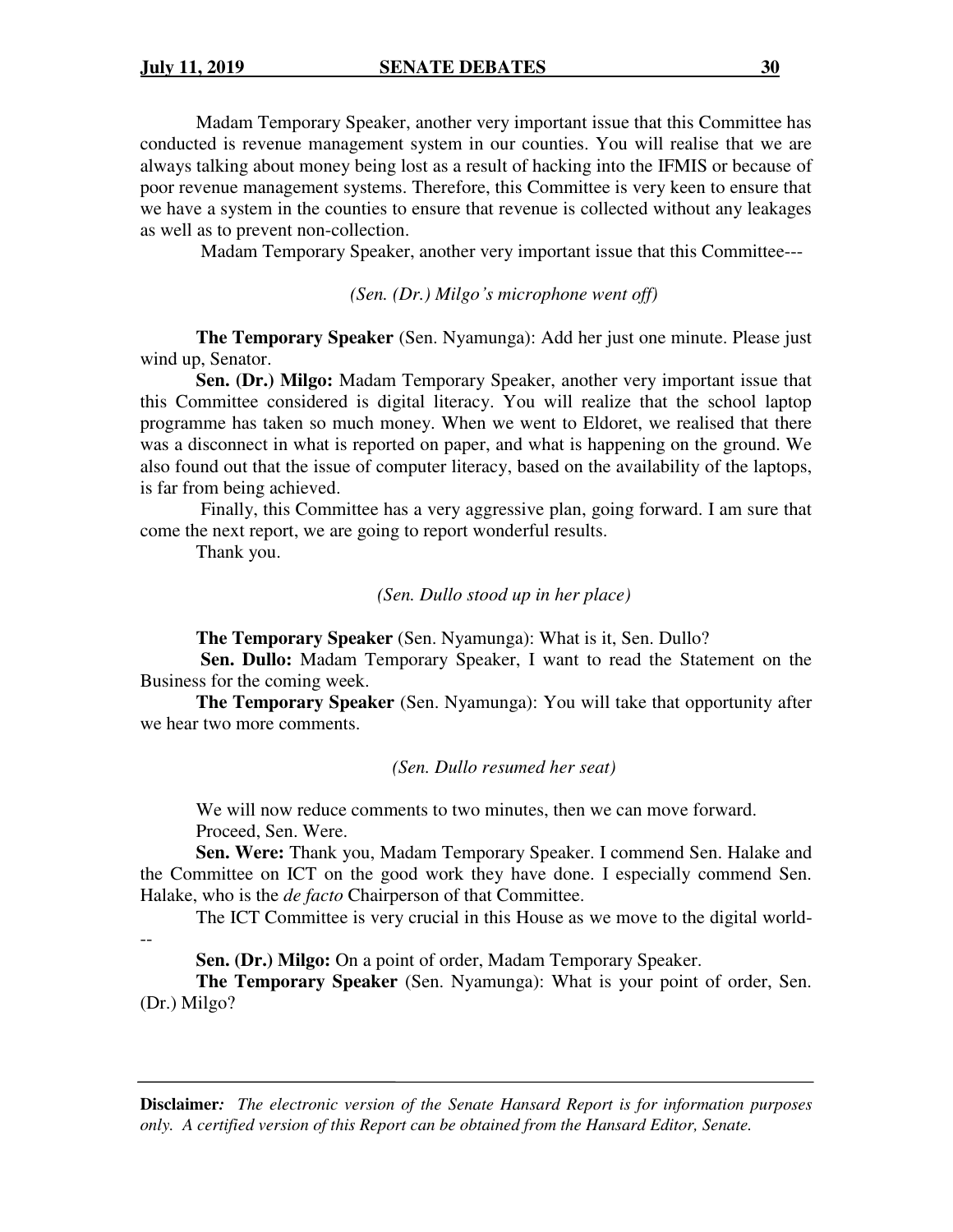Madam Temporary Speaker, another very important issue that this Committee has conducted is revenue management system in our counties. You will realise that we are always talking about money being lost as a result of hacking into the IFMIS or because of poor revenue management systems. Therefore, this Committee is very keen to ensure that we have a system in the counties to ensure that revenue is collected without any leakages as well as to prevent non-collection.

Madam Temporary Speaker, another very important issue that this Committee---

*(Sen. (Dr.) Milgo's microphone went off)*

**The Temporary Speaker** (Sen. Nyamunga): Add her just one minute. Please just wind up, Senator.

**Sen. (Dr.) Milgo:** Madam Temporary Speaker, another very important issue that this Committee considered is digital literacy. You will realize that the school laptop programme has taken so much money. When we went to Eldoret, we realised that there was a disconnect in what is reported on paper, and what is happening on the ground. We also found out that the issue of computer literacy, based on the availability of the laptops, is far from being achieved.

Finally, this Committee has a very aggressive plan, going forward. I am sure that come the next report, we are going to report wonderful results.

Thank you.

*(Sen. Dullo stood up in her place)*

**The Temporary Speaker** (Sen. Nyamunga): What is it, Sen. Dullo?

**Sen. Dullo:** Madam Temporary Speaker, I want to read the Statement on the Business for the coming week.

**The Temporary Speaker** (Sen. Nyamunga): You will take that opportunity after we hear two more comments.

*(Sen. Dullo resumed her seat)*

We will now reduce comments to two minutes, then we can move forward.

Proceed, Sen. Were.

**Sen. Were:** Thank you, Madam Temporary Speaker. I commend Sen. Halake and the Committee on ICT on the good work they have done. I especially commend Sen. Halake, who is the *de facto* Chairperson of that Committee.

The ICT Committee is very crucial in this House as we move to the digital world---

**Sen. (Dr.) Milgo:** On a point of order, Madam Temporary Speaker.

**The Temporary Speaker** (Sen. Nyamunga): What is your point of order, Sen. (Dr.) Milgo?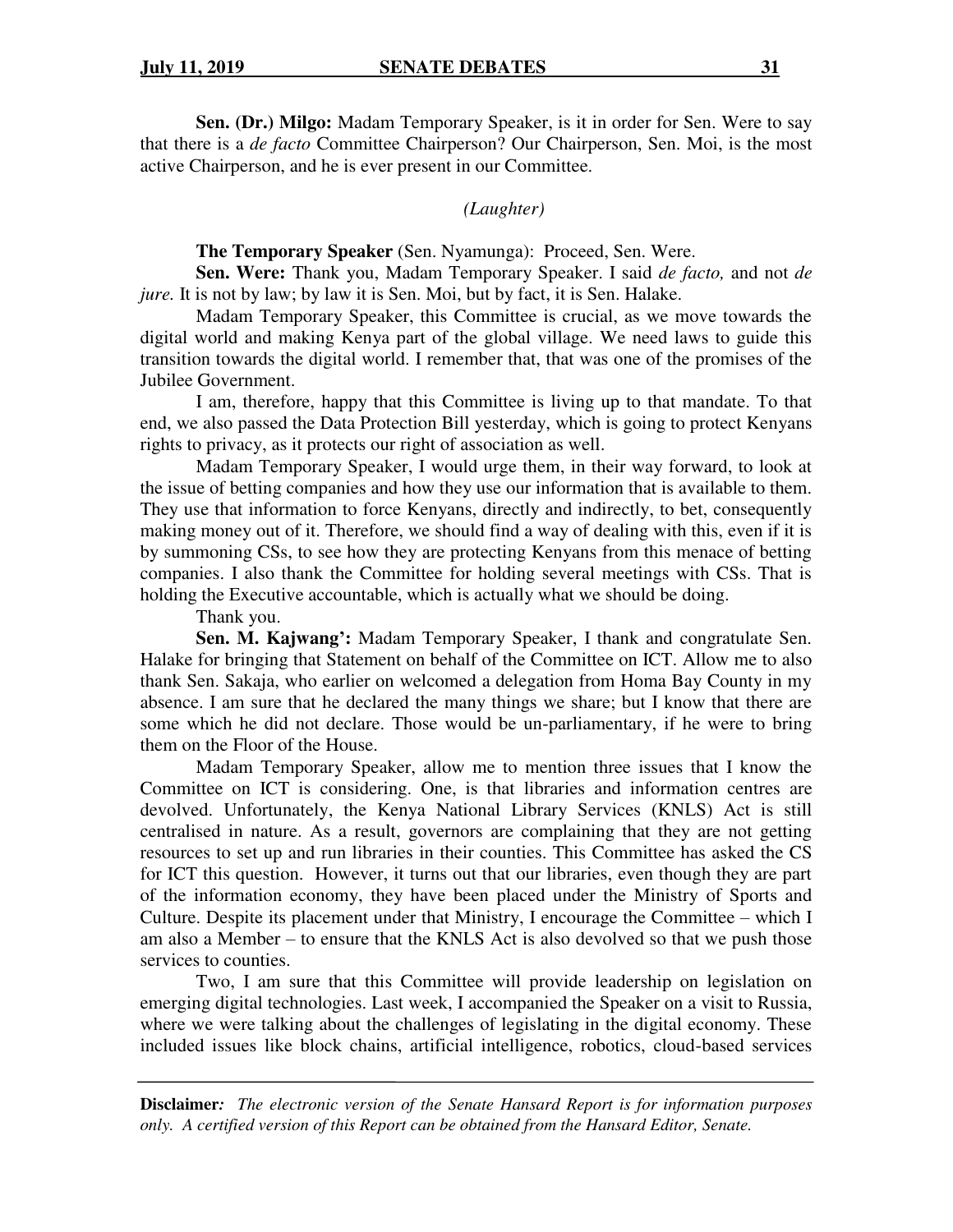**Sen. (Dr.) Milgo:** Madam Temporary Speaker, is it in order for Sen. Were to say that there is a *de facto* Committee Chairperson? Our Chairperson, Sen. Moi, is the most active Chairperson, and he is ever present in our Committee.

*(Laughter)*

**The Temporary Speaker** (Sen. Nyamunga): Proceed, Sen. Were.

**Sen. Were:** Thank you, Madam Temporary Speaker. I said *de facto,* and not *de jure.* It is not by law; by law it is Sen. Moi, but by fact, it is Sen. Halake.

Madam Temporary Speaker, this Committee is crucial, as we move towards the digital world and making Kenya part of the global village. We need laws to guide this transition towards the digital world. I remember that, that was one of the promises of the Jubilee Government.

I am, therefore, happy that this Committee is living up to that mandate. To that end, we also passed the Data Protection Bill yesterday, which is going to protect Kenyans rights to privacy, as it protects our right of association as well.

Madam Temporary Speaker, I would urge them, in their way forward, to look at the issue of betting companies and how they use our information that is available to them. They use that information to force Kenyans, directly and indirectly, to bet, consequently making money out of it. Therefore, we should find a way of dealing with this, even if it is by summoning CSs, to see how they are protecting Kenyans from this menace of betting companies. I also thank the Committee for holding several meetings with CSs. That is holding the Executive accountable, which is actually what we should be doing.

Thank you.

**Sen. M. Kajwang':** Madam Temporary Speaker, I thank and congratulate Sen. Halake for bringing that Statement on behalf of the Committee on ICT. Allow me to also thank Sen. Sakaja, who earlier on welcomed a delegation from Homa Bay County in my absence. I am sure that he declared the many things we share; but I know that there are some which he did not declare. Those would be un-parliamentary, if he were to bring them on the Floor of the House.

Madam Temporary Speaker, allow me to mention three issues that I know the Committee on ICT is considering. One, is that libraries and information centres are devolved. Unfortunately, the Kenya National Library Services (KNLS) Act is still centralised in nature. As a result, governors are complaining that they are not getting resources to set up and run libraries in their counties. This Committee has asked the CS for ICT this question. However, it turns out that our libraries, even though they are part of the information economy, they have been placed under the Ministry of Sports and Culture. Despite its placement under that Ministry, I encourage the Committee – which I am also a Member – to ensure that the KNLS Act is also devolved so that we push those services to counties.

Two, I am sure that this Committee will provide leadership on legislation on emerging digital technologies. Last week, I accompanied the Speaker on a visit to Russia, where we were talking about the challenges of legislating in the digital economy. These included issues like block chains, artificial intelligence, robotics, cloud-based services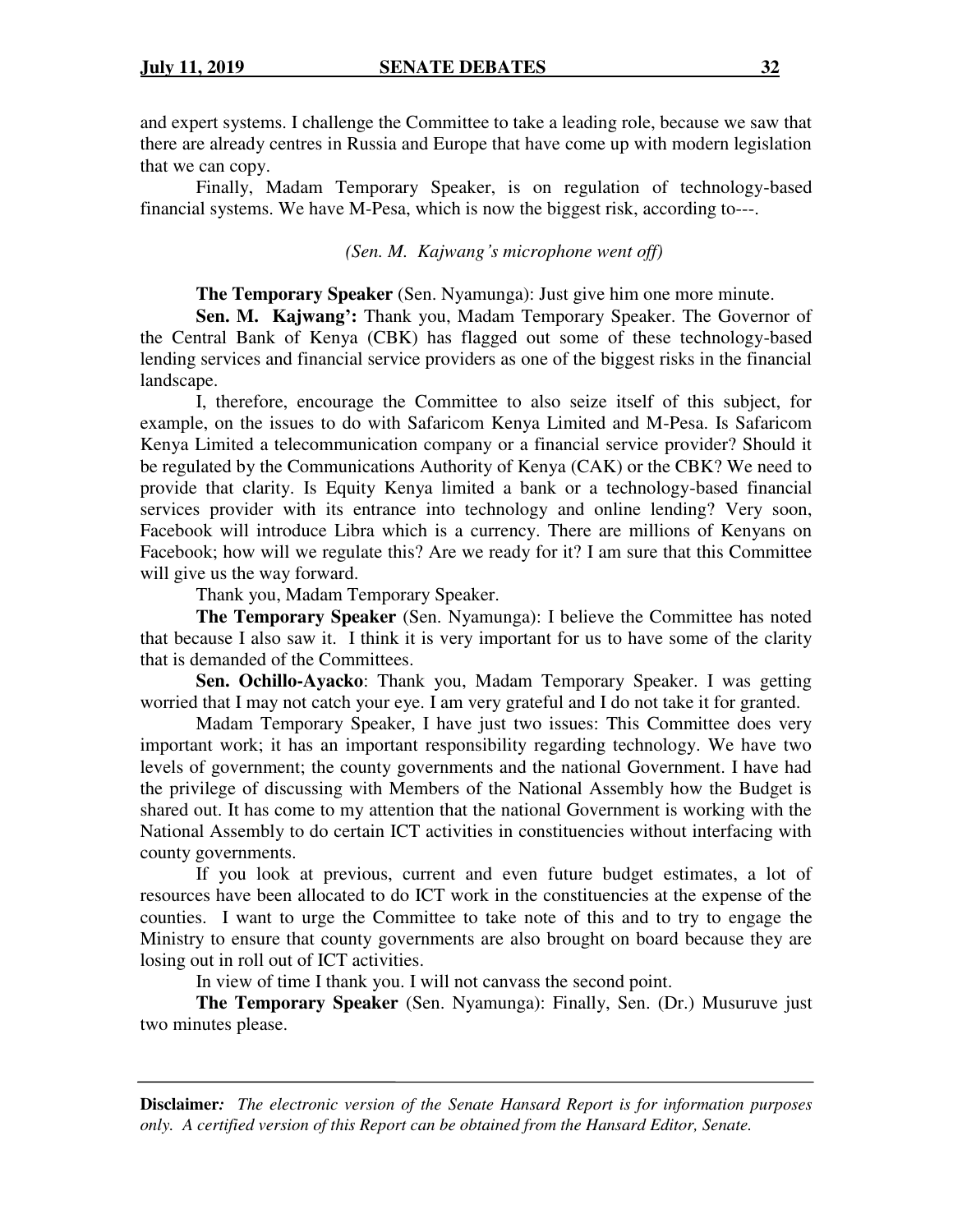and expert systems. I challenge the Committee to take a leading role, because we saw that there are already centres in Russia and Europe that have come up with modern legislation that we can copy.

Finally, Madam Temporary Speaker, is on regulation of technology-based financial systems. We have M-Pesa, which is now the biggest risk, according to---.

*(Sen. M. Kajwang's microphone went off)*

**The Temporary Speaker** (Sen. Nyamunga): Just give him one more minute.

**Sen. M. Kajwang':** Thank you, Madam Temporary Speaker. The Governor of the Central Bank of Kenya (CBK) has flagged out some of these technology-based lending services and financial service providers as one of the biggest risks in the financial landscape.

I, therefore, encourage the Committee to also seize itself of this subject, for example, on the issues to do with Safaricom Kenya Limited and M-Pesa. Is Safaricom Kenya Limited a telecommunication company or a financial service provider? Should it be regulated by the Communications Authority of Kenya (CAK) or the CBK? We need to provide that clarity. Is Equity Kenya limited a bank or a technology-based financial services provider with its entrance into technology and online lending? Very soon, Facebook will introduce Libra which is a currency. There are millions of Kenyans on Facebook; how will we regulate this? Are we ready for it? I am sure that this Committee will give us the way forward.

Thank you, Madam Temporary Speaker.

**The Temporary Speaker** (Sen. Nyamunga): I believe the Committee has noted that because I also saw it. I think it is very important for us to have some of the clarity that is demanded of the Committees.

**Sen. Ochillo-Ayacko**: Thank you, Madam Temporary Speaker. I was getting worried that I may not catch your eye. I am very grateful and I do not take it for granted.

Madam Temporary Speaker, I have just two issues: This Committee does very important work; it has an important responsibility regarding technology. We have two levels of government; the county governments and the national Government. I have had the privilege of discussing with Members of the National Assembly how the Budget is shared out. It has come to my attention that the national Government is working with the National Assembly to do certain ICT activities in constituencies without interfacing with county governments.

If you look at previous, current and even future budget estimates, a lot of resources have been allocated to do ICT work in the constituencies at the expense of the counties. I want to urge the Committee to take note of this and to try to engage the Ministry to ensure that county governments are also brought on board because they are losing out in roll out of ICT activities.

In view of time I thank you. I will not canvass the second point.

**The Temporary Speaker** (Sen. Nyamunga): Finally, Sen. (Dr.) Musuruve just two minutes please.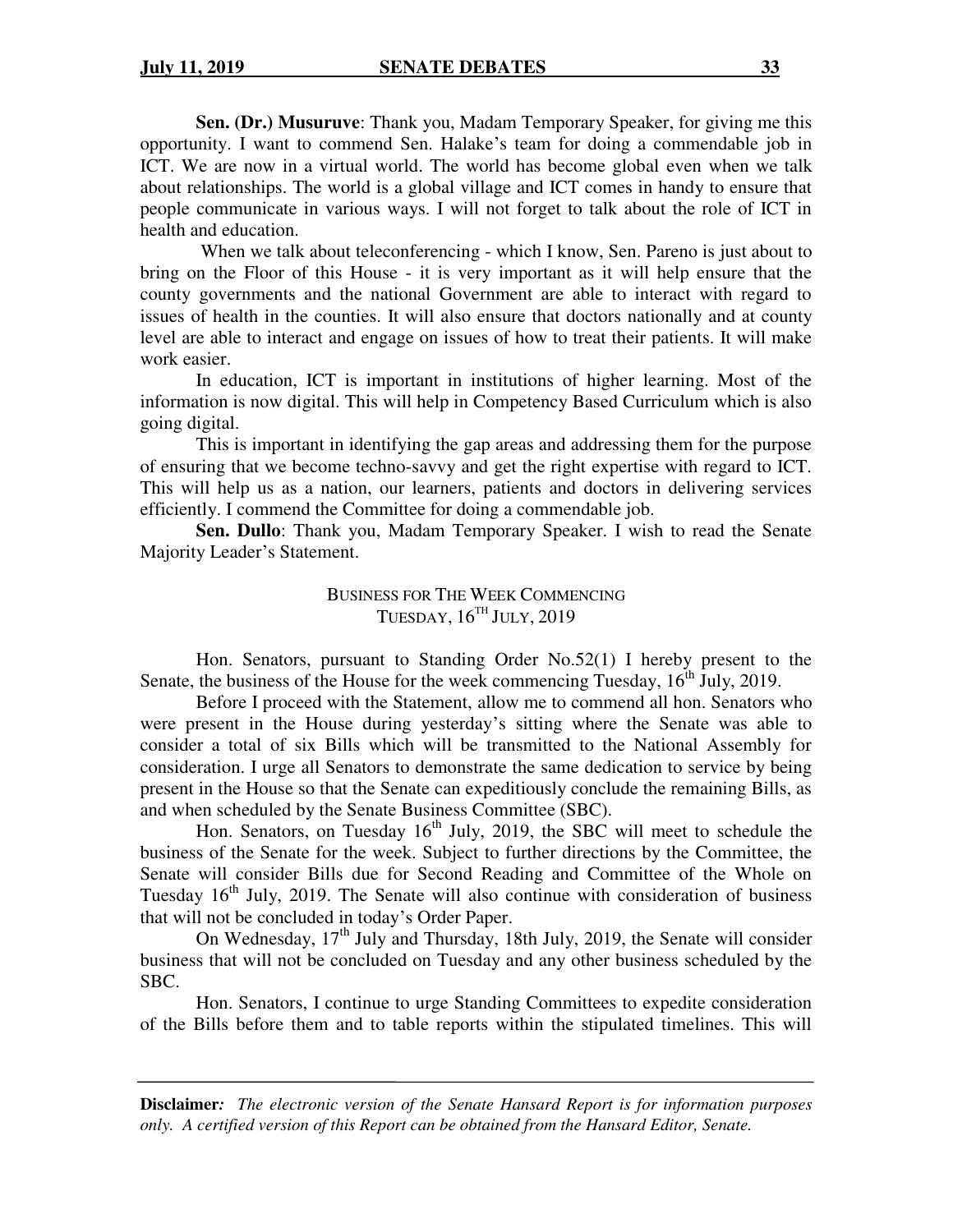**Sen. (Dr.) Musuruve**: Thank you, Madam Temporary Speaker, for giving me this opportunity. I want to commend Sen. Halake's team for doing a commendable job in ICT. We are now in a virtual world. The world has become global even when we talk about relationships. The world is a global village and ICT comes in handy to ensure that people communicate in various ways. I will not forget to talk about the role of ICT in health and education.

When we talk about teleconferencing - which I know, Sen. Pareno is just about to bring on the Floor of this House - it is very important as it will help ensure that the county governments and the national Government are able to interact with regard to issues of health in the counties. It will also ensure that doctors nationally and at county level are able to interact and engage on issues of how to treat their patients. It will make work easier.

In education, ICT is important in institutions of higher learning. Most of the information is now digital. This will help in Competency Based Curriculum which is also going digital.

This is important in identifying the gap areas and addressing them for the purpose of ensuring that we become techno-savvy and get the right expertise with regard to ICT. This will help us as a nation, our learners, patients and doctors in delivering services efficiently. I commend the Committee for doing a commendable job.

**Sen. Dullo**: Thank you, Madam Temporary Speaker. I wish to read the Senate Majority Leader's Statement.

## BUSINESS FOR THE WEEK COMMENCING TUESDAY, 16TH JULY, 2019

Hon. Senators, pursuant to Standing Order No.52(1) I hereby present to the Senate, the business of the House for the week commencing Tuesday, 16th July, 2019.

Before I proceed with the Statement, allow me to commend all hon. Senators who were present in the House during yesterday's sitting where the Senate was able to consider a total of six Bills which will be transmitted to the National Assembly for consideration. I urge all Senators to demonstrate the same dedication to service by being present in the House so that the Senate can expeditiously conclude the remaining Bills, as and when scheduled by the Senate Business Committee (SBC).

Hon. Senators, on Tuesday 16th July, 2019, the SBC will meet to schedule the business of the Senate for the week. Subject to further directions by the Committee, the Senate will consider Bills due for Second Reading and Committee of the Whole on Tuesday 16th July, 2019. The Senate will also continue with consideration of business that will not be concluded in today's Order Paper.

On Wednesday, 17th July and Thursday, 18th July, 2019, the Senate will consider business that will not be concluded on Tuesday and any other business scheduled by the SBC.

Hon. Senators, I continue to urge Standing Committees to expedite consideration of the Bills before them and to table reports within the stipulated timelines. This will

**Disclaimer***: The electronic version of the Senate Hansard Report is for information purposes only. A certified version of this Report can be obtained from the Hansard Editor, Senate.*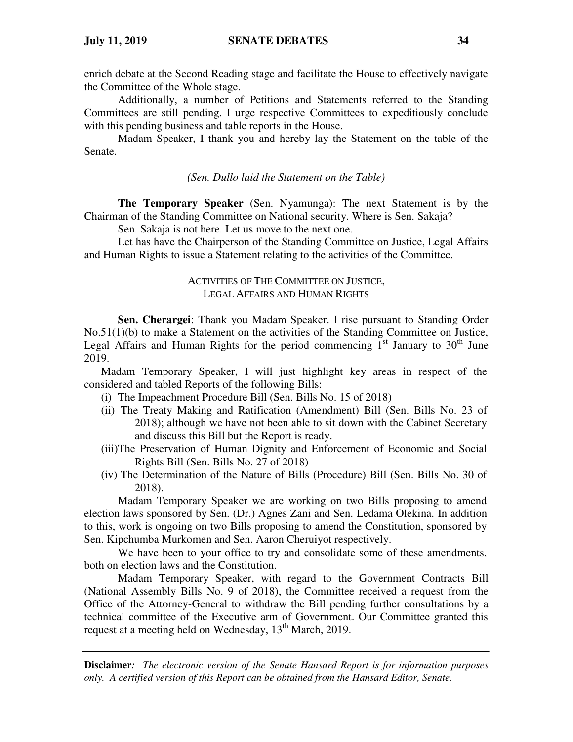enrich debate at the Second Reading stage and facilitate the House to effectively navigate the Committee of the Whole stage.

Additionally, a number of Petitions and Statements referred to the Standing Committees are still pending. I urge respective Committees to expeditiously conclude with this pending business and table reports in the House.

Madam Speaker, I thank you and hereby lay the Statement on the table of the Senate.

*(Sen. Dullo laid the Statement on the Table)*

**The Temporary Speaker** (Sen. Nyamunga): The next Statement is by the Chairman of the Standing Committee on National security. Where is Sen. Sakaja?

Sen. Sakaja is not here. Let us move to the next one.

Let has have the Chairperson of the Standing Committee on Justice, Legal Affairs and Human Rights to issue a Statement relating to the activities of the Committee.

ACTIVITIES OF THE COMMITTEE ON JUSTICE, LEGAL AFFAIRS AND HUMAN RIGHTS

**Sen. Cherargei**: Thank you Madam Speaker. I rise pursuant to Standing Order No.51(1)(b) to make a Statement on the activities of the Standing Committee on Justice, Legal Affairs and Human Rights for the period commencing 1st January to 30th June 2019.

Madam Temporary Speaker, I will just highlight key areas in respect of the considered and tabled Reports of the following Bills:

(i) The Impeachment Procedure Bill (Sen. Bills No. 15 of 2018)

(ii) The Treaty Making and Ratification (Amendment) Bill (Sen. Bills No. 23 of 2018); although we have not been able to sit down with the Cabinet Secretary and discuss this Bill but the Report is ready.

(iii) The Preservation of Human Dignity and Enforcement of Economic and Social Rights Bill (Sen. Bills No. 27 of 2018)

(iv) The Determination of the Nature of Bills (Procedure) Bill (Sen. Bills No. 30 of 2018).

Madam Temporary Speaker we are working on two Bills proposing to amend election laws sponsored by Sen. (Dr.) Agnes Zani and Sen. Ledama Olekina. In addition to this, work is ongoing on two Bills proposing to amend the Constitution, sponsored by Sen. Kipchumba Murkomen and Sen. Aaron Cheruiyot respectively.

We have been to your office to try and consolidate some of these amendments, both on election laws and the Constitution.

Madam Temporary Speaker, with regard to the Government Contracts Bill (National Assembly Bills No. 9 of 2018), the Committee received a request from the Office of the Attorney-General to withdraw the Bill pending further consultations by a technical committee of the Executive arm of Government. Our Committee granted this request at a meeting held on Wednesday, 13th March, 2019.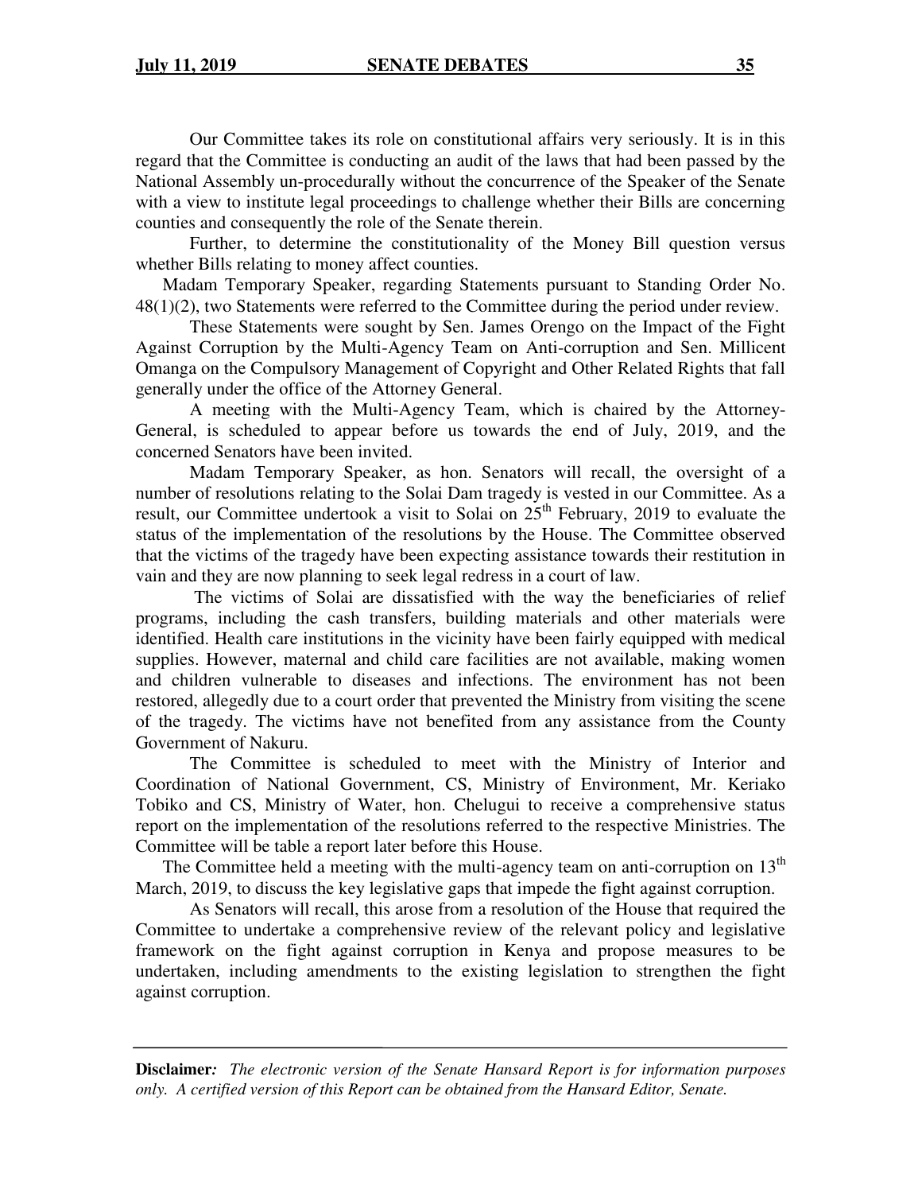Our Committee takes its role on constitutional affairs very seriously. It is in this regard that the Committee is conducting an audit of the laws that had been passed by the National Assembly un-procedurally without the concurrence of the Speaker of the Senate with a view to institute legal proceedings to challenge whether their Bills are concerning counties and consequently the role of the Senate therein.

Further, to determine the constitutionality of the Money Bill question versus whether Bills relating to money affect counties.

Madam Temporary Speaker, regarding Statements pursuant to Standing Order No. 48(1)(2), two Statements were referred to the Committee during the period under review.

These Statements were sought by Sen. James Orengo on the Impact of the Fight Against Corruption by the Multi-Agency Team on Anti-corruption and Sen. Millicent Omanga on the Compulsory Management of Copyright and Other Related Rights that fall generally under the office of the Attorney General.

A meeting with the Multi-Agency Team, which is chaired by the Attorney-General, is scheduled to appear before us towards the end of July, 2019, and the concerned Senators have been invited.

Madam Temporary Speaker, as hon. Senators will recall, the oversight of a number of resolutions relating to the Solai Dam tragedy is vested in our Committee. As a result, our Committee undertook a visit to Solai on 25th February, 2019 to evaluate the status of the implementation of the resolutions by the House. The Committee observed that the victims of the tragedy have been expecting assistance towards their restitution in vain and they are now planning to seek legal redress in a court of law.

The victims of Solai are dissatisfied with the way the beneficiaries of relief programs, including the cash transfers, building materials and other materials were identified. Health care institutions in the vicinity have been fairly equipped with medical supplies. However, maternal and child care facilities are not available, making women and children vulnerable to diseases and infections. The environment has not been restored, allegedly due to a court order that prevented the Ministry from visiting the scene of the tragedy. The victims have not benefited from any assistance from the County Government of Nakuru.

The Committee is scheduled to meet with the Ministry of Interior and Coordination of National Government, CS, Ministry of Environment, Mr. Keriako Tobiko and CS, Ministry of Water, hon. Chelugui to receive a comprehensive status report on the implementation of the resolutions referred to the respective Ministries. The Committee will be table a report later before this House.

The Committee held a meeting with the multi-agency team on anti-corruption on 13th March, 2019, to discuss the key legislative gaps that impede the fight against corruption.

As Senators will recall, this arose from a resolution of the House that required the Committee to undertake a comprehensive review of the relevant policy and legislative framework on the fight against corruption in Kenya and propose measures to be undertaken, including amendments to the existing legislation to strengthen the fight against corruption.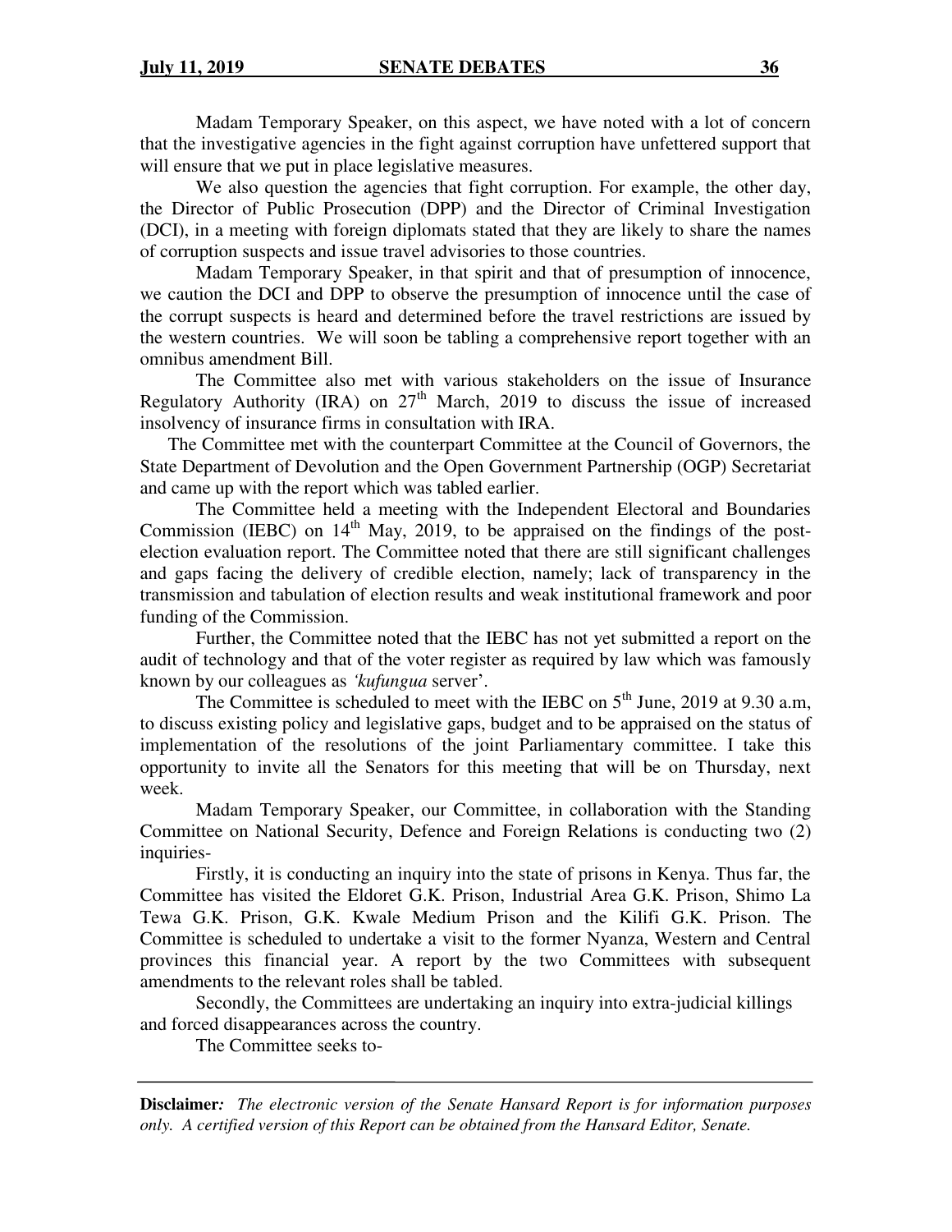Madam Temporary Speaker, on this aspect, we have noted with a lot of concern that the investigative agencies in the fight against corruption have unfettered support that will ensure that we put in place legislative measures.

We also question the agencies that fight corruption. For example, the other day, the Director of Public Prosecution (DPP) and the Director of Criminal Investigation (DCI), in a meeting with foreign diplomats stated that they are likely to share the names of corruption suspects and issue travel advisories to those countries.

Madam Temporary Speaker, in that spirit and that of presumption of innocence, we caution the DCI and DPP to observe the presumption of innocence until the case of the corrupt suspects is heard and determined before the travel restrictions are issued by the western countries. We will soon be tabling a comprehensive report together with an omnibus amendment Bill.

The Committee also met with various stakeholders on the issue of Insurance Regulatory Authority (IRA) on 27th March, 2019 to discuss the issue of increased insolvency of insurance firms in consultation with IRA.

The Committee met with the counterpart Committee at the Council of Governors, the State Department of Devolution and the Open Government Partnership (OGP) Secretariat and came up with the report which was tabled earlier.

The Committee held a meeting with the Independent Electoral and Boundaries Commission (IEBC) on 14th May, 2019, to be appraised on the findings of the post-election evaluation report. The Committee noted that there are still significant challenges and gaps facing the delivery of credible election, namely; lack of transparency in the transmission and tabulation of election results and weak institutional framework and poor funding of the Commission.

Further, the Committee noted that the IEBC has not yet submitted a report on the audit of technology and that of the voter register as required by law which was famously known by our colleagues as *'kufungua* server'.

The Committee is scheduled to meet with the IEBC on 5th June, 2019 at 9.30 a.m, to discuss existing policy and legislative gaps, budget and to be appraised on the status of implementation of the resolutions of the joint Parliamentary committee. I take this opportunity to invite all the Senators for this meeting that will be on Thursday, next week.

Madam Temporary Speaker, our Committee, in collaboration with the Standing Committee on National Security, Defence and Foreign Relations is conducting two (2) inquiries-

Firstly, it is conducting an inquiry into the state of prisons in Kenya. Thus far, the Committee has visited the Eldoret G.K. Prison, Industrial Area G.K. Prison, Shimo La Tewa G.K. Prison, G.K. Kwale Medium Prison and the Kilifi G.K. Prison. The Committee is scheduled to undertake a visit to the former Nyanza, Western and Central provinces this financial year. A report by the two Committees with subsequent amendments to the relevant roles shall be tabled.

Secondly, the Committees are undertaking an inquiry into extra-judicial killings and forced disappearances across the country.

The Committee seeks to-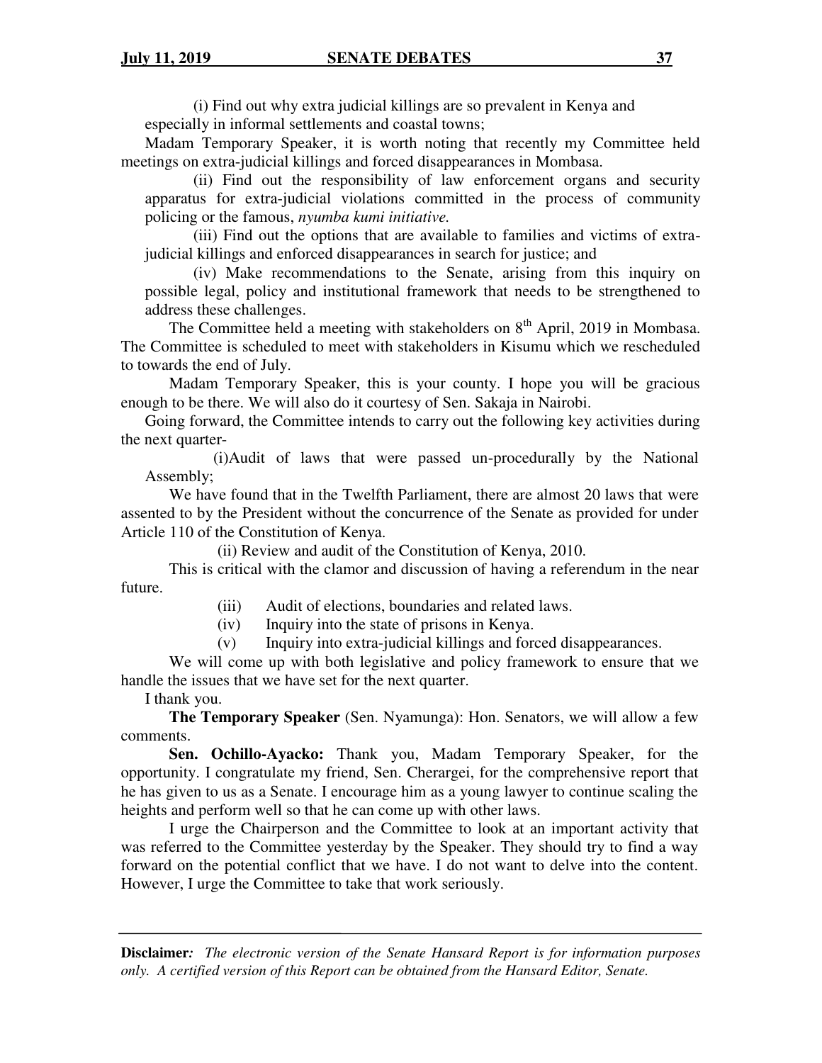(i) Find out why extra judicial killings are so prevalent in Kenya and especially in informal settlements and coastal towns;

Madam Temporary Speaker, it is worth noting that recently my Committee held meetings on extra-judicial killings and forced disappearances in Mombasa.

(ii) Find out the responsibility of law enforcement organs and security apparatus for extra-judicial violations committed in the process of community policing or the famous, *nyumba kumi initiative.*

(iii) Find out the options that are available to families and victims of extra-judicial killings and enforced disappearances in search for justice; and

(iv) Make recommendations to the Senate, arising from this inquiry on possible legal, policy and institutional framework that needs to be strengthened to address these challenges.

The Committee held a meeting with stakeholders on 8th April, 2019 in Mombasa. The Committee is scheduled to meet with stakeholders in Kisumu which we rescheduled to towards the end of July.

Madam Temporary Speaker, this is your county. I hope you will be gracious enough to be there. We will also do it courtesy of Sen. Sakaja in Nairobi.

Going forward, the Committee intends to carry out the following key activities during the next quarter-

(i)Audit of laws that were passed un-procedurally by the National Assembly;

We have found that in the Twelfth Parliament, there are almost 20 laws that were assented to by the President without the concurrence of the Senate as provided for under Article 110 of the Constitution of Kenya.

(ii) Review and audit of the Constitution of Kenya, 2010.

This is critical with the clamor and discussion of having a referendum in the near future.

(iii) Audit of elections, boundaries and related laws.

(iv) Inquiry into the state of prisons in Kenya.

(v) Inquiry into extra-judicial killings and forced disappearances.

We will come up with both legislative and policy framework to ensure that we handle the issues that we have set for the next quarter.

I thank you.

**The Temporary Speaker** (Sen. Nyamunga): Hon. Senators, we will allow a few comments.

**Sen. Ochillo-Ayacko:** Thank you, Madam Temporary Speaker, for the opportunity. I congratulate my friend, Sen. Cherargei, for the comprehensive report that he has given to us as a Senate. I encourage him as a young lawyer to continue scaling the heights and perform well so that he can come up with other laws.

I urge the Chairperson and the Committee to look at an important activity that was referred to the Committee yesterday by the Speaker. They should try to find a way forward on the potential conflict that we have. I do not want to delve into the content. However, I urge the Committee to take that work seriously.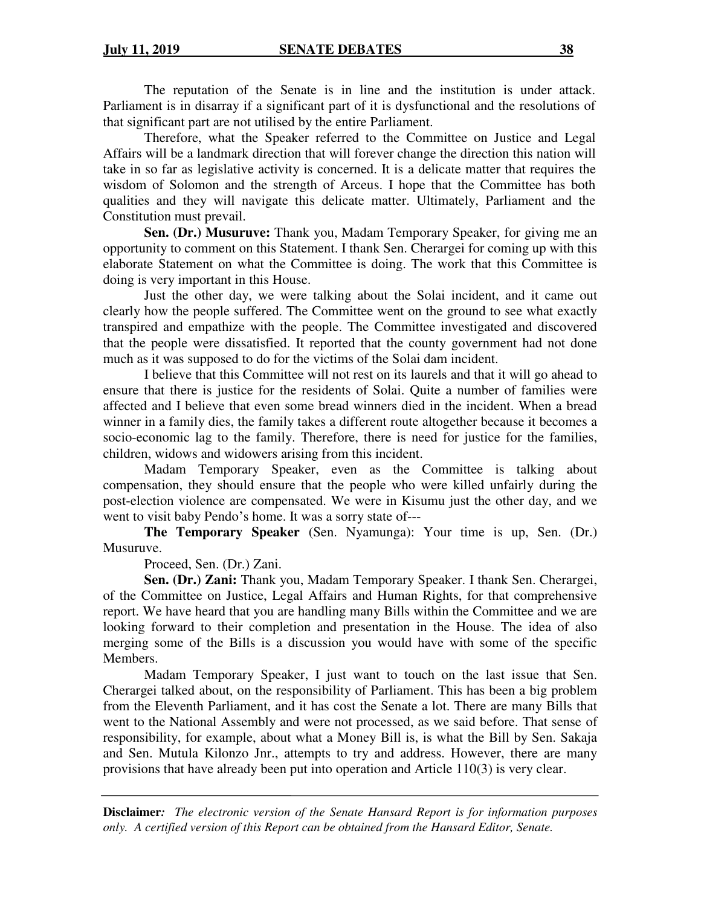The reputation of the Senate is in line and the institution is under attack. Parliament is in disarray if a significant part of it is dysfunctional and the resolutions of that significant part are not utilised by the entire Parliament.

Therefore, what the Speaker referred to the Committee on Justice and Legal Affairs will be a landmark direction that will forever change the direction this nation will take in so far as legislative activity is concerned. It is a delicate matter that requires the wisdom of Solomon and the strength of Arceus. I hope that the Committee has both qualities and they will navigate this delicate matter. Ultimately, Parliament and the Constitution must prevail.

**Sen. (Dr.) Musuruve:** Thank you, Madam Temporary Speaker, for giving me an opportunity to comment on this Statement. I thank Sen. Cherargei for coming up with this elaborate Statement on what the Committee is doing. The work that this Committee is doing is very important in this House.

Just the other day, we were talking about the Solai incident, and it came out clearly how the people suffered. The Committee went on the ground to see what exactly transpired and empathize with the people. The Committee investigated and discovered that the people were dissatisfied. It reported that the county government had not done much as it was supposed to do for the victims of the Solai dam incident.

I believe that this Committee will not rest on its laurels and that it will go ahead to ensure that there is justice for the residents of Solai. Quite a number of families were affected and I believe that even some bread winners died in the incident. When a bread winner in a family dies, the family takes a different route altogether because it becomes a socio-economic lag to the family. Therefore, there is need for justice for the families, children, widows and widowers arising from this incident.

Madam Temporary Speaker, even as the Committee is talking about compensation, they should ensure that the people who were killed unfairly during the post-election violence are compensated. We were in Kisumu just the other day, and we went to visit baby Pendo's home. It was a sorry state of---

**The Temporary Speaker** (Sen. Nyamunga): Your time is up, Sen. (Dr.) Musuruve.

Proceed, Sen. (Dr.) Zani.

**Sen. (Dr.) Zani:** Thank you, Madam Temporary Speaker. I thank Sen. Cherargei, of the Committee on Justice, Legal Affairs and Human Rights, for that comprehensive report. We have heard that you are handling many Bills within the Committee and we are looking forward to their completion and presentation in the House. The idea of also merging some of the Bills is a discussion you would have with some of the specific Members.

Madam Temporary Speaker, I just want to touch on the last issue that Sen. Cherargei talked about, on the responsibility of Parliament. This has been a big problem from the Eleventh Parliament, and it has cost the Senate a lot. There are many Bills that went to the National Assembly and were not processed, as we said before. That sense of responsibility, for example, about what a Money Bill is, is what the Bill by Sen. Sakaja and Sen. Mutula Kilonzo Jnr., attempts to try and address. However, there are many provisions that have already been put into operation and Article 110(3) is very clear.

**Disclaimer***:* *The electronic version of the Senate Hansard Report is for information purposes only. A certified version of this Report can be obtained from the Hansard Editor, Senate.*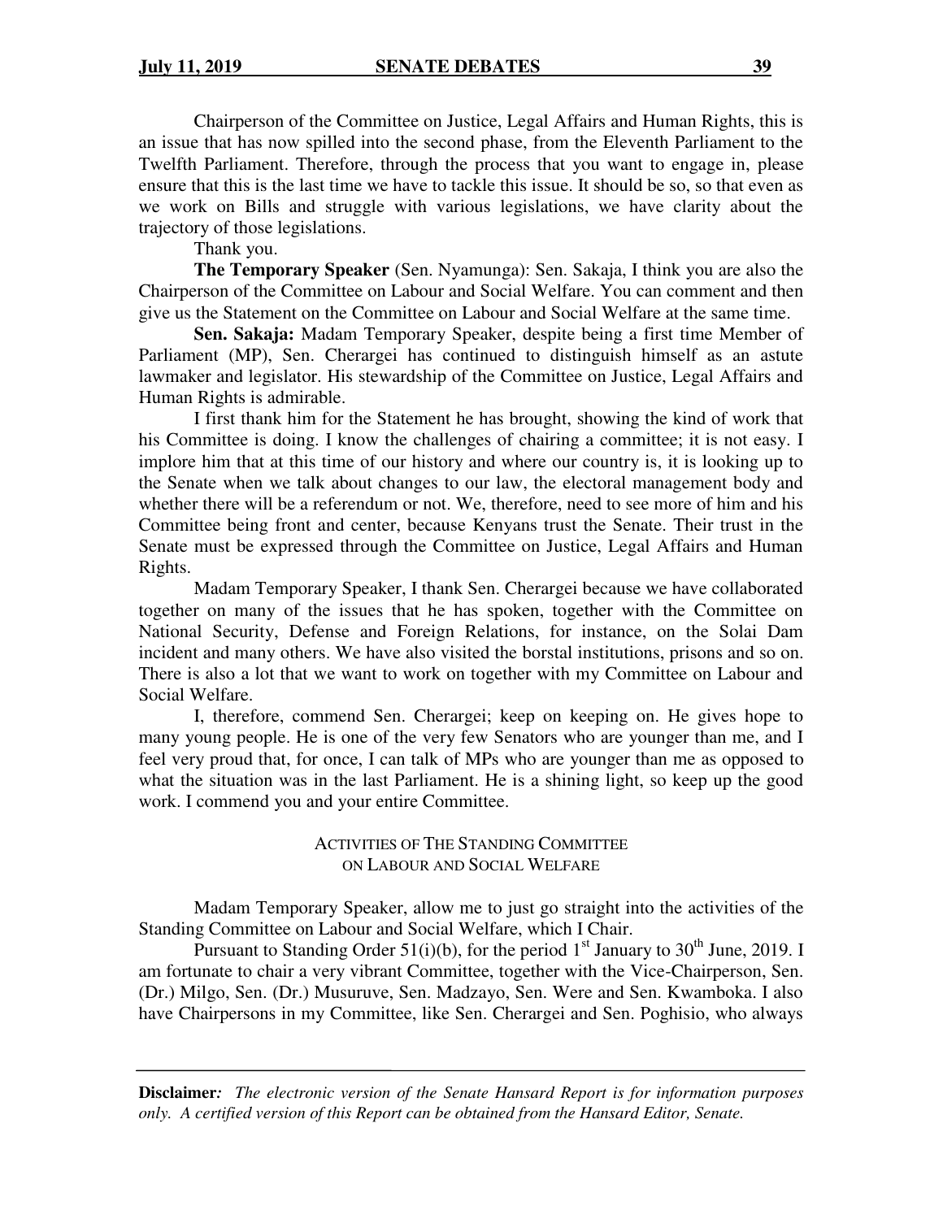Chairperson of the Committee on Justice, Legal Affairs and Human Rights, this is an issue that has now spilled into the second phase, from the Eleventh Parliament to the Twelfth Parliament. Therefore, through the process that you want to engage in, please ensure that this is the last time we have to tackle this issue. It should be so, so that even as we work on Bills and struggle with various legislations, we have clarity about the trajectory of those legislations.

Thank you.

**The Temporary Speaker** (Sen. Nyamunga): Sen. Sakaja, I think you are also the Chairperson of the Committee on Labour and Social Welfare. You can comment and then give us the Statement on the Committee on Labour and Social Welfare at the same time.

**Sen. Sakaja:** Madam Temporary Speaker, despite being a first time Member of Parliament (MP), Sen. Cherargei has continued to distinguish himself as an astute lawmaker and legislator. His stewardship of the Committee on Justice, Legal Affairs and Human Rights is admirable.

I first thank him for the Statement he has brought, showing the kind of work that his Committee is doing. I know the challenges of chairing a committee; it is not easy. I implore him that at this time of our history and where our country is, it is looking up to the Senate when we talk about changes to our law, the electoral management body and whether there will be a referendum or not. We, therefore, need to see more of him and his Committee being front and center, because Kenyans trust the Senate. Their trust in the Senate must be expressed through the Committee on Justice, Legal Affairs and Human Rights.

Madam Temporary Speaker, I thank Sen. Cherargei because we have collaborated together on many of the issues that he has spoken, together with the Committee on National Security, Defense and Foreign Relations, for instance, on the Solai Dam incident and many others. We have also visited the borstal institutions, prisons and so on. There is also a lot that we want to work on together with my Committee on Labour and Social Welfare.

I, therefore, commend Sen. Cherargei; keep on keeping on. He gives hope to many young people. He is one of the very few Senators who are younger than me, and I feel very proud that, for once, I can talk of MPs who are younger than me as opposed to what the situation was in the last Parliament. He is a shining light, so keep up the good work. I commend you and your entire Committee.

ACTIVITIES OF THE STANDING COMMITTEE ON LABOUR AND SOCIAL WELFARE

Madam Temporary Speaker, allow me to just go straight into the activities of the Standing Committee on Labour and Social Welfare, which I Chair.

Pursuant to Standing Order 51(i)(b), for the period 1st January to 30th June, 2019. I am fortunate to chair a very vibrant Committee, together with the Vice-Chairperson, Sen. (Dr.) Milgo, Sen. (Dr.) Musuruve, Sen. Madzayo, Sen. Were and Sen. Kwamboka. I also have Chairpersons in my Committee, like Sen. Cherargei and Sen. Poghisio, who always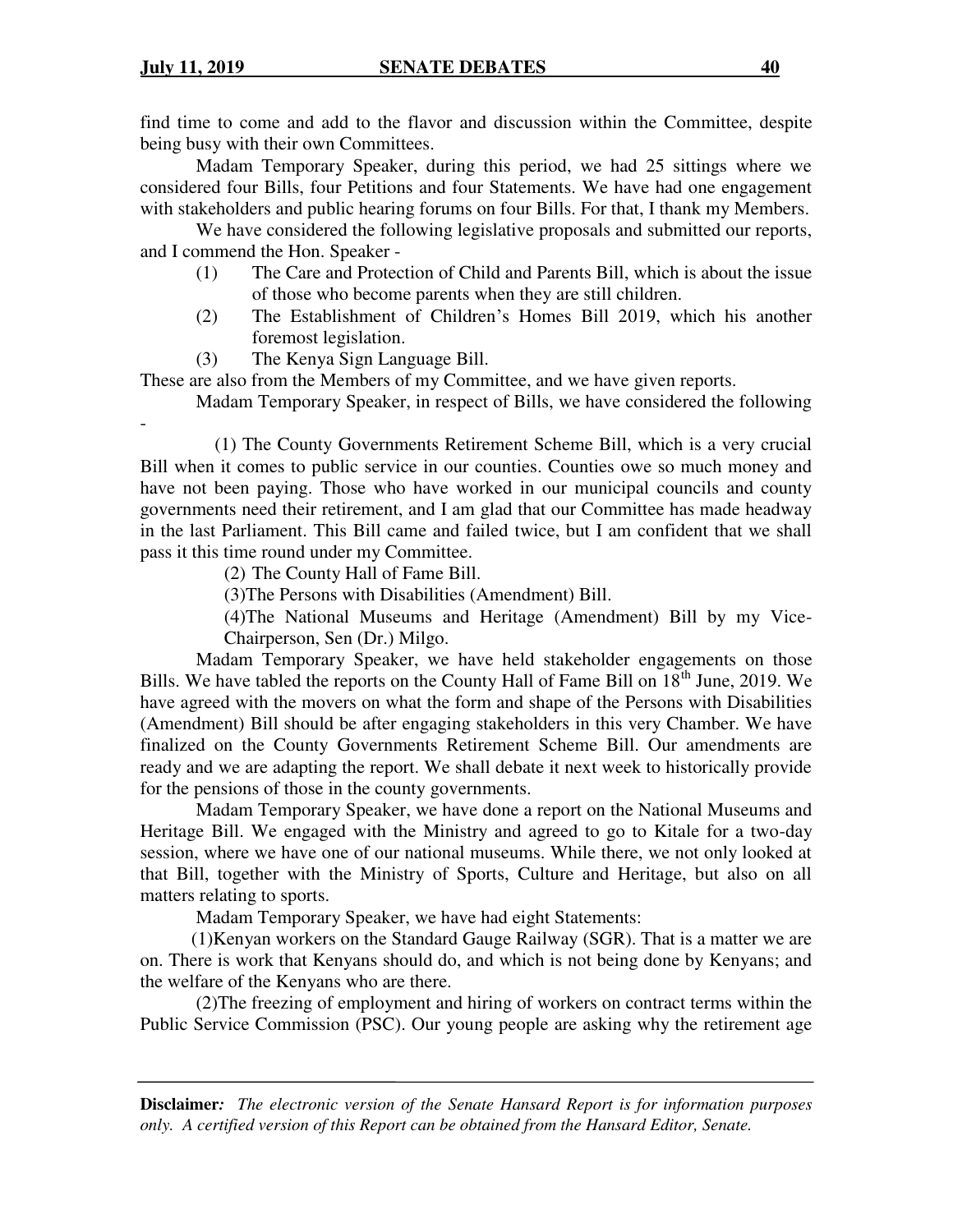find time to come and add to the flavor and discussion within the Committee, despite being busy with their own Committees.

Madam Temporary Speaker, during this period, we had 25 sittings where we considered four Bills, four Petitions and four Statements. We have had one engagement with stakeholders and public hearing forums on four Bills. For that, I thank my Members.

We have considered the following legislative proposals and submitted our reports, and I commend the Hon. Speaker -

(1) The Care and Protection of Child and Parents Bill, which is about the issue of those who become parents when they are still children.

(2) The Establishment of Children's Homes Bill 2019, which his another foremost legislation.

(3) The Kenya Sign Language Bill.

These are also from the Members of my Committee, and we have given reports.

Madam Temporary Speaker, in respect of Bills, we have considered the following -

(1) The County Governments Retirement Scheme Bill, which is a very crucial Bill when it comes to public service in our counties. Counties owe so much money and have not been paying. Those who have worked in our municipal councils and county governments need their retirement, and I am glad that our Committee has made headway in the last Parliament. This Bill came and failed twice, but I am confident that we shall pass it this time round under my Committee.

(2) The County Hall of Fame Bill.

(3)The Persons with Disabilities (Amendment) Bill.

(4)The National Museums and Heritage (Amendment) Bill by my Vice-Chairperson, Sen (Dr.) Milgo.

Madam Temporary Speaker, we have held stakeholder engagements on those Bills. We have tabled the reports on the County Hall of Fame Bill on 18th June, 2019. We have agreed with the movers on what the form and shape of the Persons with Disabilities (Amendment) Bill should be after engaging stakeholders in this very Chamber. We have finalized on the County Governments Retirement Scheme Bill. Our amendments are ready and we are adapting the report. We shall debate it next week to historically provide for the pensions of those in the county governments.

Madam Temporary Speaker, we have done a report on the National Museums and Heritage Bill. We engaged with the Ministry and agreed to go to Kitale for a two-day session, where we have one of our national museums. While there, we not only looked at that Bill, together with the Ministry of Sports, Culture and Heritage, but also on all matters relating to sports.

Madam Temporary Speaker, we have had eight Statements:

(1)Kenyan workers on the Standard Gauge Railway (SGR). That is a matter we are on. There is work that Kenyans should do, and which is not being done by Kenyans; and the welfare of the Kenyans who are there.

(2)The freezing of employment and hiring of workers on contract terms within the Public Service Commission (PSC). Our young people are asking why the retirement age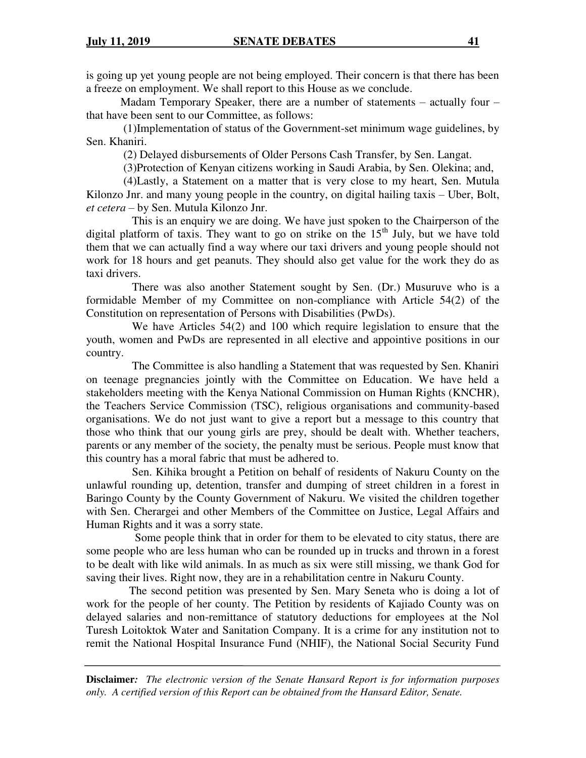is going up yet young people are not being employed. Their concern is that there has been a freeze on employment. We shall report to this House as we conclude.

Madam Temporary Speaker, there are a number of statements – actually four – that have been sent to our Committee, as follows:

(1)Implementation of status of the Government-set minimum wage guidelines, by Sen. Khaniri.

(2) Delayed disbursements of Older Persons Cash Transfer, by Sen. Langat.

(3)Protection of Kenyan citizens working in Saudi Arabia, by Sen. Olekina; and,

(4)Lastly, a Statement on a matter that is very close to my heart, Sen. Mutula Kilonzo Jnr. and many young people in the country, on digital hailing taxis – Uber, Bolt, *et cetera* – by Sen. Mutula Kilonzo Jnr.

This is an enquiry we are doing. We have just spoken to the Chairperson of the digital platform of taxis. They want to go on strike on the 15th July, but we have told them that we can actually find a way where our taxi drivers and young people should not work for 18 hours and get peanuts. They should also get value for the work they do as taxi drivers.

There was also another Statement sought by Sen. (Dr.) Musuruve who is a formidable Member of my Committee on non-compliance with Article 54(2) of the Constitution on representation of Persons with Disabilities (PwDs).

We have Articles 54(2) and 100 which require legislation to ensure that the youth, women and PwDs are represented in all elective and appointive positions in our country.

The Committee is also handling a Statement that was requested by Sen. Khaniri on teenage pregnancies jointly with the Committee on Education. We have held a stakeholders meeting with the Kenya National Commission on Human Rights (KNCHR), the Teachers Service Commission (TSC), religious organisations and community-based organisations. We do not just want to give a report but a message to this country that those who think that our young girls are prey, should be dealt with. Whether teachers, parents or any member of the society, the penalty must be serious. People must know that this country has a moral fabric that must be adhered to.

Sen. Kihika brought a Petition on behalf of residents of Nakuru County on the unlawful rounding up, detention, transfer and dumping of street children in a forest in Baringo County by the County Government of Nakuru. We visited the children together with Sen. Cherargei and other Members of the Committee on Justice, Legal Affairs and Human Rights and it was a sorry state.

Some people think that in order for them to be elevated to city status, there are some people who are less human who can be rounded up in trucks and thrown in a forest to be dealt with like wild animals. In as much as six were still missing, we thank God for saving their lives. Right now, they are in a rehabilitation centre in Nakuru County.

The second petition was presented by Sen. Mary Seneta who is doing a lot of work for the people of her county. The Petition by residents of Kajiado County was on delayed salaries and non-remittance of statutory deductions for employees at the Nol Turesh Loitoktok Water and Sanitation Company. It is a crime for any institution not to remit the National Hospital Insurance Fund (NHIF), the National Social Security Fund

**Disclaimer***:* *The electronic version of the Senate Hansard Report is for information purposes only. A certified version of this Report can be obtained from the Hansard Editor, Senate.*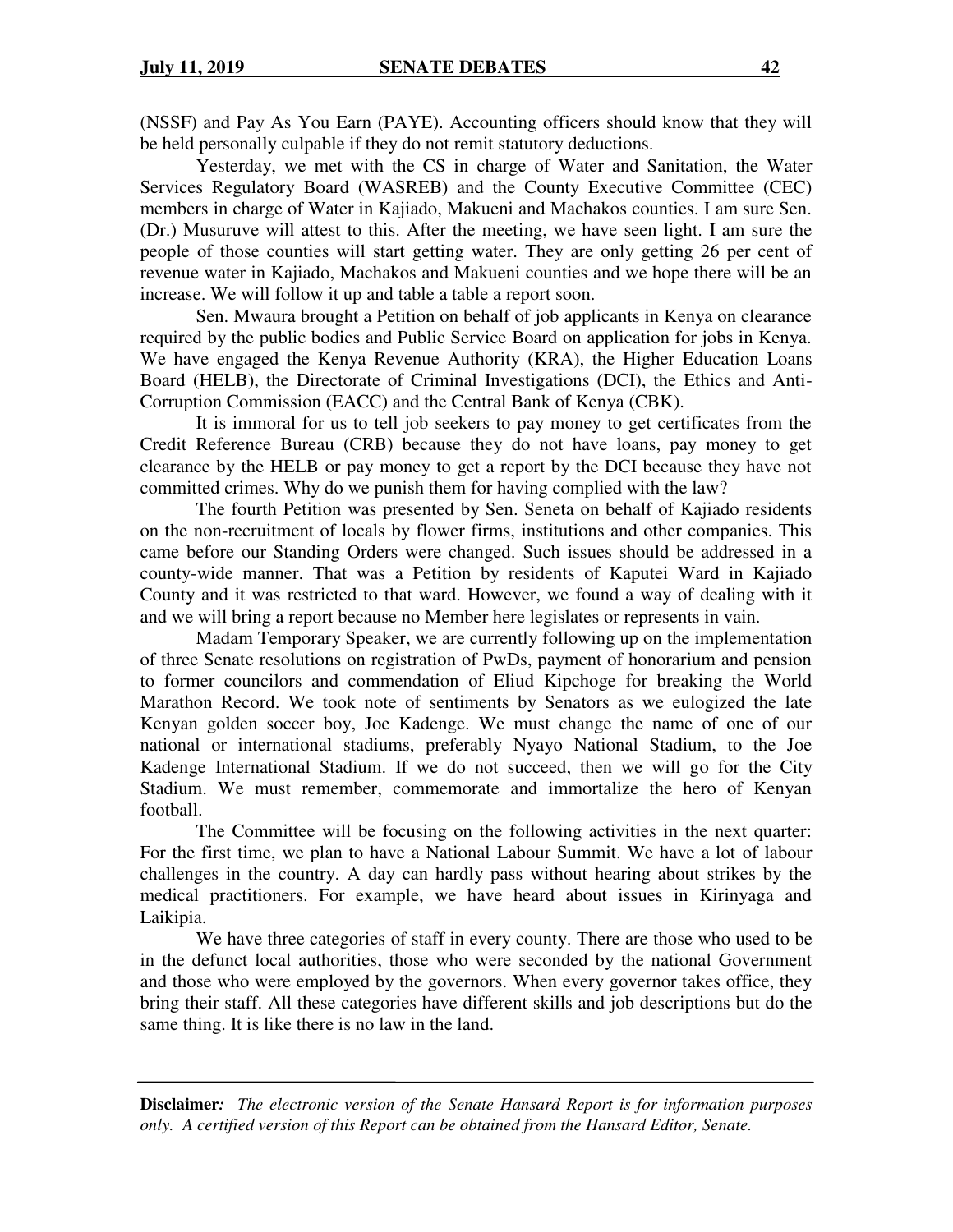(NSSF) and Pay As You Earn (PAYE). Accounting officers should know that they will be held personally culpable if they do not remit statutory deductions.

Yesterday, we met with the CS in charge of Water and Sanitation, the Water Services Regulatory Board (WASREB) and the County Executive Committee (CEC) members in charge of Water in Kajiado, Makueni and Machakos counties. I am sure Sen. (Dr.) Musuruve will attest to this. After the meeting, we have seen light. I am sure the people of those counties will start getting water. They are only getting 26 per cent of revenue water in Kajiado, Machakos and Makueni counties and we hope there will be an increase. We will follow it up and table a table a report soon.

Sen. Mwaura brought a Petition on behalf of job applicants in Kenya on clearance required by the public bodies and Public Service Board on application for jobs in Kenya. We have engaged the Kenya Revenue Authority (KRA), the Higher Education Loans Board (HELB), the Directorate of Criminal Investigations (DCI), the Ethics and Anti-Corruption Commission (EACC) and the Central Bank of Kenya (CBK).

It is immoral for us to tell job seekers to pay money to get certificates from the Credit Reference Bureau (CRB) because they do not have loans, pay money to get clearance by the HELB or pay money to get a report by the DCI because they have not committed crimes. Why do we punish them for having complied with the law?

The fourth Petition was presented by Sen. Seneta on behalf of Kajiado residents on the non-recruitment of locals by flower firms, institutions and other companies. This came before our Standing Orders were changed. Such issues should be addressed in a county-wide manner. That was a Petition by residents of Kaputei Ward in Kajiado County and it was restricted to that ward. However, we found a way of dealing with it and we will bring a report because no Member here legislates or represents in vain.

Madam Temporary Speaker, we are currently following up on the implementation of three Senate resolutions on registration of PwDs, payment of honorarium and pension to former councilors and commendation of Eliud Kipchoge for breaking the World Marathon Record. We took note of sentiments by Senators as we eulogized the late Kenyan golden soccer boy, Joe Kadenge. We must change the name of one of our national or international stadiums, preferably Nyayo National Stadium, to the Joe Kadenge International Stadium. If we do not succeed, then we will go for the City Stadium. We must remember, commemorate and immortalize the hero of Kenyan football.

The Committee will be focusing on the following activities in the next quarter: For the first time, we plan to have a National Labour Summit. We have a lot of labour challenges in the country. A day can hardly pass without hearing about strikes by the medical practitioners. For example, we have heard about issues in Kirinyaga and Laikipia.

We have three categories of staff in every county. There are those who used to be in the defunct local authorities, those who were seconded by the national Government and those who were employed by the governors. When every governor takes office, they bring their staff. All these categories have different skills and job descriptions but do the same thing. It is like there is no law in the land.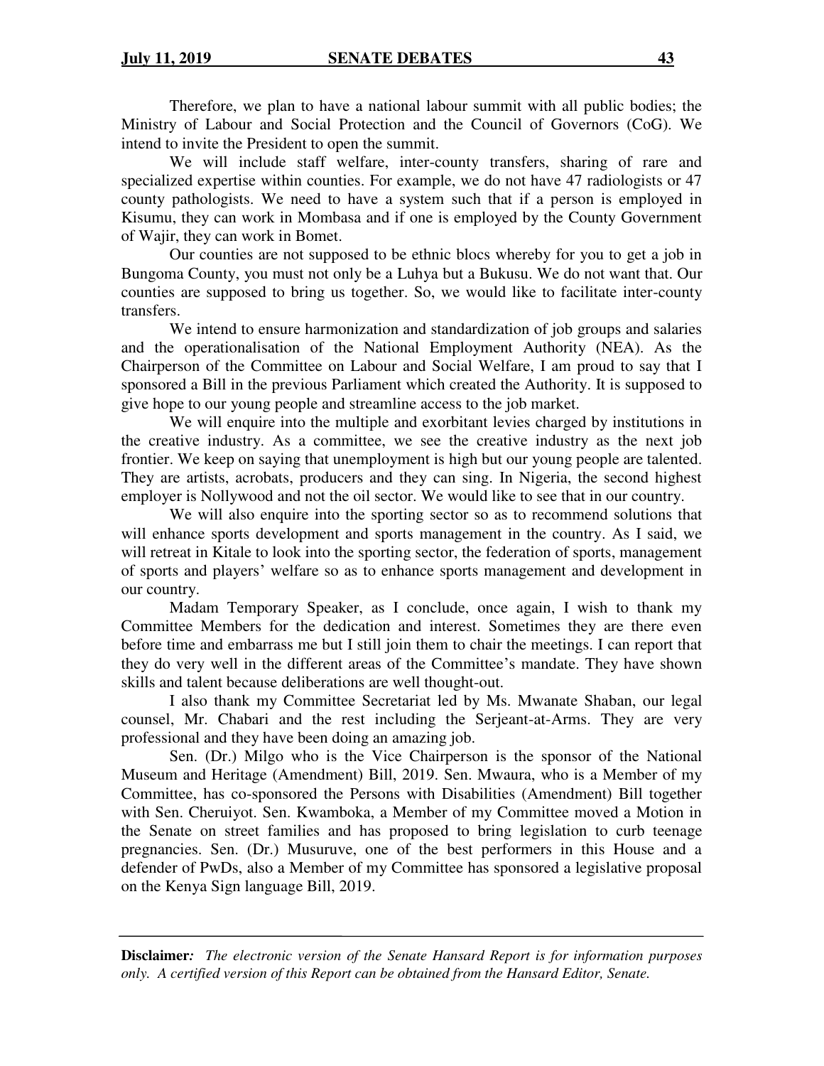Therefore, we plan to have a national labour summit with all public bodies; the Ministry of Labour and Social Protection and the Council of Governors (CoG). We intend to invite the President to open the summit.

We will include staff welfare, inter-county transfers, sharing of rare and specialized expertise within counties. For example, we do not have 47 radiologists or 47 county pathologists. We need to have a system such that if a person is employed in Kisumu, they can work in Mombasa and if one is employed by the County Government of Wajir, they can work in Bomet.

Our counties are not supposed to be ethnic blocs whereby for you to get a job in Bungoma County, you must not only be a Luhya but a Bukusu. We do not want that. Our counties are supposed to bring us together. So, we would like to facilitate inter-county transfers.

We intend to ensure harmonization and standardization of job groups and salaries and the operationalisation of the National Employment Authority (NEA). As the Chairperson of the Committee on Labour and Social Welfare, I am proud to say that I sponsored a Bill in the previous Parliament which created the Authority. It is supposed to give hope to our young people and streamline access to the job market.

We will enquire into the multiple and exorbitant levies charged by institutions in the creative industry. As a committee, we see the creative industry as the next job frontier. We keep on saying that unemployment is high but our young people are talented. They are artists, acrobats, producers and they can sing. In Nigeria, the second highest employer is Nollywood and not the oil sector. We would like to see that in our country.

We will also enquire into the sporting sector so as to recommend solutions that will enhance sports development and sports management in the country. As I said, we will retreat in Kitale to look into the sporting sector, the federation of sports, management of sports and players' welfare so as to enhance sports management and development in our country.

Madam Temporary Speaker, as I conclude, once again, I wish to thank my Committee Members for the dedication and interest. Sometimes they are there even before time and embarrass me but I still join them to chair the meetings. I can report that they do very well in the different areas of the Committee's mandate. They have shown skills and talent because deliberations are well thought-out.

I also thank my Committee Secretariat led by Ms. Mwanate Shaban, our legal counsel, Mr. Chabari and the rest including the Serjeant-at-Arms. They are very professional and they have been doing an amazing job.

Sen. (Dr.) Milgo who is the Vice Chairperson is the sponsor of the National Museum and Heritage (Amendment) Bill, 2019. Sen. Mwaura, who is a Member of my Committee, has co-sponsored the Persons with Disabilities (Amendment) Bill together with Sen. Cheruiyot. Sen. Kwamboka, a Member of my Committee moved a Motion in the Senate on street families and has proposed to bring legislation to curb teenage pregnancies. Sen. (Dr.) Musuruve, one of the best performers in this House and a defender of PwDs, also a Member of my Committee has sponsored a legislative proposal on the Kenya Sign language Bill, 2019.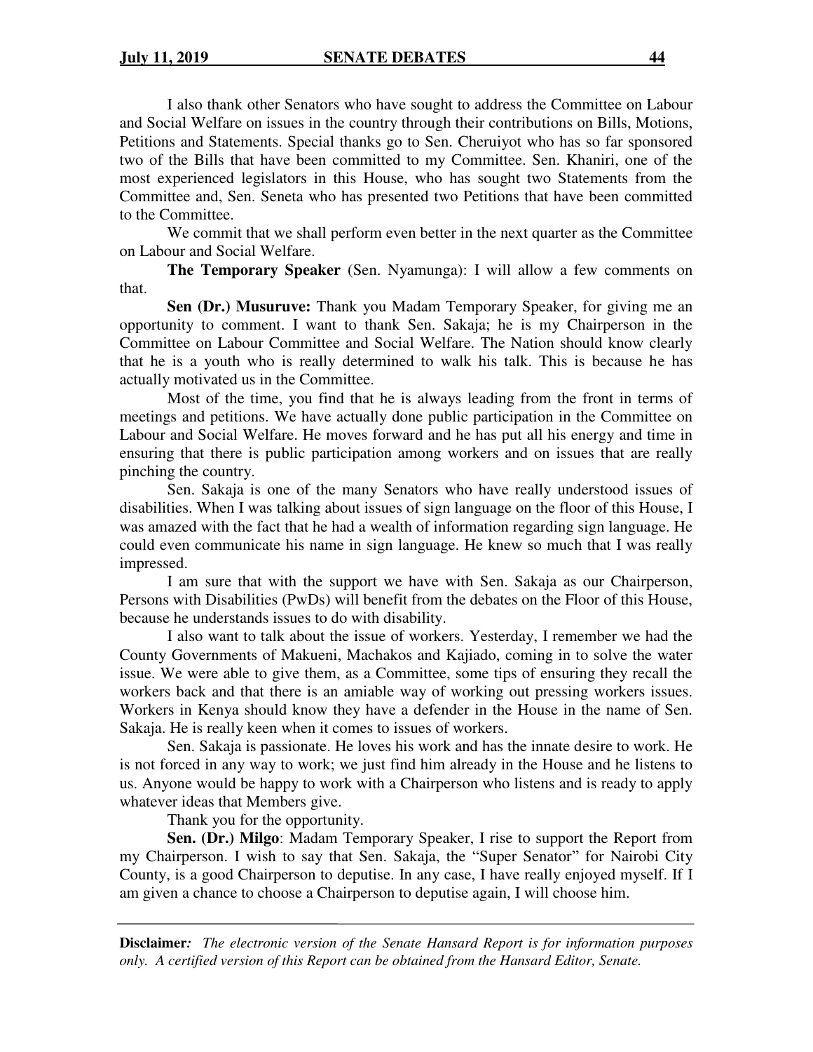I also thank other Senators who have sought to address the Committee on Labour and Social Welfare on issues in the country through their contributions on Bills, Motions, Petitions and Statements. Special thanks go to Sen. Cheruiyot who has so far sponsored two of the Bills that have been committed to my Committee. Sen. Khaniri, one of the most experienced legislators in this House, who has sought two Statements from the Committee and, Sen. Seneta who has presented two Petitions that have been committed to the Committee.

We commit that we shall perform even better in the next quarter as the Committee on Labour and Social Welfare.

**The Temporary Speaker** (Sen. Nyamunga): I will allow a few comments on that.

**Sen (Dr.) Musuruve:** Thank you Madam Temporary Speaker, for giving me an opportunity to comment. I want to thank Sen. Sakaja; he is my Chairperson in the Committee on Labour Committee and Social Welfare. The Nation should know clearly that he is a youth who is really determined to walk his talk. This is because he has actually motivated us in the Committee.

Most of the time, you find that he is always leading from the front in terms of meetings and petitions. We have actually done public participation in the Committee on Labour and Social Welfare. He moves forward and he has put all his energy and time in ensuring that there is public participation among workers and on issues that are really pinching the country.

Sen. Sakaja is one of the many Senators who have really understood issues of disabilities. When I was talking about issues of sign language on the floor of this House, I was amazed with the fact that he had a wealth of information regarding sign language. He could even communicate his name in sign language. He knew so much that I was really impressed.

I am sure that with the support we have with Sen. Sakaja as our Chairperson, Persons with Disabilities (PwDs) will benefit from the debates on the Floor of this House, because he understands issues to do with disability.

I also want to talk about the issue of workers. Yesterday, I remember we had the County Governments of Makueni, Machakos and Kajiado, coming in to solve the water issue. We were able to give them, as a Committee, some tips of ensuring they recall the workers back and that there is an amiable way of working out pressing workers issues. Workers in Kenya should know they have a defender in the House in the name of Sen. Sakaja. He is really keen when it comes to issues of workers.

Sen. Sakaja is passionate. He loves his work and has the innate desire to work. He is not forced in any way to work; we just find him already in the House and he listens to us. Anyone would be happy to work with a Chairperson who listens and is ready to apply whatever ideas that Members give.

Thank you for the opportunity.

**Sen. (Dr.) Milgo**: Madam Temporary Speaker, I rise to support the Report from my Chairperson. I wish to say that Sen. Sakaja, the "Super Senator" for Nairobi City County, is a good Chairperson to deputise. In any case, I have really enjoyed myself. If I am given a chance to choose a Chairperson to deputise again, I will choose him.

**Disclaimer***: The electronic version of the Senate Hansard Report is for information purposes only. A certified version of this Report can be obtained from the Hansard Editor, Senate.*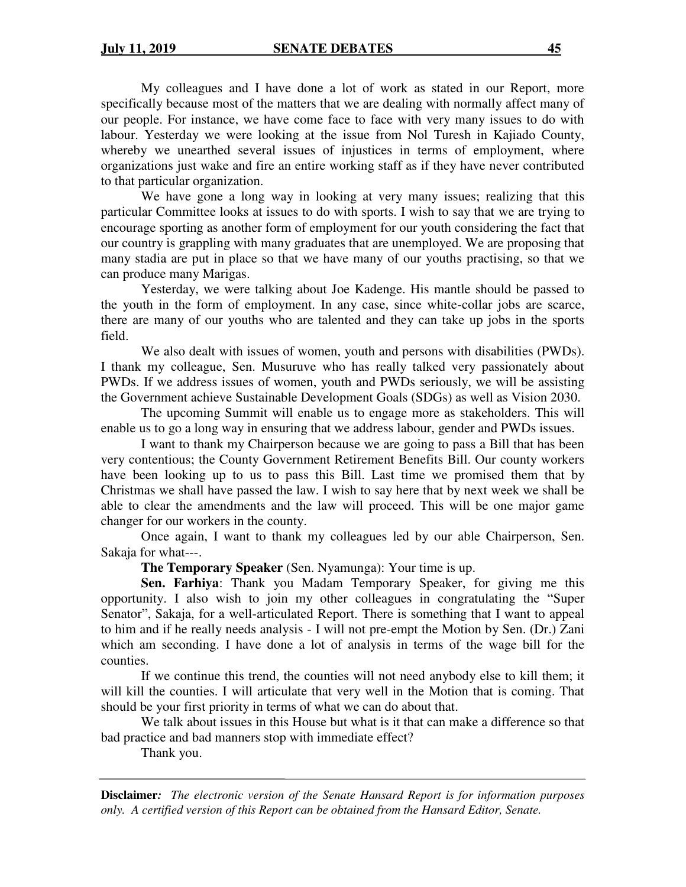My colleagues and I have done a lot of work as stated in our Report, more specifically because most of the matters that we are dealing with normally affect many of our people. For instance, we have come face to face with very many issues to do with labour. Yesterday we were looking at the issue from Nol Turesh in Kajiado County, whereby we unearthed several issues of injustices in terms of employment, where organizations just wake and fire an entire working staff as if they have never contributed to that particular organization.

We have gone a long way in looking at very many issues; realizing that this particular Committee looks at issues to do with sports. I wish to say that we are trying to encourage sporting as another form of employment for our youth considering the fact that our country is grappling with many graduates that are unemployed. We are proposing that many stadia are put in place so that we have many of our youths practising, so that we can produce many Marigas.

Yesterday, we were talking about Joe Kadenge. His mantle should be passed to the youth in the form of employment. In any case, since white-collar jobs are scarce, there are many of our youths who are talented and they can take up jobs in the sports field.

We also dealt with issues of women, youth and persons with disabilities (PWDs). I thank my colleague, Sen. Musuruve who has really talked very passionately about PWDs. If we address issues of women, youth and PWDs seriously, we will be assisting the Government achieve Sustainable Development Goals (SDGs) as well as Vision 2030.

The upcoming Summit will enable us to engage more as stakeholders. This will enable us to go a long way in ensuring that we address labour, gender and PWDs issues.

I want to thank my Chairperson because we are going to pass a Bill that has been very contentious; the County Government Retirement Benefits Bill. Our county workers have been looking up to us to pass this Bill. Last time we promised them that by Christmas we shall have passed the law. I wish to say here that by next week we shall be able to clear the amendments and the law will proceed. This will be one major game changer for our workers in the county.

Once again, I want to thank my colleagues led by our able Chairperson, Sen. Sakaja for what---.

**The Temporary Speaker** (Sen. Nyamunga): Your time is up.

**Sen. Farhiya**: Thank you Madam Temporary Speaker, for giving me this opportunity. I also wish to join my other colleagues in congratulating the "Super Senator", Sakaja, for a well-articulated Report. There is something that I want to appeal to him and if he really needs analysis - I will not pre-empt the Motion by Sen. (Dr.) Zani which am seconding. I have done a lot of analysis in terms of the wage bill for the counties.

If we continue this trend, the counties will not need anybody else to kill them; it will kill the counties. I will articulate that very well in the Motion that is coming. That should be your first priority in terms of what we can do about that.

We talk about issues in this House but what is it that can make a difference so that bad practice and bad manners stop with immediate effect?

Thank you.

**Disclaimer***:* *The electronic version of the Senate Hansard Report is for information purposes only. A certified version of this Report can be obtained from the Hansard Editor, Senate.*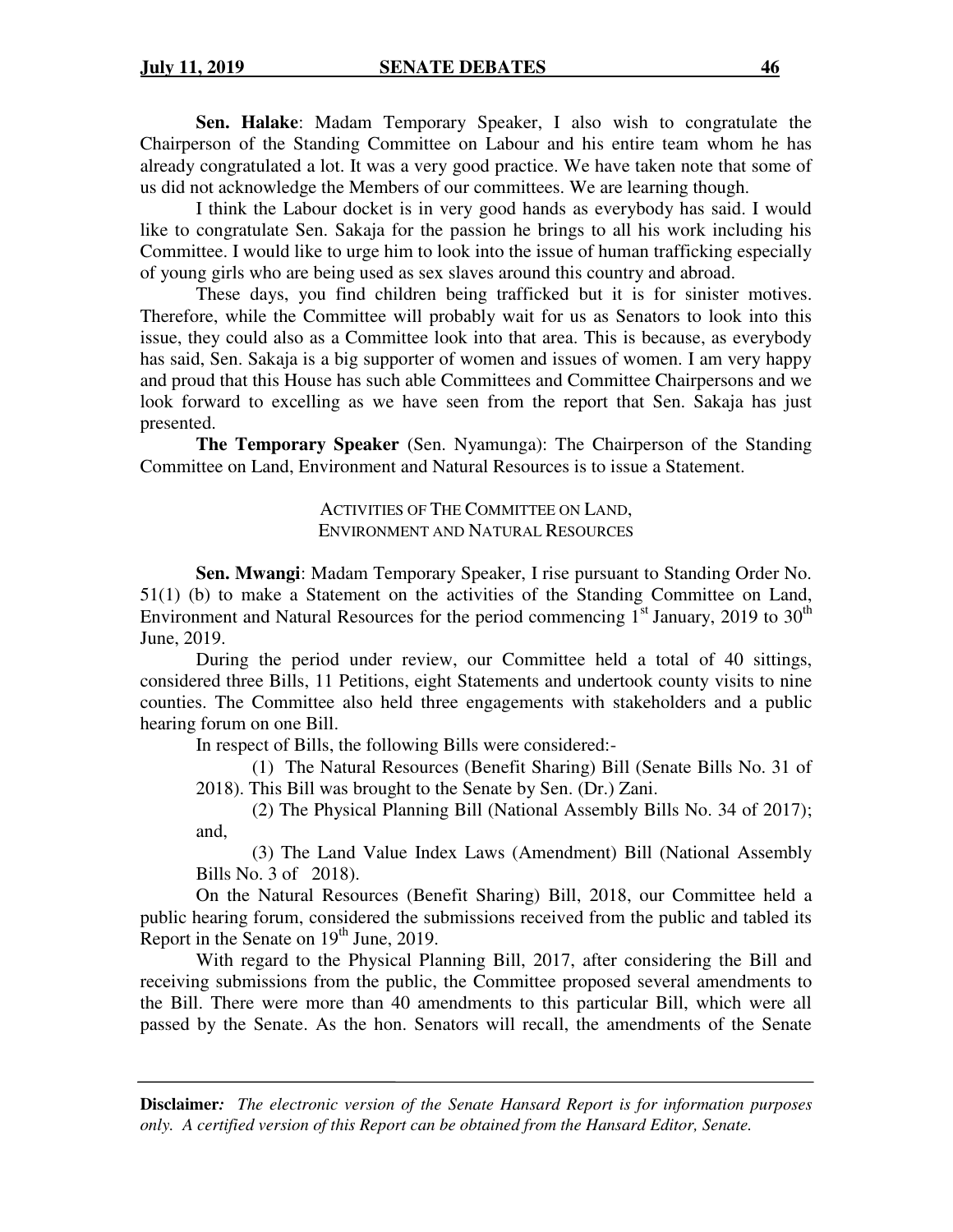**Sen. Halake**: Madam Temporary Speaker, I also wish to congratulate the Chairperson of the Standing Committee on Labour and his entire team whom he has already congratulated a lot. It was a very good practice. We have taken note that some of us did not acknowledge the Members of our committees. We are learning though.

I think the Labour docket is in very good hands as everybody has said. I would like to congratulate Sen. Sakaja for the passion he brings to all his work including his Committee. I would like to urge him to look into the issue of human trafficking especially of young girls who are being used as sex slaves around this country and abroad.

These days, you find children being trafficked but it is for sinister motives. Therefore, while the Committee will probably wait for us as Senators to look into this issue, they could also as a Committee look into that area. This is because, as everybody has said, Sen. Sakaja is a big supporter of women and issues of women. I am very happy and proud that this House has such able Committees and Committee Chairpersons and we look forward to excelling as we have seen from the report that Sen. Sakaja has just presented.

**The Temporary Speaker** (Sen. Nyamunga): The Chairperson of the Standing Committee on Land, Environment and Natural Resources is to issue a Statement.

ACTIVITIES OF THE COMMITTEE ON LAND, ENVIRONMENT AND NATURAL RESOURCES

**Sen. Mwangi**: Madam Temporary Speaker, I rise pursuant to Standing Order No. 51(1) (b) to make a Statement on the activities of the Standing Committee on Land, Environment and Natural Resources for the period commencing 1st January, 2019 to 30th June, 2019.

During the period under review, our Committee held a total of 40 sittings, considered three Bills, 11 Petitions, eight Statements and undertook county visits to nine counties. The Committee also held three engagements with stakeholders and a public hearing forum on one Bill.

In respect of Bills, the following Bills were considered:-

(1) The Natural Resources (Benefit Sharing) Bill (Senate Bills No. 31 of 2018). This Bill was brought to the Senate by Sen. (Dr.) Zani.

(2) The Physical Planning Bill (National Assembly Bills No. 34 of 2017); and,

(3) The Land Value Index Laws (Amendment) Bill (National Assembly Bills No. 3 of 2018).

On the Natural Resources (Benefit Sharing) Bill, 2018, our Committee held a public hearing forum, considered the submissions received from the public and tabled its Report in the Senate on 19th June, 2019.

With regard to the Physical Planning Bill, 2017, after considering the Bill and receiving submissions from the public, the Committee proposed several amendments to the Bill. There were more than 40 amendments to this particular Bill, which were all passed by the Senate. As the hon. Senators will recall, the amendments of the Senate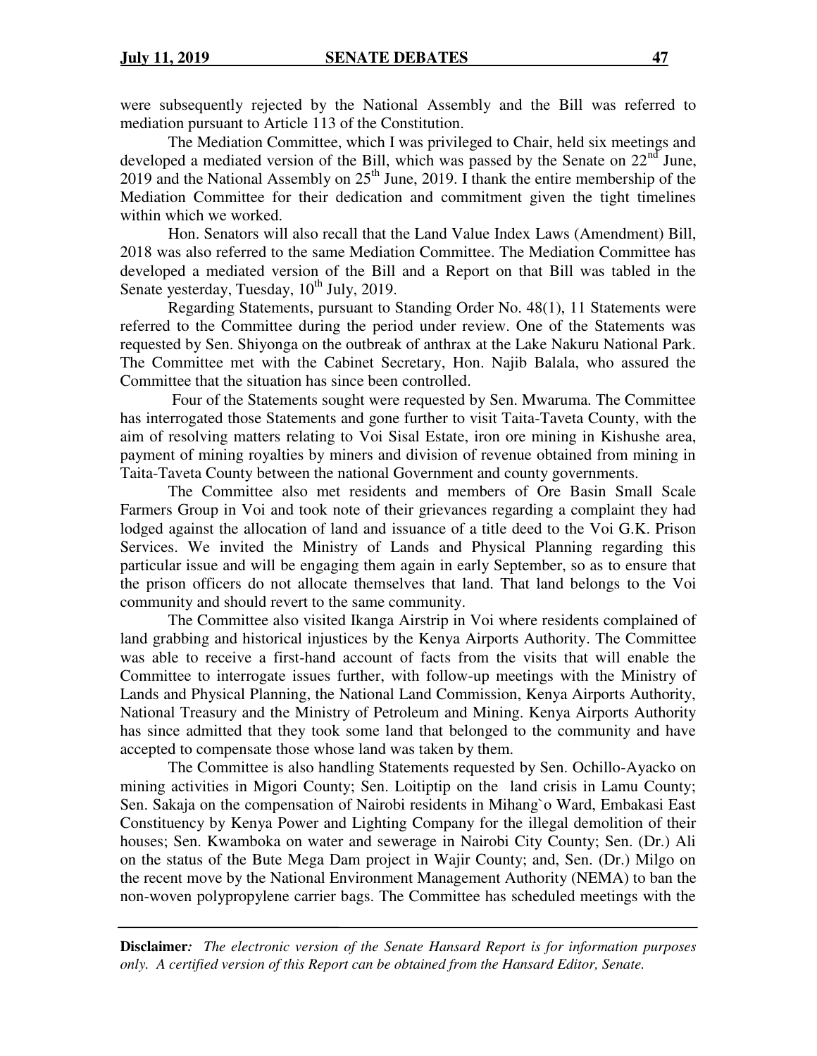were subsequently rejected by the National Assembly and the Bill was referred to mediation pursuant to Article 113 of the Constitution.

The Mediation Committee, which I was privileged to Chair, held six meetings and developed a mediated version of the Bill, which was passed by the Senate on 22nd June, 2019 and the National Assembly on 25th June, 2019. I thank the entire membership of the Mediation Committee for their dedication and commitment given the tight timelines within which we worked.

Hon. Senators will also recall that the Land Value Index Laws (Amendment) Bill, 2018 was also referred to the same Mediation Committee. The Mediation Committee has developed a mediated version of the Bill and a Report on that Bill was tabled in the Senate yesterday, Tuesday, 10th July, 2019.

Regarding Statements, pursuant to Standing Order No. 48(1), 11 Statements were referred to the Committee during the period under review. One of the Statements was requested by Sen. Shiyonga on the outbreak of anthrax at the Lake Nakuru National Park. The Committee met with the Cabinet Secretary, Hon. Najib Balala, who assured the Committee that the situation has since been controlled.

Four of the Statements sought were requested by Sen. Mwaruma. The Committee has interrogated those Statements and gone further to visit Taita-Taveta County, with the aim of resolving matters relating to Voi Sisal Estate, iron ore mining in Kishushe area, payment of mining royalties by miners and division of revenue obtained from mining in Taita-Taveta County between the national Government and county governments.

The Committee also met residents and members of Ore Basin Small Scale Farmers Group in Voi and took note of their grievances regarding a complaint they had lodged against the allocation of land and issuance of a title deed to the Voi G.K. Prison Services. We invited the Ministry of Lands and Physical Planning regarding this particular issue and will be engaging them again in early September, so as to ensure that the prison officers do not allocate themselves that land. That land belongs to the Voi community and should revert to the same community.

The Committee also visited Ikanga Airstrip in Voi where residents complained of land grabbing and historical injustices by the Kenya Airports Authority. The Committee was able to receive a first-hand account of facts from the visits that will enable the Committee to interrogate issues further, with follow-up meetings with the Ministry of Lands and Physical Planning, the National Land Commission, Kenya Airports Authority, National Treasury and the Ministry of Petroleum and Mining. Kenya Airports Authority has since admitted that they took some land that belonged to the community and have accepted to compensate those whose land was taken by them.

The Committee is also handling Statements requested by Sen. Ochillo-Ayacko on mining activities in Migori County; Sen. Loitiptip on the land crisis in Lamu County; Sen. Sakaja on the compensation of Nairobi residents in Mihang`o Ward, Embakasi East Constituency by Kenya Power and Lighting Company for the illegal demolition of their houses; Sen. Kwamboka on water and sewerage in Nairobi City County; Sen. (Dr.) Ali on the status of the Bute Mega Dam project in Wajir County; and, Sen. (Dr.) Milgo on the recent move by the National Environment Management Authority (NEMA) to ban the non-woven polypropylene carrier bags. The Committee has scheduled meetings with the

**Disclaimer***:* *The electronic version of the Senate Hansard Report is for information purposes only. A certified version of this Report can be obtained from the Hansard Editor, Senate.*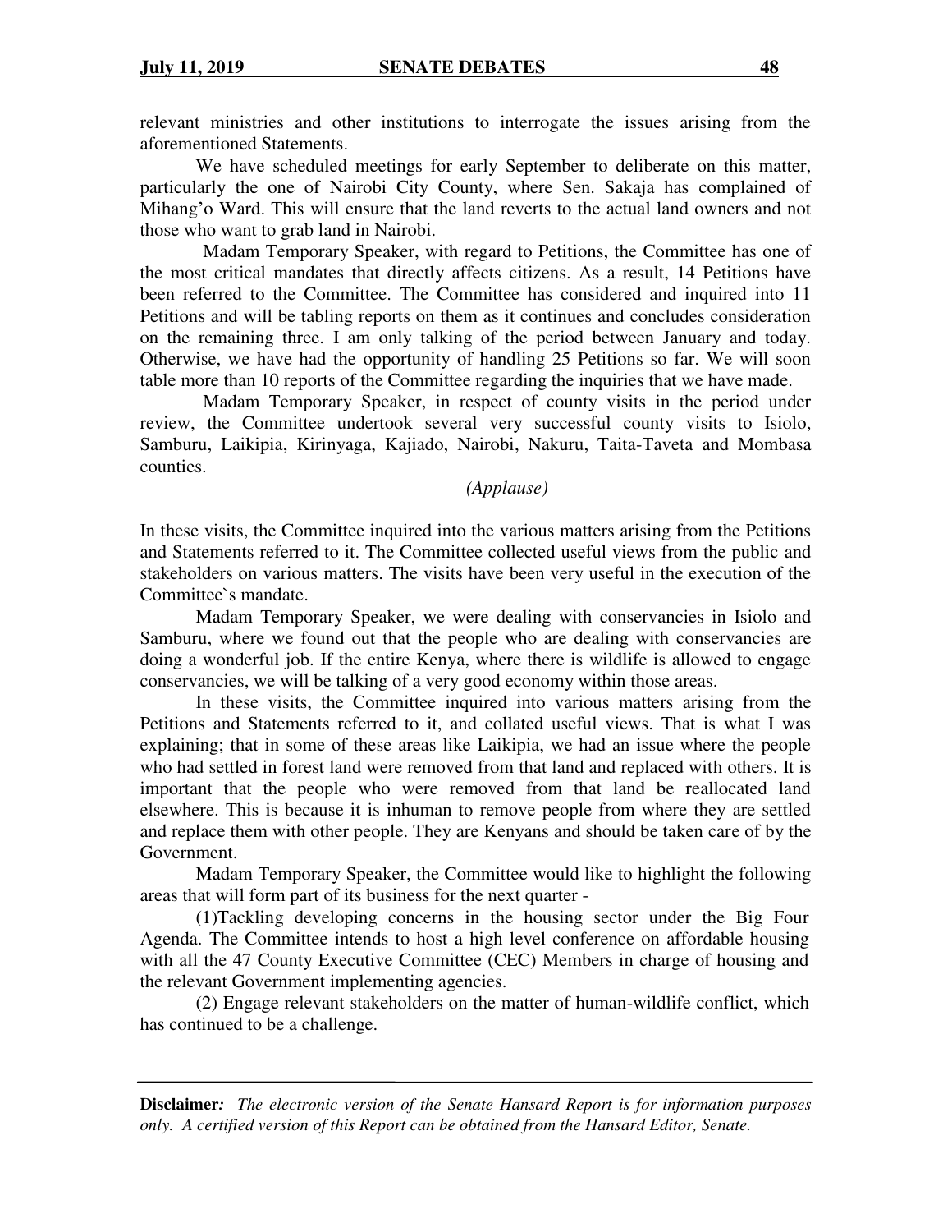relevant ministries and other institutions to interrogate the issues arising from the aforementioned Statements.

We have scheduled meetings for early September to deliberate on this matter, particularly the one of Nairobi City County, where Sen. Sakaja has complained of Mihang'o Ward. This will ensure that the land reverts to the actual land owners and not those who want to grab land in Nairobi.

Madam Temporary Speaker, with regard to Petitions, the Committee has one of the most critical mandates that directly affects citizens. As a result, 14 Petitions have been referred to the Committee. The Committee has considered and inquired into 11 Petitions and will be tabling reports on them as it continues and concludes consideration on the remaining three. I am only talking of the period between January and today. Otherwise, we have had the opportunity of handling 25 Petitions so far. We will soon table more than 10 reports of the Committee regarding the inquiries that we have made.

Madam Temporary Speaker, in respect of county visits in the period under review, the Committee undertook several very successful county visits to Isiolo, Samburu, Laikipia, Kirinyaga, Kajiado, Nairobi, Nakuru, Taita-Taveta and Mombasa counties.

*(Applause)*

In these visits, the Committee inquired into the various matters arising from the Petitions and Statements referred to it. The Committee collected useful views from the public and stakeholders on various matters. The visits have been very useful in the execution of the Committee`s mandate.

Madam Temporary Speaker, we were dealing with conservancies in Isiolo and Samburu, where we found out that the people who are dealing with conservancies are doing a wonderful job. If the entire Kenya, where there is wildlife is allowed to engage conservancies, we will be talking of a very good economy within those areas.

In these visits, the Committee inquired into various matters arising from the Petitions and Statements referred to it, and collated useful views. That is what I was explaining; that in some of these areas like Laikipia, we had an issue where the people who had settled in forest land were removed from that land and replaced with others. It is important that the people who were removed from that land be reallocated land elsewhere. This is because it is inhuman to remove people from where they are settled and replace them with other people. They are Kenyans and should be taken care of by the Government.

Madam Temporary Speaker, the Committee would like to highlight the following areas that will form part of its business for the next quarter -

(1)Tackling developing concerns in the housing sector under the Big Four Agenda. The Committee intends to host a high level conference on affordable housing with all the 47 County Executive Committee (CEC) Members in charge of housing and the relevant Government implementing agencies.

(2) Engage relevant stakeholders on the matter of human-wildlife conflict, which has continued to be a challenge.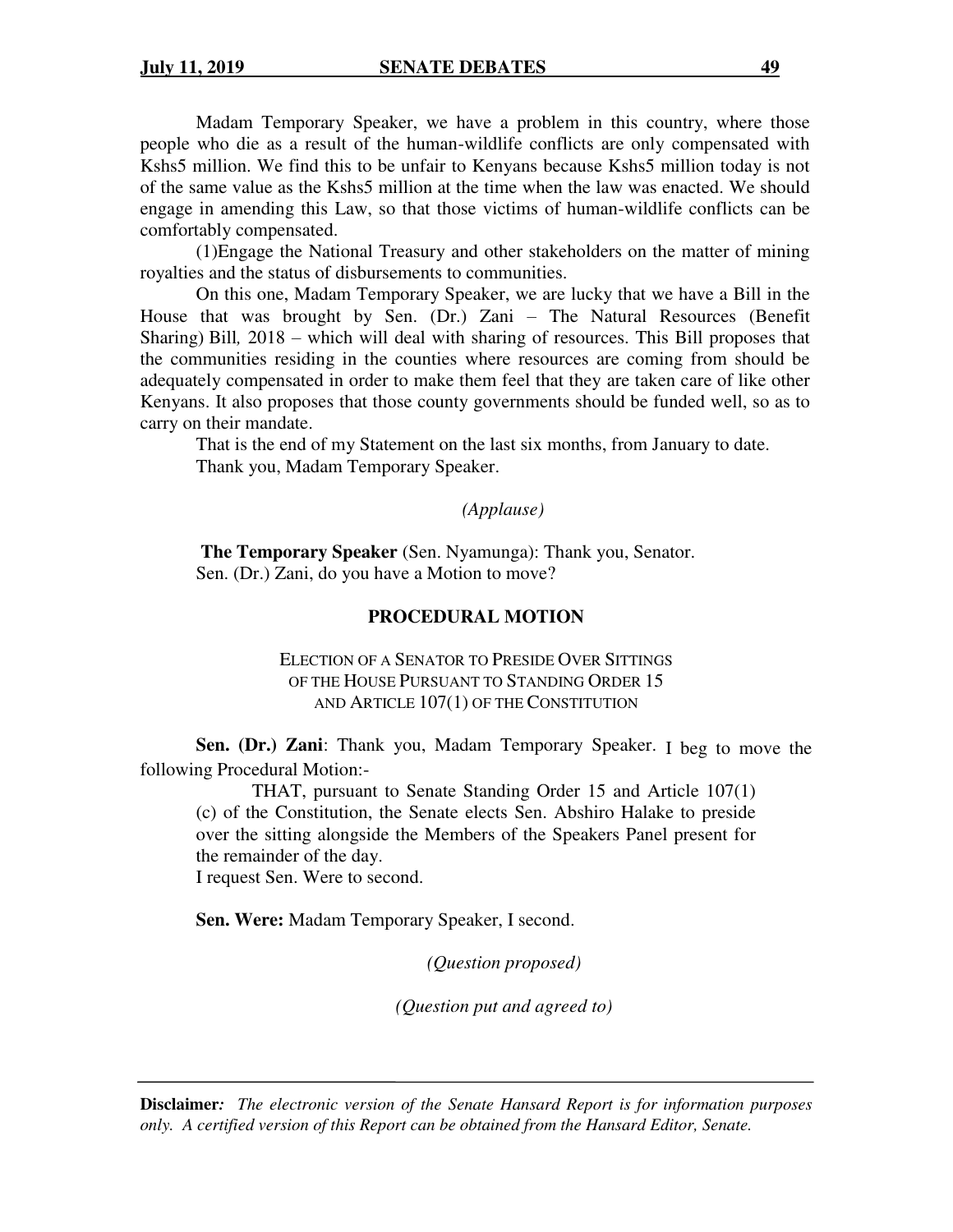Madam Temporary Speaker, we have a problem in this country, where those people who die as a result of the human-wildlife conflicts are only compensated with Kshs5 million. We find this to be unfair to Kenyans because Kshs5 million today is not of the same value as the Kshs5 million at the time when the law was enacted. We should engage in amending this Law, so that those victims of human-wildlife conflicts can be comfortably compensated.

(1)Engage the National Treasury and other stakeholders on the matter of mining royalties and the status of disbursements to communities.

On this one, Madam Temporary Speaker, we are lucky that we have a Bill in the House that was brought by Sen. (Dr.) Zani – The Natural Resources (Benefit Sharing) Bill*,* 2018 – which will deal with sharing of resources. This Bill proposes that the communities residing in the counties where resources are coming from should be adequately compensated in order to make them feel that they are taken care of like other Kenyans. It also proposes that those county governments should be funded well, so as to carry on their mandate.

That is the end of my Statement on the last six months, from January to date.

Thank you, Madam Temporary Speaker.

*(Applause)*

**The Temporary Speaker** (Sen. Nyamunga): Thank you, Senator.

Sen. (Dr.) Zani, do you have a Motion to move?

## PROCEDURAL MOTION

### ELECTION OF A SENATOR TO PRESIDE OVER SITTINGS OF THE HOUSE PURSUANT TO STANDING ORDER 15 AND ARTICLE 107(1) OF THE CONSTITUTION

**Sen. (Dr.) Zani**: Thank you, Madam Temporary Speaker. I beg to move the following Procedural Motion:-

> THAT, pursuant to Senate Standing Order 15 and Article 107(1) (c) of the Constitution, the Senate elects Sen. Abshiro Halake to preside over the sitting alongside the Members of the Speakers Panel present for the remainder of the day.

I request Sen. Were to second.

**Sen. Were:** Madam Temporary Speaker, I second.

*(Question proposed)*

*(Question put and agreed to)*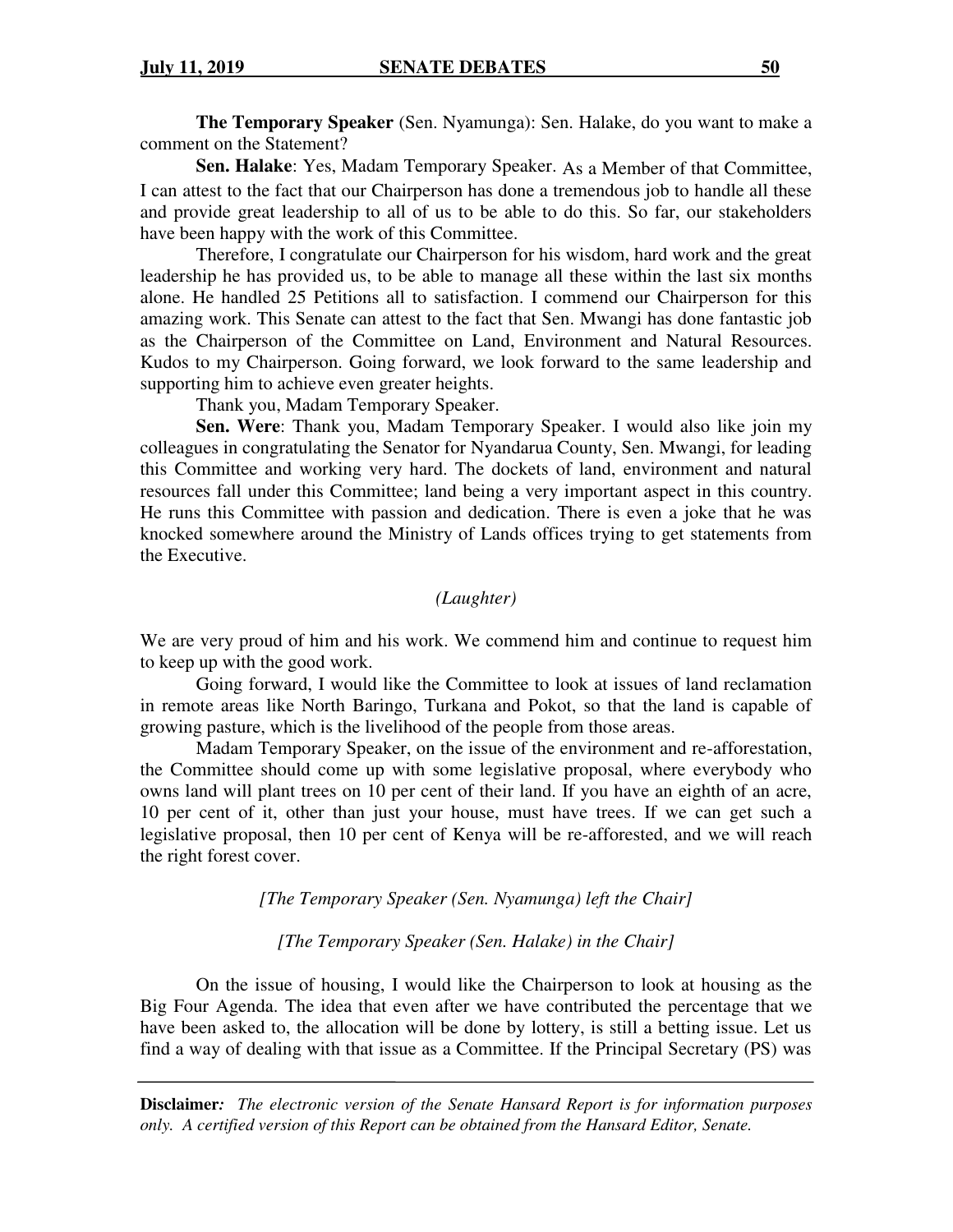**The Temporary Speaker** (Sen. Nyamunga): Sen. Halake, do you want to make a comment on the Statement?

**Sen. Halake**: Yes, Madam Temporary Speaker. As a Member of that Committee, I can attest to the fact that our Chairperson has done a tremendous job to handle all these and provide great leadership to all of us to be able to do this. So far, our stakeholders have been happy with the work of this Committee.

Therefore, I congratulate our Chairperson for his wisdom, hard work and the great leadership he has provided us, to be able to manage all these within the last six months alone. He handled 25 Petitions all to satisfaction. I commend our Chairperson for this amazing work. This Senate can attest to the fact that Sen. Mwangi has done fantastic job as the Chairperson of the Committee on Land, Environment and Natural Resources. Kudos to my Chairperson. Going forward, we look forward to the same leadership and supporting him to achieve even greater heights.

Thank you, Madam Temporary Speaker.

**Sen. Were**: Thank you, Madam Temporary Speaker. I would also like join my colleagues in congratulating the Senator for Nyandarua County, Sen. Mwangi, for leading this Committee and working very hard. The dockets of land, environment and natural resources fall under this Committee; land being a very important aspect in this country. He runs this Committee with passion and dedication. There is even a joke that he was knocked somewhere around the Ministry of Lands offices trying to get statements from the Executive.

*(Laughter)*

We are very proud of him and his work. We commend him and continue to request him to keep up with the good work.

Going forward, I would like the Committee to look at issues of land reclamation in remote areas like North Baringo, Turkana and Pokot, so that the land is capable of growing pasture, which is the livelihood of the people from those areas.

Madam Temporary Speaker, on the issue of the environment and re-afforestation, the Committee should come up with some legislative proposal, where everybody who owns land will plant trees on 10 per cent of their land. If you have an eighth of an acre, 10 per cent of it, other than just your house, must have trees. If we can get such a legislative proposal, then 10 per cent of Kenya will be re-afforested, and we will reach the right forest cover.

*[The Temporary Speaker (Sen. Nyamunga) left the Chair]*

*[The Temporary Speaker (Sen. Halake) in the Chair]*

On the issue of housing, I would like the Chairperson to look at housing as the Big Four Agenda. The idea that even after we have contributed the percentage that we have been asked to, the allocation will be done by lottery, is still a betting issue. Let us find a way of dealing with that issue as a Committee. If the Principal Secretary (PS) was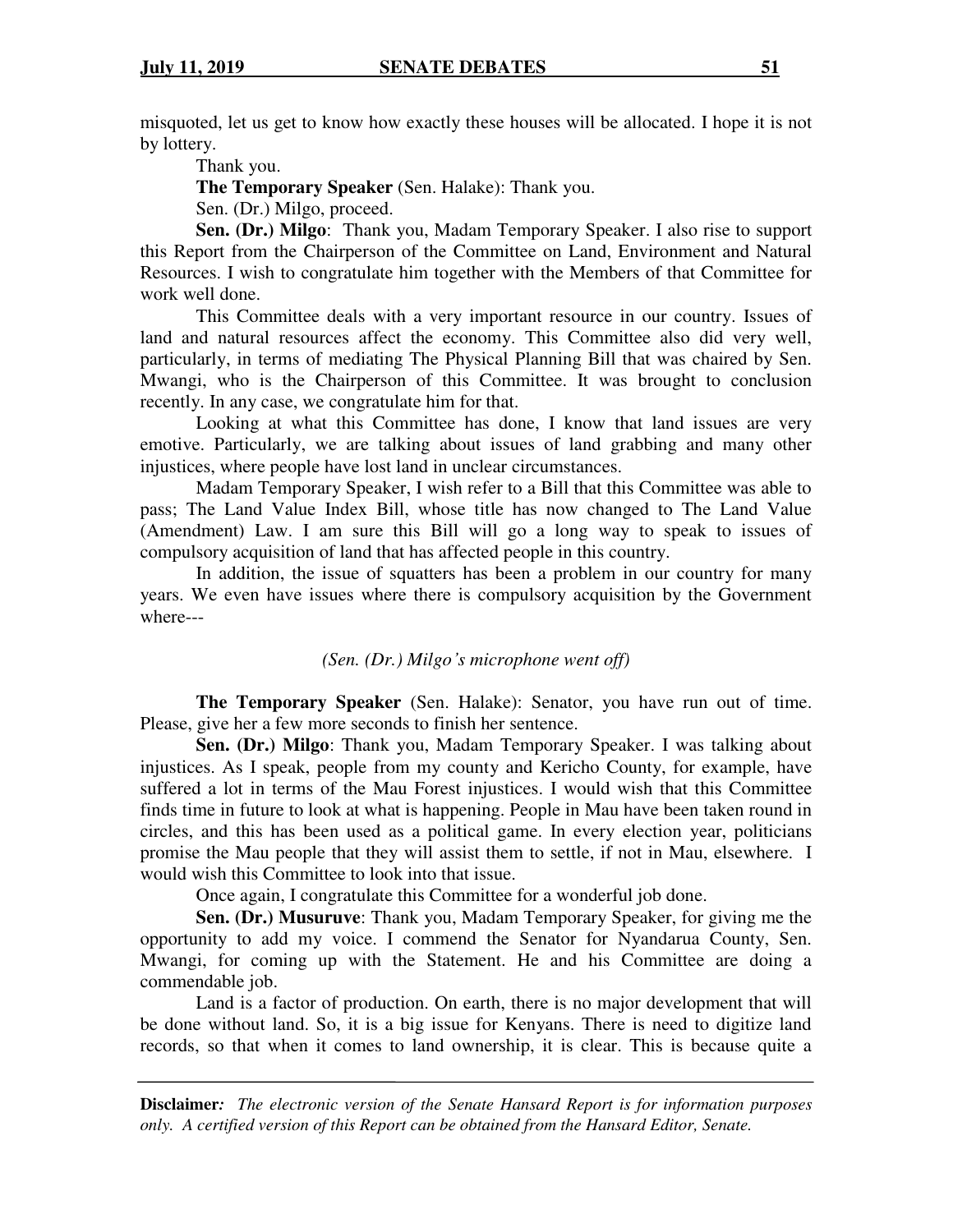misquoted, let us get to know how exactly these houses will be allocated. I hope it is not by lottery.

Thank you.

**The Temporary Speaker** (Sen. Halake): Thank you.

Sen. (Dr.) Milgo, proceed.

**Sen. (Dr.) Milgo**: Thank you, Madam Temporary Speaker. I also rise to support this Report from the Chairperson of the Committee on Land, Environment and Natural Resources. I wish to congratulate him together with the Members of that Committee for work well done.

This Committee deals with a very important resource in our country. Issues of land and natural resources affect the economy. This Committee also did very well, particularly, in terms of mediating The Physical Planning Bill that was chaired by Sen. Mwangi, who is the Chairperson of this Committee. It was brought to conclusion recently. In any case, we congratulate him for that.

Looking at what this Committee has done, I know that land issues are very emotive. Particularly, we are talking about issues of land grabbing and many other injustices, where people have lost land in unclear circumstances.

Madam Temporary Speaker, I wish refer to a Bill that this Committee was able to pass; The Land Value Index Bill, whose title has now changed to The Land Value (Amendment) Law. I am sure this Bill will go a long way to speak to issues of compulsory acquisition of land that has affected people in this country.

In addition, the issue of squatters has been a problem in our country for many years. We even have issues where there is compulsory acquisition by the Government where---

*(Sen. (Dr.) Milgo's microphone went off)*

**The Temporary Speaker** (Sen. Halake): Senator, you have run out of time. Please, give her a few more seconds to finish her sentence.

**Sen. (Dr.) Milgo**: Thank you, Madam Temporary Speaker. I was talking about injustices. As I speak, people from my county and Kericho County, for example, have suffered a lot in terms of the Mau Forest injustices. I would wish that this Committee finds time in future to look at what is happening. People in Mau have been taken round in circles, and this has been used as a political game. In every election year, politicians promise the Mau people that they will assist them to settle, if not in Mau, elsewhere. I would wish this Committee to look into that issue.

Once again, I congratulate this Committee for a wonderful job done.

**Sen. (Dr.) Musuruve**: Thank you, Madam Temporary Speaker, for giving me the opportunity to add my voice. I commend the Senator for Nyandarua County, Sen. Mwangi, for coming up with the Statement. He and his Committee are doing a commendable job.

Land is a factor of production. On earth, there is no major development that will be done without land. So, it is a big issue for Kenyans. There is need to digitize land records, so that when it comes to land ownership, it is clear. This is because quite a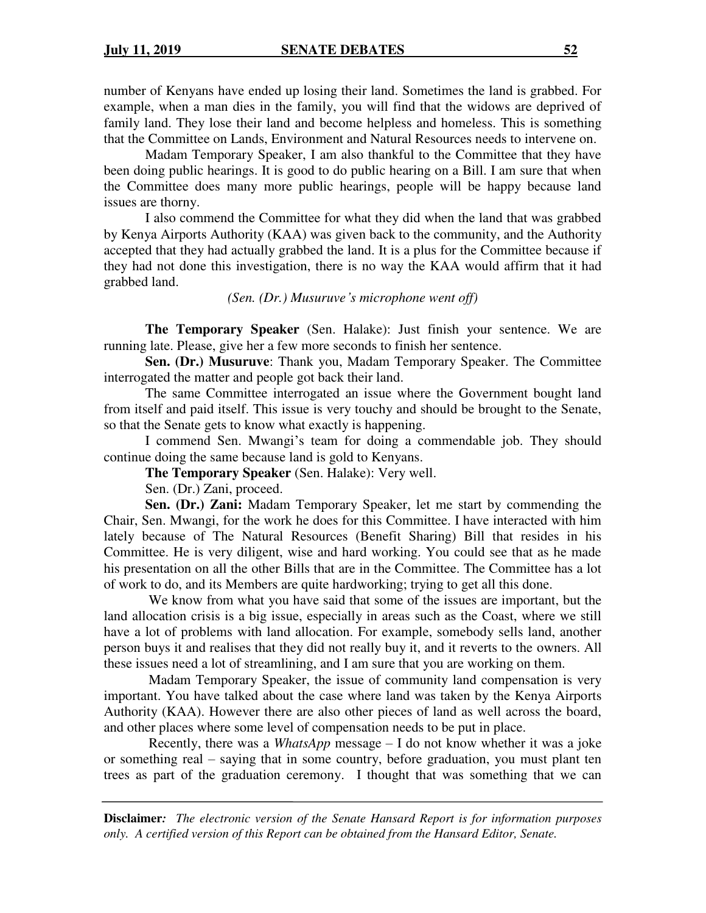number of Kenyans have ended up losing their land. Sometimes the land is grabbed. For example, when a man dies in the family, you will find that the widows are deprived of family land. They lose their land and become helpless and homeless. This is something that the Committee on Lands, Environment and Natural Resources needs to intervene on.

Madam Temporary Speaker, I am also thankful to the Committee that they have been doing public hearings. It is good to do public hearing on a Bill. I am sure that when the Committee does many more public hearings, people will be happy because land issues are thorny.

I also commend the Committee for what they did when the land that was grabbed by Kenya Airports Authority (KAA) was given back to the community, and the Authority accepted that they had actually grabbed the land. It is a plus for the Committee because if they had not done this investigation, there is no way the KAA would affirm that it had grabbed land.

*(Sen. (Dr.) Musuruve's microphone went off)*

**The Temporary Speaker** (Sen. Halake): Just finish your sentence. We are running late. Please, give her a few more seconds to finish her sentence.

**Sen. (Dr.) Musuruve**: Thank you, Madam Temporary Speaker. The Committee interrogated the matter and people got back their land.

The same Committee interrogated an issue where the Government bought land from itself and paid itself. This issue is very touchy and should be brought to the Senate, so that the Senate gets to know what exactly is happening.

I commend Sen. Mwangi's team for doing a commendable job. They should continue doing the same because land is gold to Kenyans.

**The Temporary Speaker** (Sen. Halake): Very well.

Sen. (Dr.) Zani, proceed.

**Sen. (Dr.) Zani:** Madam Temporary Speaker, let me start by commending the Chair, Sen. Mwangi, for the work he does for this Committee. I have interacted with him lately because of The Natural Resources (Benefit Sharing) Bill that resides in his Committee. He is very diligent, wise and hard working. You could see that as he made his presentation on all the other Bills that are in the Committee. The Committee has a lot of work to do, and its Members are quite hardworking; trying to get all this done.

We know from what you have said that some of the issues are important, but the land allocation crisis is a big issue, especially in areas such as the Coast, where we still have a lot of problems with land allocation. For example, somebody sells land, another person buys it and realises that they did not really buy it, and it reverts to the owners. All these issues need a lot of streamlining, and I am sure that you are working on them.

Madam Temporary Speaker, the issue of community land compensation is very important. You have talked about the case where land was taken by the Kenya Airports Authority (KAA). However there are also other pieces of land as well across the board, and other places where some level of compensation needs to be put in place.

Recently, there was a *WhatsApp* message – I do not know whether it was a joke or something real – saying that in some country, before graduation, you must plant ten trees as part of the graduation ceremony. I thought that was something that we can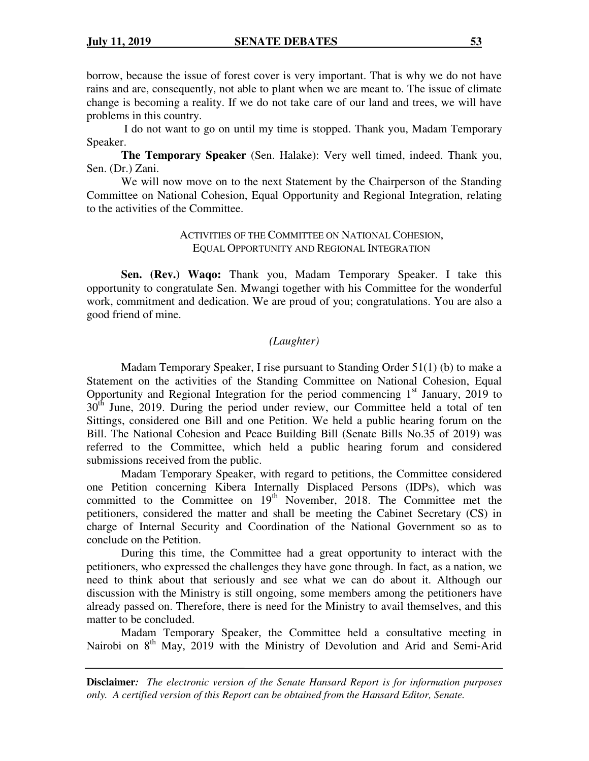borrow, because the issue of forest cover is very important. That is why we do not have rains and are, consequently, not able to plant when we are meant to. The issue of climate change is becoming a reality. If we do not take care of our land and trees, we will have problems in this country.

I do not want to go on until my time is stopped. Thank you, Madam Temporary Speaker.

**The Temporary Speaker** (Sen. Halake): Very well timed, indeed. Thank you, Sen. (Dr.) Zani.

We will now move on to the next Statement by the Chairperson of the Standing Committee on National Cohesion, Equal Opportunity and Regional Integration, relating to the activities of the Committee.

### ACTIVITIES OF THE COMMITTEE ON NATIONAL COHESION, EQUAL OPPORTUNITY AND REGIONAL INTEGRATION

**Sen. (Rev.) Waqo:** Thank you, Madam Temporary Speaker. I take this opportunity to congratulate Sen. Mwangi together with his Committee for the wonderful work, commitment and dedication. We are proud of you; congratulations. You are also a good friend of mine.

*(Laughter)*

Madam Temporary Speaker, I rise pursuant to Standing Order 51(1) (b) to make a Statement on the activities of the Standing Committee on National Cohesion, Equal Opportunity and Regional Integration for the period commencing 1st January, 2019 to 30th June, 2019. During the period under review, our Committee held a total of ten Sittings, considered one Bill and one Petition. We held a public hearing forum on the Bill. The National Cohesion and Peace Building Bill (Senate Bills No.35 of 2019) was referred to the Committee, which held a public hearing forum and considered submissions received from the public.

Madam Temporary Speaker, with regard to petitions, the Committee considered one Petition concerning Kibera Internally Displaced Persons (IDPs), which was committed to the Committee on 19th November, 2018. The Committee met the petitioners, considered the matter and shall be meeting the Cabinet Secretary (CS) in charge of Internal Security and Coordination of the National Government so as to conclude on the Petition.

During this time, the Committee had a great opportunity to interact with the petitioners, who expressed the challenges they have gone through. In fact, as a nation, we need to think about that seriously and see what we can do about it. Although our discussion with the Ministry is still ongoing, some members among the petitioners have already passed on. Therefore, there is need for the Ministry to avail themselves, and this matter to be concluded.

Madam Temporary Speaker, the Committee held a consultative meeting in Nairobi on 8th May, 2019 with the Ministry of Devolution and Arid and Semi-Arid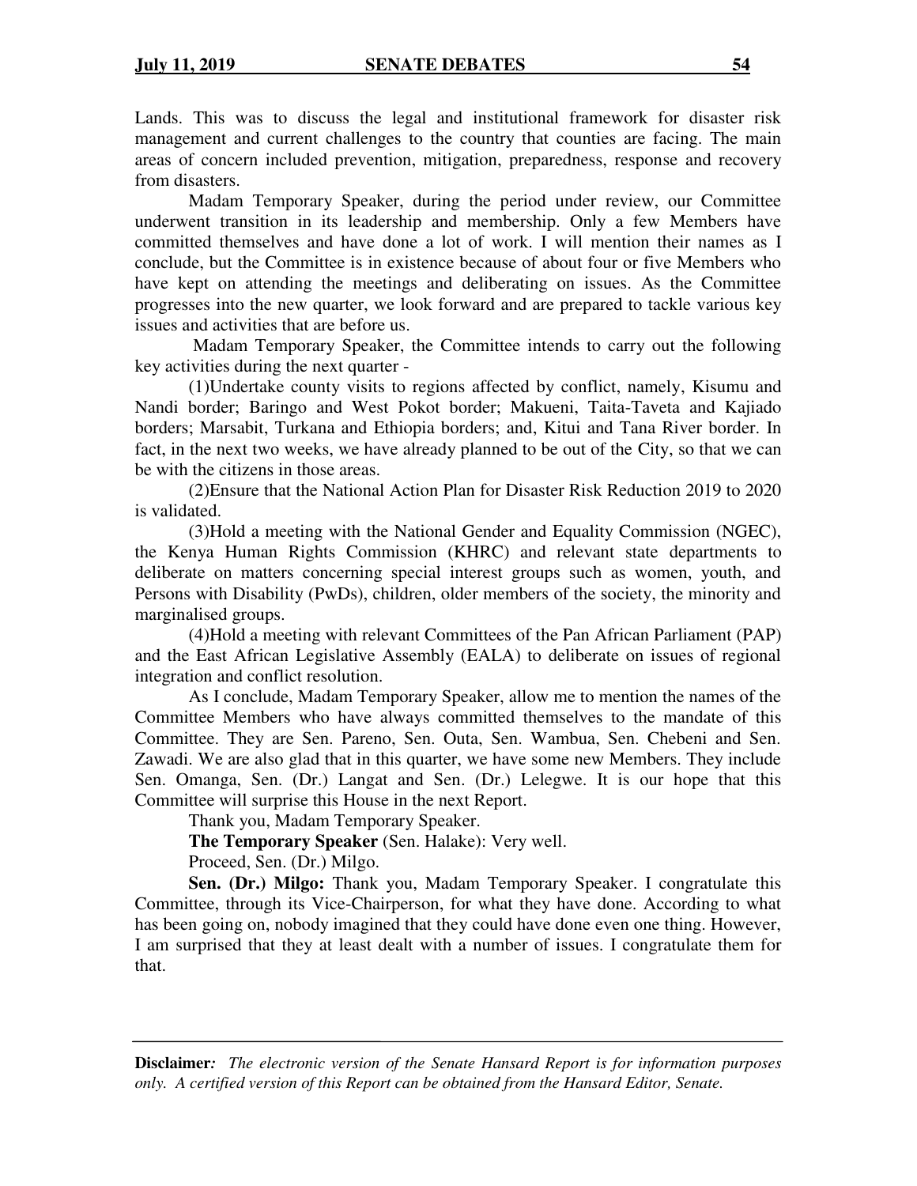Lands. This was to discuss the legal and institutional framework for disaster risk management and current challenges to the country that counties are facing. The main areas of concern included prevention, mitigation, preparedness, response and recovery from disasters.

Madam Temporary Speaker, during the period under review, our Committee underwent transition in its leadership and membership. Only a few Members have committed themselves and have done a lot of work. I will mention their names as I conclude, but the Committee is in existence because of about four or five Members who have kept on attending the meetings and deliberating on issues. As the Committee progresses into the new quarter, we look forward and are prepared to tackle various key issues and activities that are before us.

Madam Temporary Speaker, the Committee intends to carry out the following key activities during the next quarter -

(1)Undertake county visits to regions affected by conflict, namely, Kisumu and Nandi border; Baringo and West Pokot border; Makueni, Taita-Taveta and Kajiado borders; Marsabit, Turkana and Ethiopia borders; and, Kitui and Tana River border. In fact, in the next two weeks, we have already planned to be out of the City, so that we can be with the citizens in those areas.

(2)Ensure that the National Action Plan for Disaster Risk Reduction 2019 to 2020 is validated.

(3)Hold a meeting with the National Gender and Equality Commission (NGEC), the Kenya Human Rights Commission (KHRC) and relevant state departments to deliberate on matters concerning special interest groups such as women, youth, and Persons with Disability (PwDs), children, older members of the society, the minority and marginalised groups.

(4)Hold a meeting with relevant Committees of the Pan African Parliament (PAP) and the East African Legislative Assembly (EALA) to deliberate on issues of regional integration and conflict resolution.

As I conclude, Madam Temporary Speaker, allow me to mention the names of the Committee Members who have always committed themselves to the mandate of this Committee. They are Sen. Pareno, Sen. Outa, Sen. Wambua, Sen. Chebeni and Sen. Zawadi. We are also glad that in this quarter, we have some new Members. They include Sen. Omanga, Sen. (Dr.) Langat and Sen. (Dr.) Lelegwe. It is our hope that this Committee will surprise this House in the next Report.

Thank you, Madam Temporary Speaker.

**The Temporary Speaker** (Sen. Halake): Very well.

Proceed, Sen. (Dr.) Milgo.

**Sen. (Dr.) Milgo:** Thank you, Madam Temporary Speaker. I congratulate this Committee, through its Vice-Chairperson, for what they have done. According to what has been going on, nobody imagined that they could have done even one thing. However, I am surprised that they at least dealt with a number of issues. I congratulate them for that.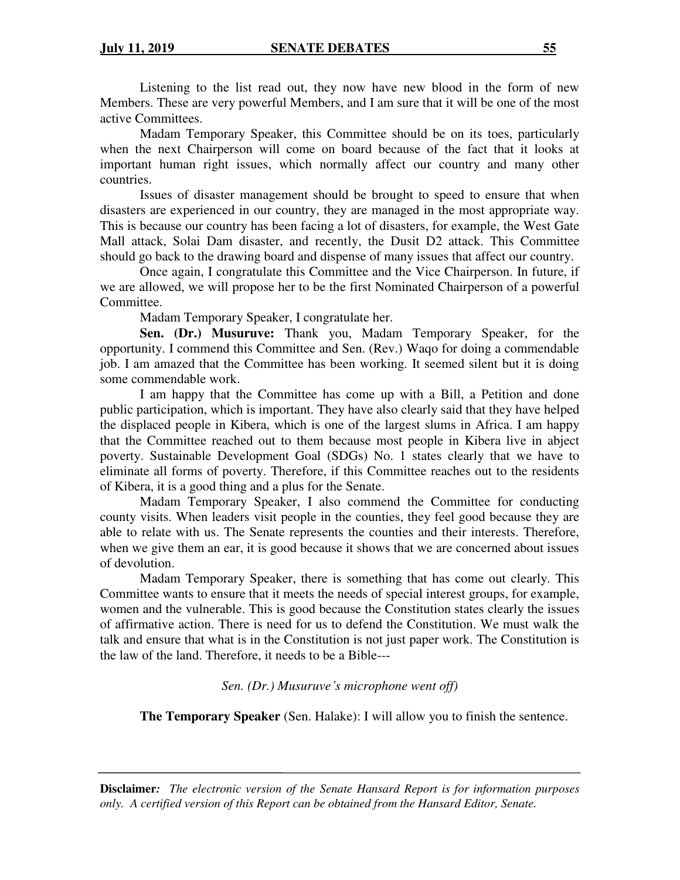Listening to the list read out, they now have new blood in the form of new Members. These are very powerful Members, and I am sure that it will be one of the most active Committees.

Madam Temporary Speaker, this Committee should be on its toes, particularly when the next Chairperson will come on board because of the fact that it looks at important human right issues, which normally affect our country and many other countries.

Issues of disaster management should be brought to speed to ensure that when disasters are experienced in our country, they are managed in the most appropriate way. This is because our country has been facing a lot of disasters, for example, the West Gate Mall attack, Solai Dam disaster, and recently, the Dusit D2 attack. This Committee should go back to the drawing board and dispense of many issues that affect our country.

Once again, I congratulate this Committee and the Vice Chairperson. In future, if we are allowed, we will propose her to be the first Nominated Chairperson of a powerful Committee.

Madam Temporary Speaker, I congratulate her.

**Sen. (Dr.) Musuruve:** Thank you, Madam Temporary Speaker, for the opportunity. I commend this Committee and Sen. (Rev.) Waqo for doing a commendable job. I am amazed that the Committee has been working. It seemed silent but it is doing some commendable work.

I am happy that the Committee has come up with a Bill, a Petition and done public participation, which is important. They have also clearly said that they have helped the displaced people in Kibera, which is one of the largest slums in Africa. I am happy that the Committee reached out to them because most people in Kibera live in abject poverty. Sustainable Development Goal (SDGs) No. 1 states clearly that we have to eliminate all forms of poverty. Therefore, if this Committee reaches out to the residents of Kibera, it is a good thing and a plus for the Senate.

Madam Temporary Speaker, I also commend the Committee for conducting county visits. When leaders visit people in the counties, they feel good because they are able to relate with us. The Senate represents the counties and their interests. Therefore, when we give them an ear, it is good because it shows that we are concerned about issues of devolution.

Madam Temporary Speaker, there is something that has come out clearly. This Committee wants to ensure that it meets the needs of special interest groups, for example, women and the vulnerable. This is good because the Constitution states clearly the issues of affirmative action. There is need for us to defend the Constitution. We must walk the talk and ensure that what is in the Constitution is not just paper work. The Constitution is the law of the land. Therefore, it needs to be a Bible---

*Sen. (Dr.) Musuruve's microphone went off)*

**The Temporary Speaker** (Sen. Halake): I will allow you to finish the sentence.

**Disclaimer***: The electronic version of the Senate Hansard Report is for information purposes only. A certified version of this Report can be obtained from the Hansard Editor, Senate.*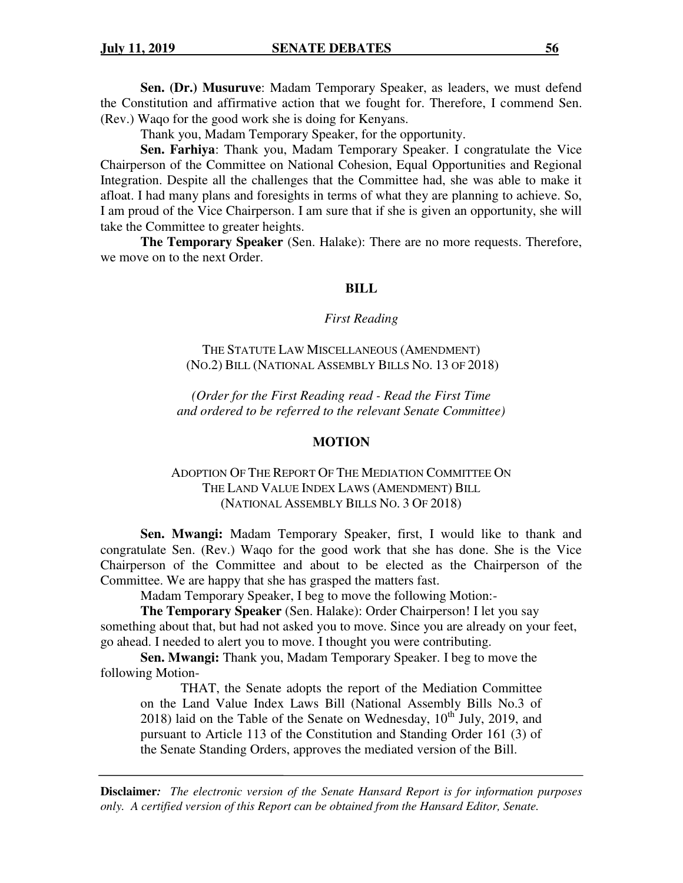**Sen. (Dr.) Musuruve**: Madam Temporary Speaker, as leaders, we must defend the Constitution and affirmative action that we fought for. Therefore, I commend Sen. (Rev.) Waqo for the good work she is doing for Kenyans.

Thank you, Madam Temporary Speaker, for the opportunity.

**Sen. Farhiya**: Thank you, Madam Temporary Speaker. I congratulate the Vice Chairperson of the Committee on National Cohesion, Equal Opportunities and Regional Integration. Despite all the challenges that the Committee had, she was able to make it afloat. I had many plans and foresights in terms of what they are planning to achieve. So, I am proud of the Vice Chairperson. I am sure that if she is given an opportunity, she will take the Committee to greater heights.

**The Temporary Speaker** (Sen. Halake): There are no more requests. Therefore, we move on to the next Order.

## BILL

*First Reading*

THE STATUTE LAW MISCELLANEOUS (AMENDMENT) (NO.2) BILL (NATIONAL ASSEMBLY BILLS NO. 13 OF 2018)

*(Order for the First Reading read - Read the First Time and ordered to be referred to the relevant Senate Committee)*

## MOTION

ADOPTION OF THE REPORT OF THE MEDIATION COMMITTEE ON THE LAND VALUE INDEX LAWS (AMENDMENT) BILL (NATIONAL ASSEMBLY BILLS NO. 3 OF 2018)

**Sen. Mwangi:** Madam Temporary Speaker, first, I would like to thank and congratulate Sen. (Rev.) Waqo for the good work that she has done. She is the Vice Chairperson of the Committee and about to be elected as the Chairperson of the Committee. We are happy that she has grasped the matters fast.

Madam Temporary Speaker, I beg to move the following Motion:-

**The Temporary Speaker** (Sen. Halake): Order Chairperson! I let you say something about that, but had not asked you to move. Since you are already on your feet, go ahead. I needed to alert you to move. I thought you were contributing.

**Sen. Mwangi:** Thank you, Madam Temporary Speaker. I beg to move the following Motion-

THAT, the Senate adopts the report of the Mediation Committee on the Land Value Index Laws Bill (National Assembly Bills No.3 of 2018) laid on the Table of the Senate on Wednesday, 10th July, 2019, and pursuant to Article 113 of the Constitution and Standing Order 161 (3) of the Senate Standing Orders, approves the mediated version of the Bill.

**Disclaimer***: The electronic version of the Senate Hansard Report is for information purposes only. A certified version of this Report can be obtained from the Hansard Editor, Senate.*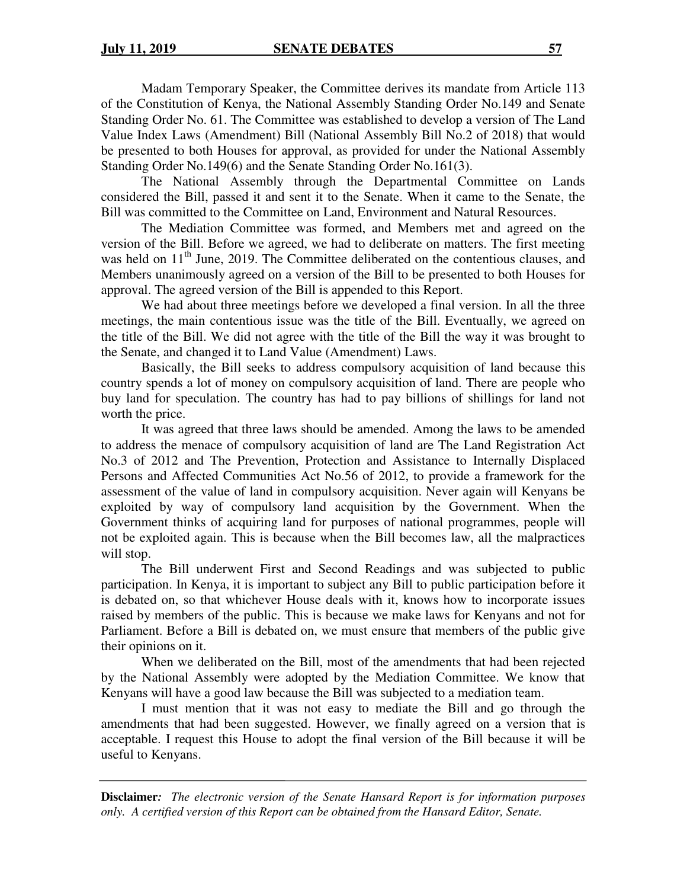Madam Temporary Speaker, the Committee derives its mandate from Article 113 of the Constitution of Kenya, the National Assembly Standing Order No.149 and Senate Standing Order No. 61. The Committee was established to develop a version of The Land Value Index Laws (Amendment) Bill (National Assembly Bill No.2 of 2018) that would be presented to both Houses for approval, as provided for under the National Assembly Standing Order No.149(6) and the Senate Standing Order No.161(3).

The National Assembly through the Departmental Committee on Lands considered the Bill, passed it and sent it to the Senate. When it came to the Senate, the Bill was committed to the Committee on Land, Environment and Natural Resources.

The Mediation Committee was formed, and Members met and agreed on the version of the Bill. Before we agreed, we had to deliberate on matters. The first meeting was held on 11th June, 2019. The Committee deliberated on the contentious clauses, and Members unanimously agreed on a version of the Bill to be presented to both Houses for approval. The agreed version of the Bill is appended to this Report.

We had about three meetings before we developed a final version. In all the three meetings, the main contentious issue was the title of the Bill. Eventually, we agreed on the title of the Bill. We did not agree with the title of the Bill the way it was brought to the Senate, and changed it to Land Value (Amendment) Laws.

Basically, the Bill seeks to address compulsory acquisition of land because this country spends a lot of money on compulsory acquisition of land. There are people who buy land for speculation. The country has had to pay billions of shillings for land not worth the price.

It was agreed that three laws should be amended. Among the laws to be amended to address the menace of compulsory acquisition of land are The Land Registration Act No.3 of 2012 and The Prevention, Protection and Assistance to Internally Displaced Persons and Affected Communities Act No.56 of 2012, to provide a framework for the assessment of the value of land in compulsory acquisition. Never again will Kenyans be exploited by way of compulsory land acquisition by the Government. When the Government thinks of acquiring land for purposes of national programmes, people will not be exploited again. This is because when the Bill becomes law, all the malpractices will stop.

The Bill underwent First and Second Readings and was subjected to public participation. In Kenya, it is important to subject any Bill to public participation before it is debated on, so that whichever House deals with it, knows how to incorporate issues raised by members of the public. This is because we make laws for Kenyans and not for Parliament. Before a Bill is debated on, we must ensure that members of the public give their opinions on it.

When we deliberated on the Bill, most of the amendments that had been rejected by the National Assembly were adopted by the Mediation Committee. We know that Kenyans will have a good law because the Bill was subjected to a mediation team.

I must mention that it was not easy to mediate the Bill and go through the amendments that had been suggested. However, we finally agreed on a version that is acceptable. I request this House to adopt the final version of the Bill because it will be useful to Kenyans.

**Disclaimer:** *The electronic version of the Senate Hansard Report is for information purposes only. A certified version of this Report can be obtained from the Hansard Editor, Senate.*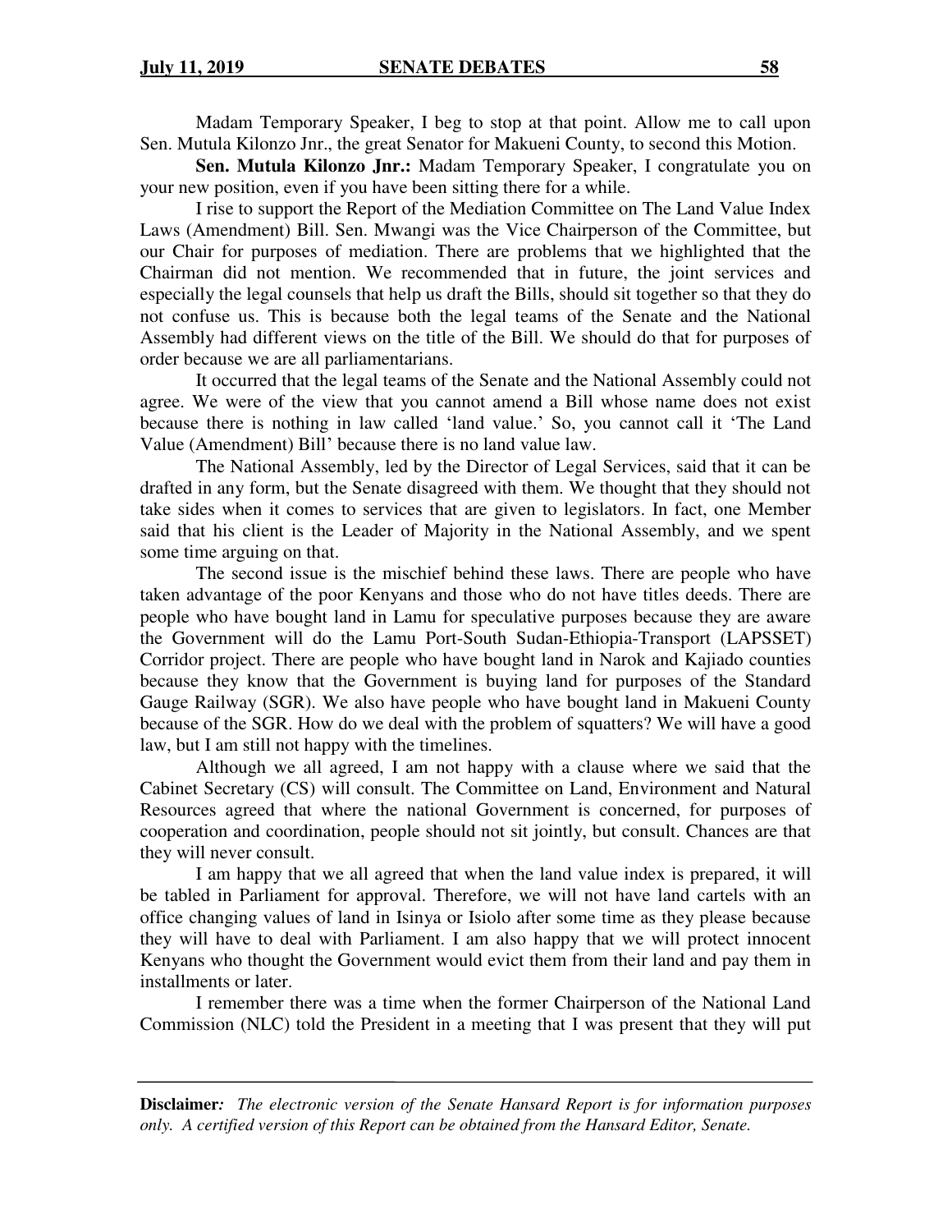Madam Temporary Speaker, I beg to stop at that point. Allow me to call upon Sen. Mutula Kilonzo Jnr., the great Senator for Makueni County, to second this Motion.

**Sen. Mutula Kilonzo Jnr.:** Madam Temporary Speaker, I congratulate you on your new position, even if you have been sitting there for a while.

I rise to support the Report of the Mediation Committee on The Land Value Index Laws (Amendment) Bill. Sen. Mwangi was the Vice Chairperson of the Committee, but our Chair for purposes of mediation. There are problems that we highlighted that the Chairman did not mention. We recommended that in future, the joint services and especially the legal counsels that help us draft the Bills, should sit together so that they do not confuse us. This is because both the legal teams of the Senate and the National Assembly had different views on the title of the Bill. We should do that for purposes of order because we are all parliamentarians.

It occurred that the legal teams of the Senate and the National Assembly could not agree. We were of the view that you cannot amend a Bill whose name does not exist because there is nothing in law called 'land value.' So, you cannot call it 'The Land Value (Amendment) Bill' because there is no land value law.

The National Assembly, led by the Director of Legal Services, said that it can be drafted in any form, but the Senate disagreed with them. We thought that they should not take sides when it comes to services that are given to legislators. In fact, one Member said that his client is the Leader of Majority in the National Assembly, and we spent some time arguing on that.

The second issue is the mischief behind these laws. There are people who have taken advantage of the poor Kenyans and those who do not have titles deeds. There are people who have bought land in Lamu for speculative purposes because they are aware the Government will do the Lamu Port-South Sudan-Ethiopia-Transport (LAPSSET) Corridor project. There are people who have bought land in Narok and Kajiado counties because they know that the Government is buying land for purposes of the Standard Gauge Railway (SGR). We also have people who have bought land in Makueni County because of the SGR. How do we deal with the problem of squatters? We will have a good law, but I am still not happy with the timelines.

Although we all agreed, I am not happy with a clause where we said that the Cabinet Secretary (CS) will consult. The Committee on Land, Environment and Natural Resources agreed that where the national Government is concerned, for purposes of cooperation and coordination, people should not sit jointly, but consult. Chances are that they will never consult.

I am happy that we all agreed that when the land value index is prepared, it will be tabled in Parliament for approval. Therefore, we will not have land cartels with an office changing values of land in Isinya or Isiolo after some time as they please because they will have to deal with Parliament. I am also happy that we will protect innocent Kenyans who thought the Government would evict them from their land and pay them in installments or later.

I remember there was a time when the former Chairperson of the National Land Commission (NLC) told the President in a meeting that I was present that they will put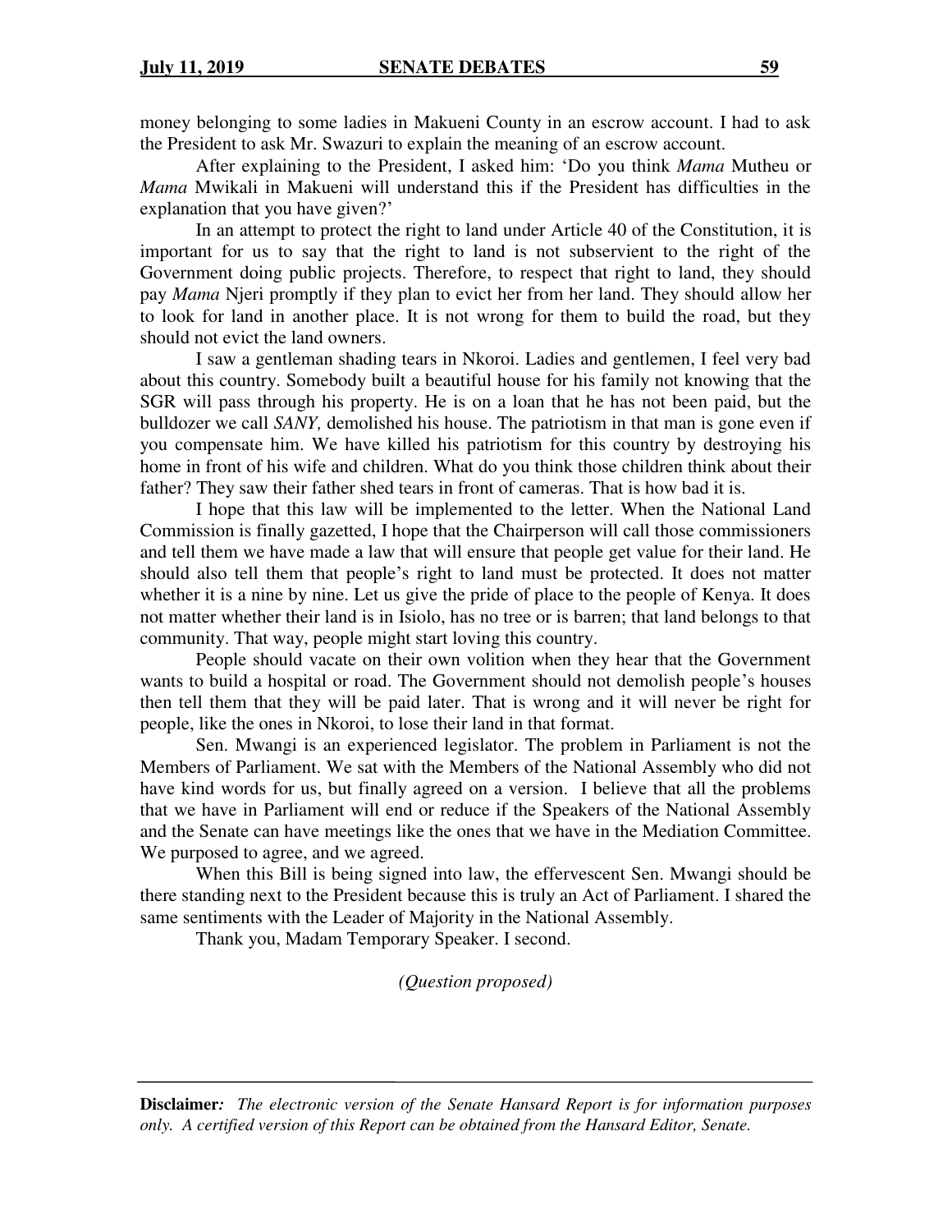money belonging to some ladies in Makueni County in an escrow account. I had to ask the President to ask Mr. Swazuri to explain the meaning of an escrow account.

After explaining to the President, I asked him: 'Do you think *Mama* Mutheu or *Mama* Mwikali in Makueni will understand this if the President has difficulties in the explanation that you have given?'

In an attempt to protect the right to land under Article 40 of the Constitution, it is important for us to say that the right to land is not subservient to the right of the Government doing public projects. Therefore, to respect that right to land, they should pay *Mama* Njeri promptly if they plan to evict her from her land. They should allow her to look for land in another place. It is not wrong for them to build the road, but they should not evict the land owners.

I saw a gentleman shading tears in Nkoroi. Ladies and gentlemen, I feel very bad about this country. Somebody built a beautiful house for his family not knowing that the SGR will pass through his property. He is on a loan that he has not been paid, but the bulldozer we call *SANY,* demolished his house. The patriotism in that man is gone even if you compensate him. We have killed his patriotism for this country by destroying his home in front of his wife and children. What do you think those children think about their father? They saw their father shed tears in front of cameras. That is how bad it is.

I hope that this law will be implemented to the letter. When the National Land Commission is finally gazetted, I hope that the Chairperson will call those commissioners and tell them we have made a law that will ensure that people get value for their land. He should also tell them that people's right to land must be protected. It does not matter whether it is a nine by nine. Let us give the pride of place to the people of Kenya. It does not matter whether their land is in Isiolo, has no tree or is barren; that land belongs to that community. That way, people might start loving this country.

People should vacate on their own volition when they hear that the Government wants to build a hospital or road. The Government should not demolish people's houses then tell them that they will be paid later. That is wrong and it will never be right for people, like the ones in Nkoroi, to lose their land in that format.

Sen. Mwangi is an experienced legislator. The problem in Parliament is not the Members of Parliament. We sat with the Members of the National Assembly who did not have kind words for us, but finally agreed on a version. I believe that all the problems that we have in Parliament will end or reduce if the Speakers of the National Assembly and the Senate can have meetings like the ones that we have in the Mediation Committee. We purposed to agree, and we agreed.

When this Bill is being signed into law, the effervescent Sen. Mwangi should be there standing next to the President because this is truly an Act of Parliament. I shared the same sentiments with the Leader of Majority in the National Assembly.

Thank you, Madam Temporary Speaker. I second.

*(Question proposed)*

**Disclaimer***:* *The electronic version of the Senate Hansard Report is for information purposes only. A certified version of this Report can be obtained from the Hansard Editor, Senate.*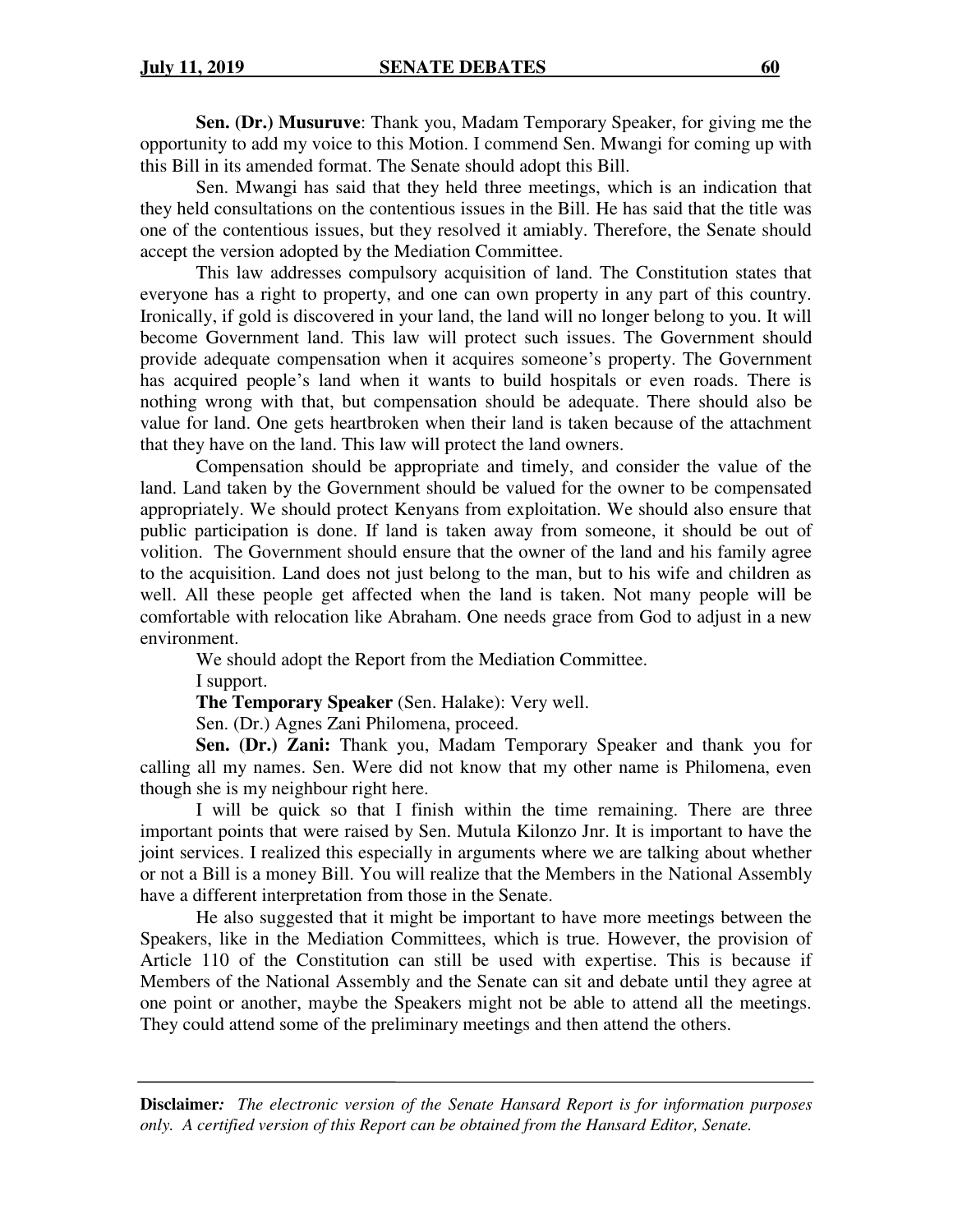**Sen. (Dr.) Musuruve**: Thank you, Madam Temporary Speaker, for giving me the opportunity to add my voice to this Motion. I commend Sen. Mwangi for coming up with this Bill in its amended format. The Senate should adopt this Bill.

Sen. Mwangi has said that they held three meetings, which is an indication that they held consultations on the contentious issues in the Bill. He has said that the title was one of the contentious issues, but they resolved it amiably. Therefore, the Senate should accept the version adopted by the Mediation Committee.

This law addresses compulsory acquisition of land. The Constitution states that everyone has a right to property, and one can own property in any part of this country. Ironically, if gold is discovered in your land, the land will no longer belong to you. It will become Government land. This law will protect such issues. The Government should provide adequate compensation when it acquires someone's property. The Government has acquired people's land when it wants to build hospitals or even roads. There is nothing wrong with that, but compensation should be adequate. There should also be value for land. One gets heartbroken when their land is taken because of the attachment that they have on the land. This law will protect the land owners.

Compensation should be appropriate and timely, and consider the value of the land. Land taken by the Government should be valued for the owner to be compensated appropriately. We should protect Kenyans from exploitation. We should also ensure that public participation is done. If land is taken away from someone, it should be out of volition. The Government should ensure that the owner of the land and his family agree to the acquisition. Land does not just belong to the man, but to his wife and children as well. All these people get affected when the land is taken. Not many people will be comfortable with relocation like Abraham. One needs grace from God to adjust in a new environment.

We should adopt the Report from the Mediation Committee.

I support.

**The Temporary Speaker** (Sen. Halake): Very well.

Sen. (Dr.) Agnes Zani Philomena, proceed.

**Sen. (Dr.) Zani:** Thank you, Madam Temporary Speaker and thank you for calling all my names. Sen. Were did not know that my other name is Philomena, even though she is my neighbour right here.

I will be quick so that I finish within the time remaining. There are three important points that were raised by Sen. Mutula Kilonzo Jnr. It is important to have the joint services. I realized this especially in arguments where we are talking about whether or not a Bill is a money Bill. You will realize that the Members in the National Assembly have a different interpretation from those in the Senate.

He also suggested that it might be important to have more meetings between the Speakers, like in the Mediation Committees, which is true. However, the provision of Article 110 of the Constitution can still be used with expertise. This is because if Members of the National Assembly and the Senate can sit and debate until they agree at one point or another, maybe the Speakers might not be able to attend all the meetings. They could attend some of the preliminary meetings and then attend the others.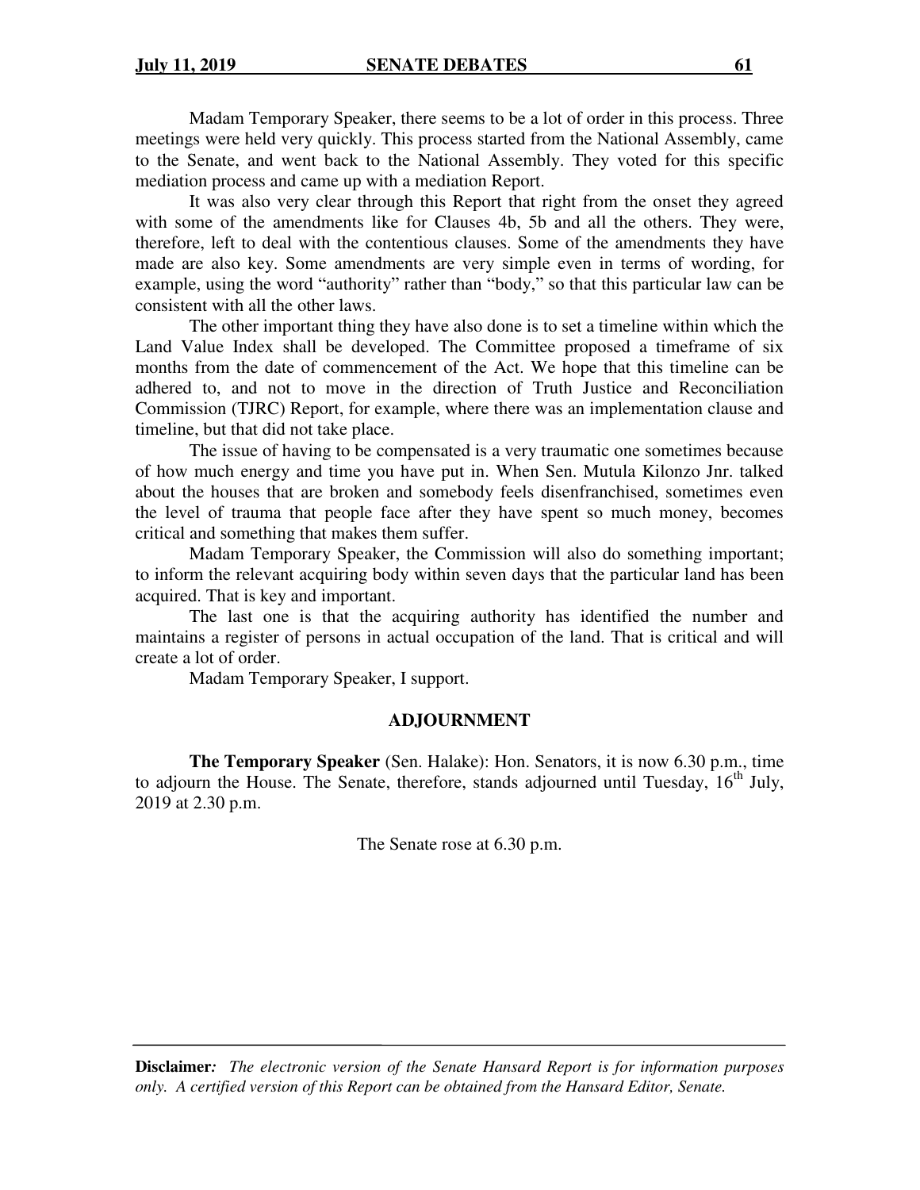Madam Temporary Speaker, there seems to be a lot of order in this process. Three meetings were held very quickly. This process started from the National Assembly, came to the Senate, and went back to the National Assembly. They voted for this specific mediation process and came up with a mediation Report.

It was also very clear through this Report that right from the onset they agreed with some of the amendments like for Clauses 4b, 5b and all the others. They were, therefore, left to deal with the contentious clauses. Some of the amendments they have made are also key. Some amendments are very simple even in terms of wording, for example, using the word "authority" rather than "body," so that this particular law can be consistent with all the other laws.

The other important thing they have also done is to set a timeline within which the Land Value Index shall be developed. The Committee proposed a timeframe of six months from the date of commencement of the Act. We hope that this timeline can be adhered to, and not to move in the direction of Truth Justice and Reconciliation Commission (TJRC) Report, for example, where there was an implementation clause and timeline, but that did not take place.

The issue of having to be compensated is a very traumatic one sometimes because of how much energy and time you have put in. When Sen. Mutula Kilonzo Jnr. talked about the houses that are broken and somebody feels disenfranchised, sometimes even the level of trauma that people face after they have spent so much money, becomes critical and something that makes them suffer.

Madam Temporary Speaker, the Commission will also do something important; to inform the relevant acquiring body within seven days that the particular land has been acquired. That is key and important.

The last one is that the acquiring authority has identified the number and maintains a register of persons in actual occupation of the land. That is critical and will create a lot of order.

Madam Temporary Speaker, I support.

## ADJOURNMENT

**The Temporary Speaker** (Sen. Halake): Hon. Senators, it is now 6.30 p.m., time to adjourn the House. The Senate, therefore, stands adjourned until Tuesday, 16th July, 2019 at 2.30 p.m.

The Senate rose at 6.30 p.m.

**Disclaimer***:* *The electronic version of the Senate Hansard Report is for information purposes only. A certified version of this Report can be obtained from the Hansard Editor, Senate.*